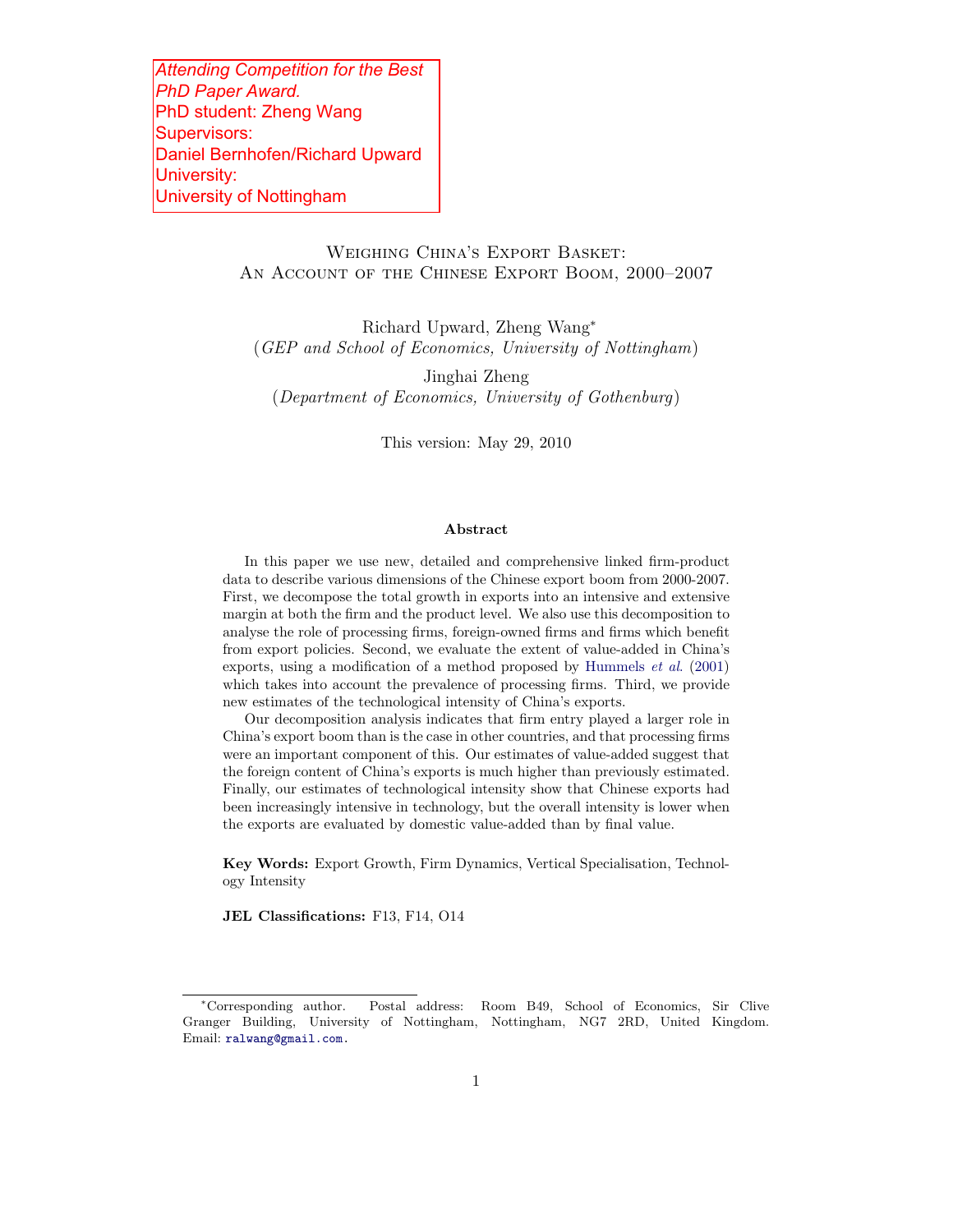*Attending Competition for the Best PhD Paper Award.*
PhD student: Zheng Wang
Supervisors:
Daniel Bernhofen/Richard Upward
University:
University of Nottingham

# Weighing China's Export Basket: An Account of the Chinese Export Boom, 2000–2007

Richard Upward, Zheng Wang*
(*GEP and School of Economics, University of Nottingham*)

Jinghai Zheng
(*Department of Economics, University of Gothenburg*)

This version: May 29, 2010

### Abstract

In this paper we use new, detailed and comprehensive linked firm-product data to describe various dimensions of the Chinese export boom from 2000-2007. First, we decompose the total growth in exports into an intensive and extensive margin at both the firm and the product level. We also use this decomposition to analyse the role of processing firms, foreign-owned firms and firms which benefit from export policies. Second, we evaluate the extent of value-added in China's exports, using a modification of a method proposed by Hummels *et al.* (2001) which takes into account the prevalence of processing firms. Third, we provide new estimates of the technological intensity of China's exports.

Our decomposition analysis indicates that firm entry played a larger role in China's export boom than is the case in other countries, and that processing firms were an important component of this. Our estimates of value-added suggest that the foreign content of China's exports is much higher than previously estimated. Finally, our estimates of technological intensity show that Chinese exports had been increasingly intensive in technology, but the overall intensity is lower when the exports are evaluated by domestic value-added than by final value.

**Key Words:** Export Growth, Firm Dynamics, Vertical Specialisation, Technology Intensity

**JEL Classifications:** F13, F14, O14

---

*Corresponding author. Postal address: Room B49, School of Economics, Sir Clive Granger Building, University of Nottingham, Nottingham, NG7 2RD, United Kingdom. Email: ralwang@gmail.com.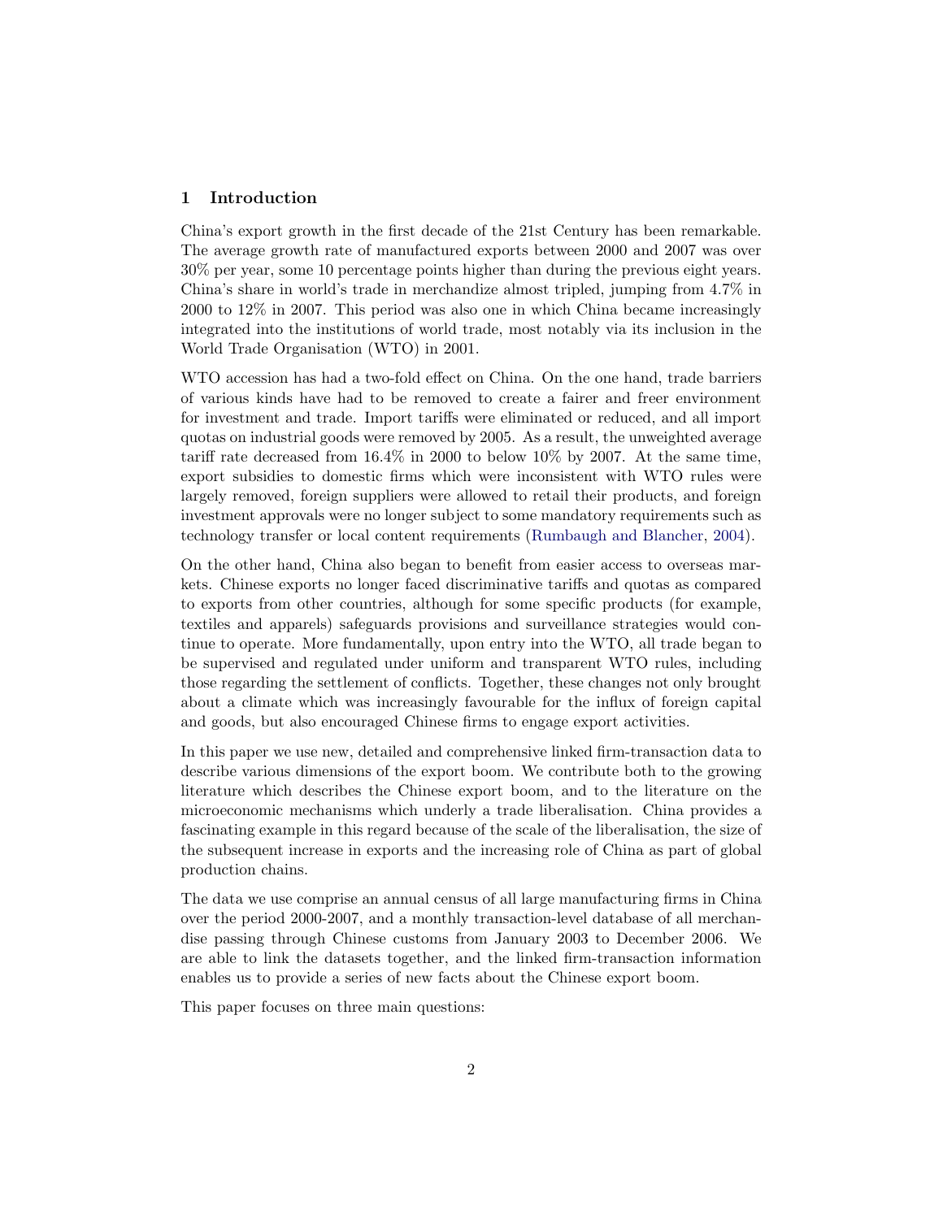## 1 Introduction

China's export growth in the first decade of the 21st Century has been remarkable. The average growth rate of manufactured exports between 2000 and 2007 was over 30% per year, some 10 percentage points higher than during the previous eight years. China's share in world's trade in merchandize almost tripled, jumping from 4.7% in 2000 to 12% in 2007. This period was also one in which China became increasingly integrated into the institutions of world trade, most notably via its inclusion in the World Trade Organisation (WTO) in 2001.

WTO accession has had a two-fold effect on China. On the one hand, trade barriers of various kinds have had to be removed to create a fairer and freer environment for investment and trade. Import tariffs were eliminated or reduced, and all import quotas on industrial goods were removed by 2005. As a result, the unweighted average tariff rate decreased from 16.4% in 2000 to below 10% by 2007. At the same time, export subsidies to domestic firms which were inconsistent with WTO rules were largely removed, foreign suppliers were allowed to retail their products, and foreign investment approvals were no longer subject to some mandatory requirements such as technology transfer or local content requirements (Rumbaugh and Blancher, 2004).

On the other hand, China also began to benefit from easier access to overseas markets. Chinese exports no longer faced discriminative tariffs and quotas as compared to exports from other countries, although for some specific products (for example, textiles and apparels) safeguards provisions and surveillance strategies would continue to operate. More fundamentally, upon entry into the WTO, all trade began to be supervised and regulated under uniform and transparent WTO rules, including those regarding the settlement of conflicts. Together, these changes not only brought about a climate which was increasingly favourable for the influx of foreign capital and goods, but also encouraged Chinese firms to engage export activities.

In this paper we use new, detailed and comprehensive linked firm-transaction data to describe various dimensions of the export boom. We contribute both to the growing literature which describes the Chinese export boom, and to the literature on the microeconomic mechanisms which underly a trade liberalisation. China provides a fascinating example in this regard because of the scale of the liberalisation, the size of the subsequent increase in exports and the increasing role of China as part of global production chains.

The data we use comprise an annual census of all large manufacturing firms in China over the period 2000-2007, and a monthly transaction-level database of all merchandise passing through Chinese customs from January 2003 to December 2006. We are able to link the datasets together, and the linked firm-transaction information enables us to provide a series of new facts about the Chinese export boom.

This paper focuses on three main questions: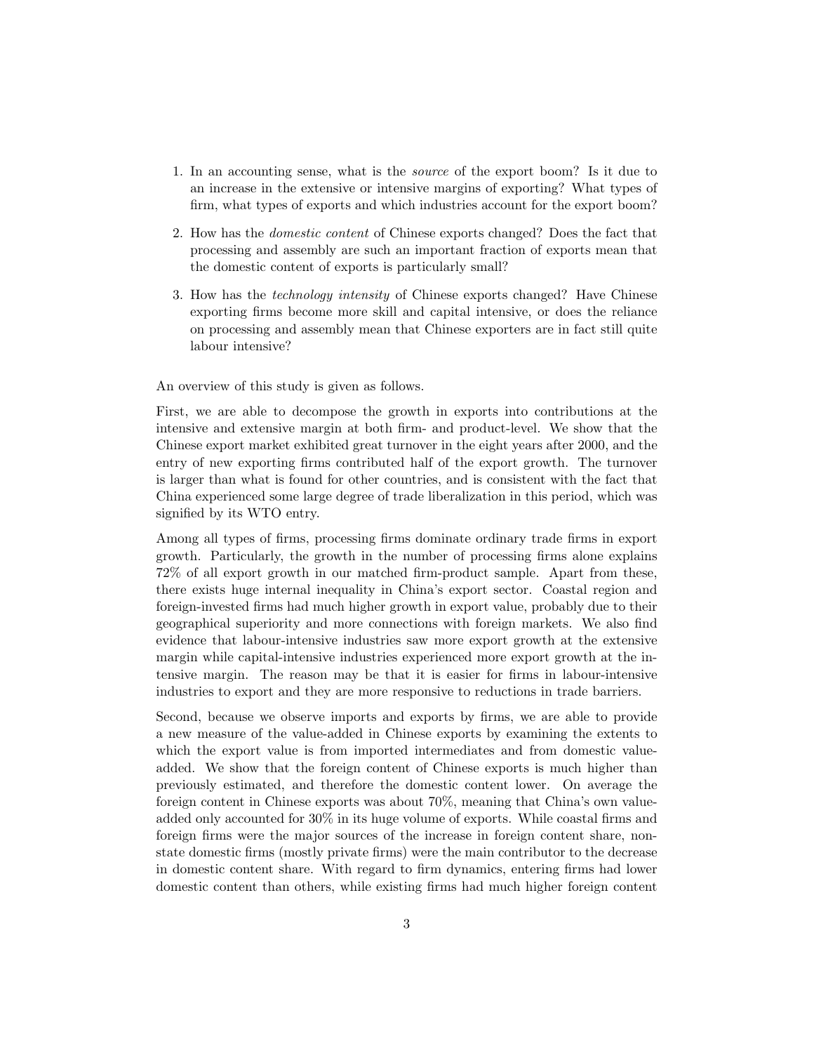1. In an accounting sense, what is the *source* of the export boom? Is it due to an increase in the extensive or intensive margins of exporting? What types of firm, what types of exports and which industries account for the export boom?

2. How has the *domestic content* of Chinese exports changed? Does the fact that processing and assembly are such an important fraction of exports mean that the domestic content of exports is particularly small?

3. How has the *technology intensity* of Chinese exports changed? Have Chinese exporting firms become more skill and capital intensive, or does the reliance on processing and assembly mean that Chinese exporters are in fact still quite labour intensive?

An overview of this study is given as follows.

First, we are able to decompose the growth in exports into contributions at the intensive and extensive margin at both firm- and product-level. We show that the Chinese export market exhibited great turnover in the eight years after 2000, and the entry of new exporting firms contributed half of the export growth. The turnover is larger than what is found for other countries, and is consistent with the fact that China experienced some large degree of trade liberalization in this period, which was signified by its WTO entry.

Among all types of firms, processing firms dominate ordinary trade firms in export growth. Particularly, the growth in the number of processing firms alone explains 72% of all export growth in our matched firm-product sample. Apart from these, there exists huge internal inequality in China's export sector. Coastal region and foreign-invested firms had much higher growth in export value, probably due to their geographical superiority and more connections with foreign markets. We also find evidence that labour-intensive industries saw more export growth at the extensive margin while capital-intensive industries experienced more export growth at the intensive margin. The reason may be that it is easier for firms in labour-intensive industries to export and they are more responsive to reductions in trade barriers.

Second, because we observe imports and exports by firms, we are able to provide a new measure of the value-added in Chinese exports by examining the extents to which the export value is from imported intermediates and from domestic value-added. We show that the foreign content of Chinese exports is much higher than previously estimated, and therefore the domestic content lower. On average the foreign content in Chinese exports was about 70%, meaning that China's own value-added only accounted for 30% in its huge volume of exports. While coastal firms and foreign firms were the major sources of the increase in foreign content share, non-state domestic firms (mostly private firms) were the main contributor to the decrease in domestic content share. With regard to firm dynamics, entering firms had lower domestic content than others, while existing firms had much higher foreign content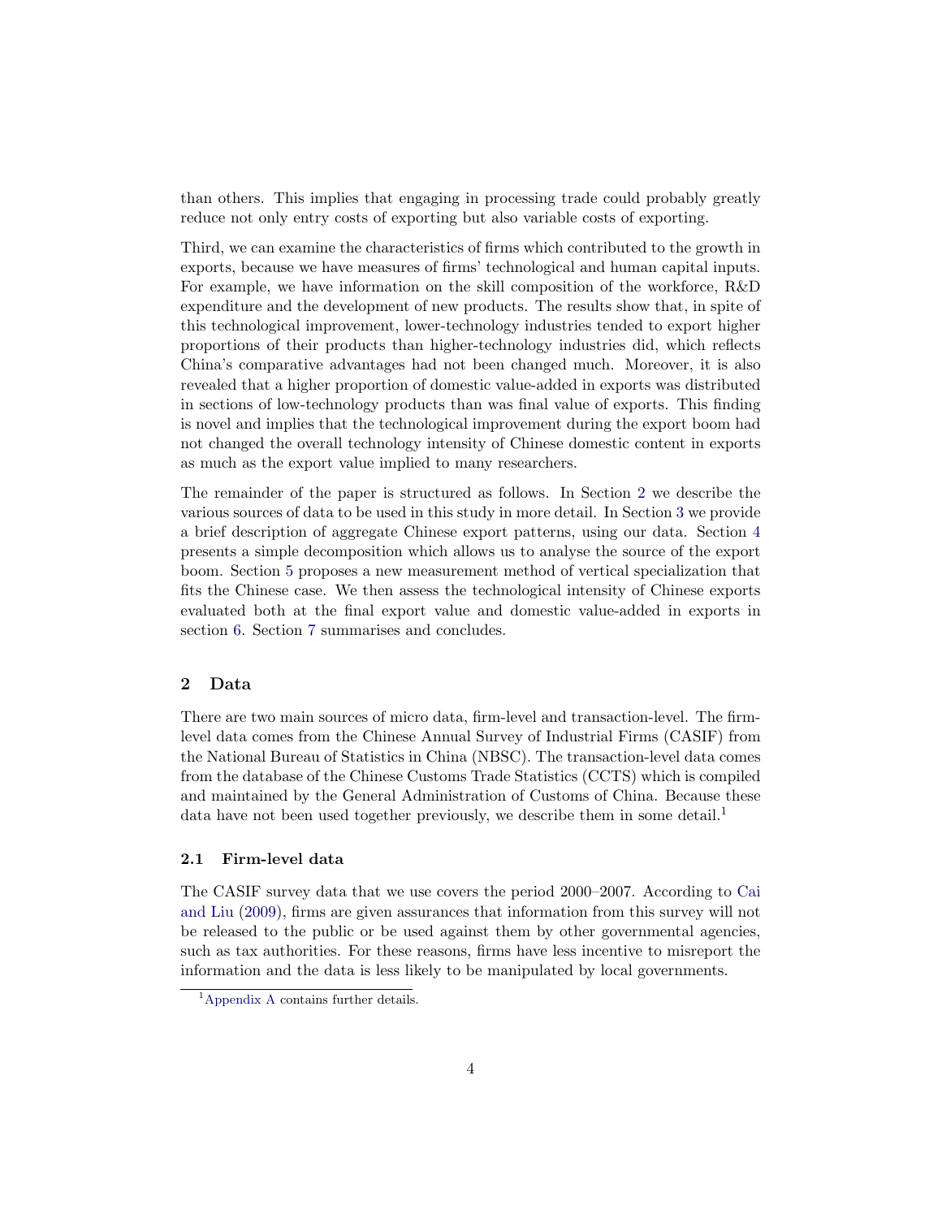than others. This implies that engaging in processing trade could probably greatly reduce not only entry costs of exporting but also variable costs of exporting.

Third, we can examine the characteristics of firms which contributed to the growth in exports, because we have measures of firms' technological and human capital inputs. For example, we have information on the skill composition of the workforce, R&D expenditure and the development of new products. The results show that, in spite of this technological improvement, lower-technology industries tended to export higher proportions of their products than higher-technology industries did, which reflects China's comparative advantages had not been changed much. Moreover, it is also revealed that a higher proportion of domestic value-added in exports was distributed in sections of low-technology products than was final value of exports. This finding is novel and implies that the technological improvement during the export boom had not changed the overall technology intensity of Chinese domestic content in exports as much as the export value implied to many researchers.

The remainder of the paper is structured as follows. In Section 2 we describe the various sources of data to be used in this study in more detail. In Section 3 we provide a brief description of aggregate Chinese export patterns, using our data. Section 4 presents a simple decomposition which allows us to analyse the source of the export boom. Section 5 proposes a new measurement method of vertical specialization that fits the Chinese case. We then assess the technological intensity of Chinese exports evaluated both at the final export value and domestic value-added in exports in section 6. Section 7 summarises and concludes.

## 2 Data

There are two main sources of micro data, firm-level and transaction-level. The firm-level data comes from the Chinese Annual Survey of Industrial Firms (CASIF) from the National Bureau of Statistics in China (NBSC). The transaction-level data comes from the database of the Chinese Customs Trade Statistics (CCTS) which is compiled and maintained by the General Administration of Customs of China. Because these data have not been used together previously, we describe them in some detail.[1]

### 2.1 Firm-level data

The CASIF survey data that we use covers the period 2000–2007. According to Cai and Liu (2009), firms are given assurances that information from this survey will not be released to the public or be used against them by other governmental agencies, such as tax authorities. For these reasons, firms have less incentive to misreport the information and the data is less likely to be manipulated by local governments.

[1] Appendix A contains further details.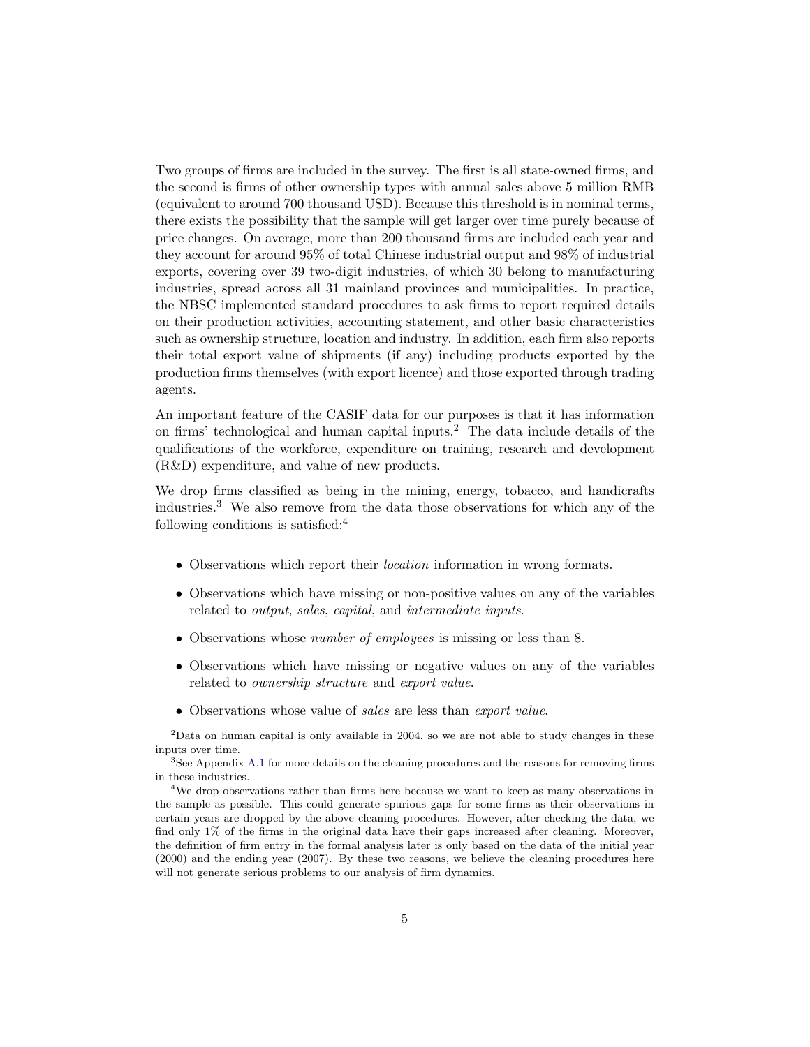Two groups of firms are included in the survey. The first is all state-owned firms, and the second is firms of other ownership types with annual sales above 5 million RMB (equivalent to around 700 thousand USD). Because this threshold is in nominal terms, there exists the possibility that the sample will get larger over time purely because of price changes. On average, more than 200 thousand firms are included each year and they account for around 95% of total Chinese industrial output and 98% of industrial exports, covering over 39 two-digit industries, of which 30 belong to manufacturing industries, spread across all 31 mainland provinces and municipalities. In practice, the NBSC implemented standard procedures to ask firms to report required details on their production activities, accounting statement, and other basic characteristics such as ownership structure, location and industry. In addition, each firm also reports their total export value of shipments (if any) including products exported by the production firms themselves (with export licence) and those exported through trading agents.

An important feature of the CASIF data for our purposes is that it has information on firms' technological and human capital inputs.[2] The data include details of the qualifications of the workforce, expenditure on training, research and development (R&D) expenditure, and value of new products.

We drop firms classified as being in the mining, energy, tobacco, and handicrafts industries.[3] We also remove from the data those observations for which any of the following conditions is satisfied:[4]

- Observations which report their *location* information in wrong formats.
- Observations which have missing or non-positive values on any of the variables related to *output*, *sales*, *capital*, and *intermediate inputs*.
- Observations whose *number of employees* is missing or less than 8.
- Observations which have missing or negative values on any of the variables related to *ownership structure* and *export value*.
- Observations whose value of *sales* are less than *export value*.

[2] Data on human capital is only available in 2004, so we are not able to study changes in these inputs over time.

[3] See Appendix A.1 for more details on the cleaning procedures and the reasons for removing firms in these industries.

[4] We drop observations rather than firms here because we want to keep as many observations in the sample as possible. This could generate spurious gaps for some firms as their observations in certain years are dropped by the above cleaning procedures. However, after checking the data, we find only 1% of the firms in the original data have their gaps increased after cleaning. Moreover, the definition of firm entry in the formal analysis later is only based on the data of the initial year (2000) and the ending year (2007). By these two reasons, we believe the cleaning procedures here will not generate serious problems to our analysis of firm dynamics.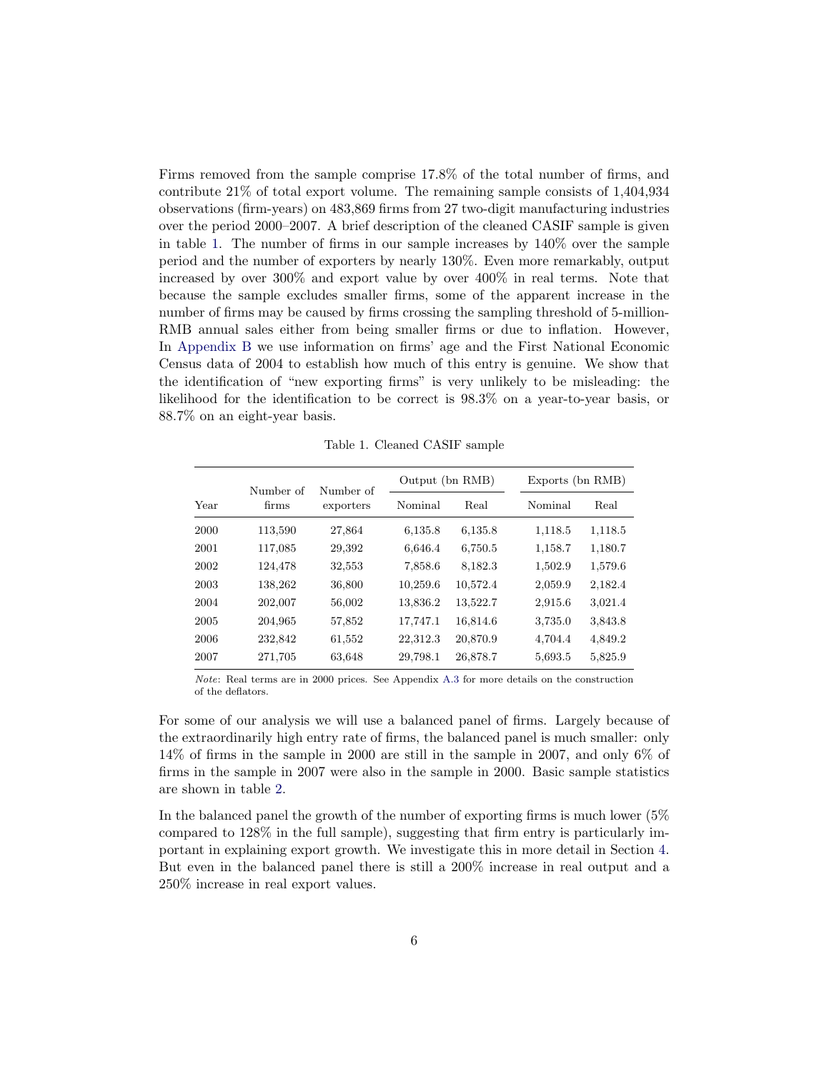Firms removed from the sample comprise 17.8% of the total number of firms, and contribute 21% of total export volume. The remaining sample consists of 1,404,934 observations (firm-years) on 483,869 firms from 27 two-digit manufacturing industries over the period 2000–2007. A brief description of the cleaned CASIF sample is given in table 1. The number of firms in our sample increases by 140% over the sample period and the number of exporters by nearly 130%. Even more remarkably, output increased by over 300% and export value by over 400% in real terms. Note that because the sample excludes smaller firms, some of the apparent increase in the number of firms may be caused by firms crossing the sampling threshold of 5-million-RMB annual sales either from being smaller firms or due to inflation. However, In Appendix B we use information on firms' age and the First National Economic Census data of 2004 to establish how much of this entry is genuine. We show that the identification of "new exporting firms" is very unlikely to be misleading: the likelihood for the identification to be correct is 98.3% on a year-to-year basis, or 88.7% on an eight-year basis.

Table 1. Cleaned CASIF sample

| Year | Number of firms | Number of exporters | Output (bn RMB) | | Exports (bn RMB) | |
|---|---|---|---|---|---|---|
| | | | Nominal | Real | Nominal | Real |
| 2000 | 113,590 | 27,864 | 6,135.8 | 6,135.8 | 1,118.5 | 1,118.5 |
| 2001 | 117,085 | 29,392 | 6,646.4 | 6,750.5 | 1,158.7 | 1,180.7 |
| 2002 | 124,478 | 32,553 | 7,858.6 | 8,182.3 | 1,502.9 | 1,579.6 |
| 2003 | 138,262 | 36,800 | 10,259.6 | 10,572.4 | 2,059.9 | 2,182.4 |
| 2004 | 202,007 | 56,002 | 13,836.2 | 13,522.7 | 2,915.6 | 3,021.4 |
| 2005 | 204,965 | 57,852 | 17,747.1 | 16,814.6 | 3,735.0 | 3,843.8 |
| 2006 | 232,842 | 61,552 | 22,312.3 | 20,870.9 | 4,704.4 | 4,849.2 |
| 2007 | 271,705 | 63,648 | 29,798.1 | 26,878.7 | 5,693.5 | 5,825.9 |

*Note*: Real terms are in 2000 prices. See Appendix A.3 for more details on the construction of the deflators.

For some of our analysis we will use a balanced panel of firms. Largely because of the extraordinarily high entry rate of firms, the balanced panel is much smaller: only 14% of firms in the sample in 2000 are still in the sample in 2007, and only 6% of firms in the sample in 2007 were also in the sample in 2000. Basic sample statistics are shown in table 2.

In the balanced panel the growth of the number of exporting firms is much lower (5% compared to 128% in the full sample), suggesting that firm entry is particularly important in explaining export growth. We investigate this in more detail in Section 4. But even in the balanced panel there is still a 200% increase in real output and a 250% increase in real export values.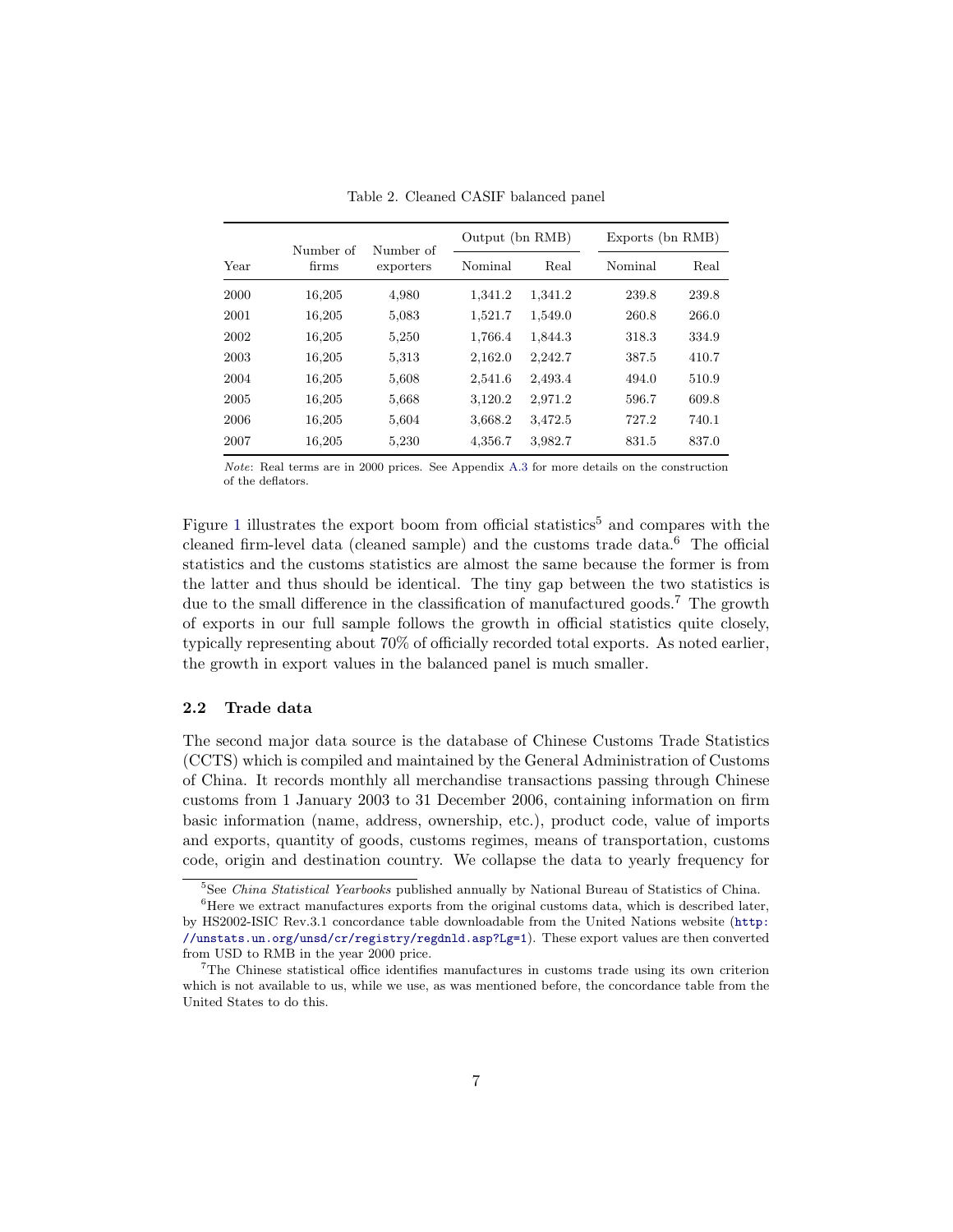Table 2. Cleaned CASIF balanced panel

| Year | Number of firms | Number of exporters | Output (bn RMB) | | Exports (bn RMB) | |
|---|---|---|---|---|---|---|
| | | | Nominal | Real | Nominal | Real |
| 2000 | 16,205 | 4,980 | 1,341.2 | 1,341.2 | 239.8 | 239.8 |
| 2001 | 16,205 | 5,083 | 1,521.7 | 1,549.0 | 260.8 | 266.0 |
| 2002 | 16,205 | 5,250 | 1,766.4 | 1,844.3 | 318.3 | 334.9 |
| 2003 | 16,205 | 5,313 | 2,162.0 | 2,242.7 | 387.5 | 410.7 |
| 2004 | 16,205 | 5,608 | 2,541.6 | 2,493.4 | 494.0 | 510.9 |
| 2005 | 16,205 | 5,668 | 3,120.2 | 2,971.2 | 596.7 | 609.8 |
| 2006 | 16,205 | 5,604 | 3,668.2 | 3,472.5 | 727.2 | 740.1 |
| 2007 | 16,205 | 5,230 | 4,356.7 | 3,982.7 | 831.5 | 837.0 |

*Note*: Real terms are in 2000 prices. See Appendix A.3 for more details on the construction of the deflators.

Figure 1 illustrates the export boom from official statistics[5] and compares with the cleaned firm-level data (cleaned sample) and the customs trade data.[6] The official statistics and the customs statistics are almost the same because the former is from the latter and thus should be identical. The tiny gap between the two statistics is due to the small difference in the classification of manufactured goods.[7] The growth of exports in our full sample follows the growth in official statistics quite closely, typically representing about 70% of officially recorded total exports. As noted earlier, the growth in export values in the balanced panel is much smaller.

### 2.2 Trade data

The second major data source is the database of Chinese Customs Trade Statistics (CCTS) which is compiled and maintained by the General Administration of Customs of China. It records monthly all merchandise transactions passing through Chinese customs from 1 January 2003 to 31 December 2006, containing information on firm basic information (name, address, ownership, etc.), product code, value of imports and exports, quantity of goods, customs regimes, means of transportation, customs code, origin and destination country. We collapse the data to yearly frequency for

[5] See *China Statistical Yearbooks* published annually by National Bureau of Statistics of China.

[6] Here we extract manufactures exports from the original customs data, which is described later, by HS2002-ISIC Rev.3.1 concordance table downloadable from the United Nations website (http://unstats.un.org/unsd/cr/registry/regdnld.asp?Lg=1). These export values are then converted from USD to RMB in the year 2000 price.

[7] The Chinese statistical office identifies manufactures in customs trade using its own criterion which is not available to us, while we use, as was mentioned before, the concordance table from the United States to do this.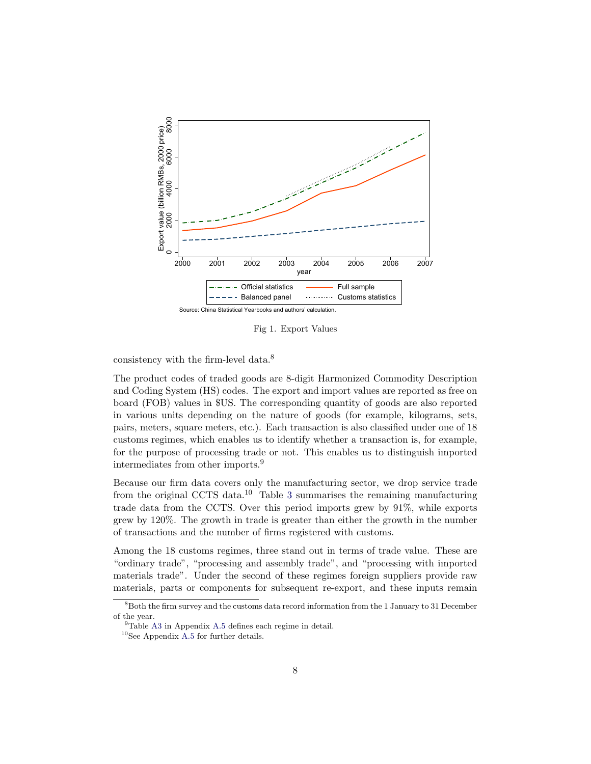Fig 1. Export Values

consistency with the firm-level data.[8]

The product codes of traded goods are 8-digit Harmonized Commodity Description and Coding System (HS) codes. The export and import values are reported as free on board (FOB) values in $US. The corresponding quantity of goods are also reported in various units depending on the nature of goods (for example, kilograms, sets, pairs, meters, square meters, etc.). Each transaction is also classified under one of 18 customs regimes, which enables us to identify whether a transaction is, for example, for the purpose of processing trade or not. This enables us to distinguish imported intermediates from other imports.[9]

Because our firm data covers only the manufacturing sector, we drop service trade from the original CCTS data.[10] Table 3 summarises the remaining manufacturing trade data from the CCTS. Over this period imports grew by 91%, while exports grew by 120%. The growth in trade is greater than either the growth in the number of transactions and the number of firms registered with customs.

Among the 18 customs regimes, three stand out in terms of trade value. These are "ordinary trade", "processing and assembly trade", and "processing with imported materials trade". Under the second of these regimes foreign suppliers provide raw materials, parts or components for subsequent re-export, and these inputs remain

[8] Both the firm survey and the customs data record information from the 1 January to 31 December of the year.

[9] Table A3 in Appendix A.5 defines each regime in detail.

[10] See Appendix A.5 for further details.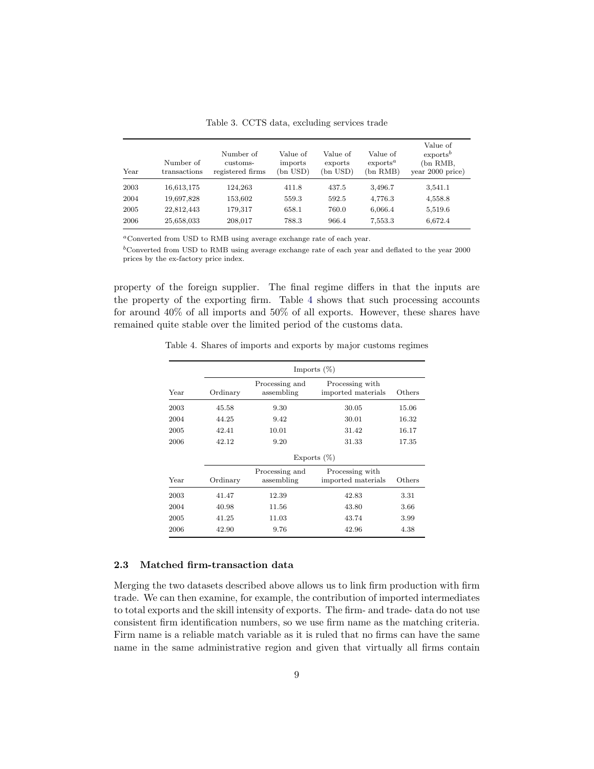Table 3. CCTS data, excluding services trade

| Year | Number of transactions | Number of customs-registered firms | Value of imports (bn USD) | Value of exports (bn USD) | Value of exports[a] (bn RMB) | Value of exports[b] (bn RMB, year 2000 price) |
|---|---|---|---|---|---|---|
| 2003 | 16,613,175 | 124,263 | 411.8 | 437.5 | 3,496.7 | 3,541.1 |
| 2004 | 19,697,828 | 153,602 | 559.3 | 592.5 | 4,776.3 | 4,558.8 |
| 2005 | 22,812,443 | 179,317 | 658.1 | 760.0 | 6,066.4 | 5,519.6 |
| 2006 | 25,658,033 | 208,017 | 788.3 | 966.4 | 7,553.3 | 6,672.4 |

[a]Converted from USD to RMB using average exchange rate of each year.

[b]Converted from USD to RMB using average exchange rate of each year and deflated to the year 2000 prices by the ex-factory price index.

property of the foreign supplier. The final regime differs in that the inputs are the property of the exporting firm. Table 4 shows that such processing accounts for around 40% of all imports and 50% of all exports. However, these shares have remained quite stable over the limited period of the customs data.

Table 4. Shares of imports and exports by major customs regimes

| | Imports (%) | | | |
|---|---|---|---|---|
| Year | Ordinary | Processing and assembling | Processing with imported materials | Others |
| 2003 | 45.58 | 9.30 | 30.05 | 15.06 |
| 2004 | 44.25 | 9.42 | 30.01 | 16.32 |
| 2005 | 42.41 | 10.01 | 31.42 | 16.17 |
| 2006 | 42.12 | 9.20 | 31.33 | 17.35 |
| | **Exports (%)** | | | |
| Year | Ordinary | Processing and assembling | Processing with imported materials | Others |
| 2003 | 41.47 | 12.39 | 42.83 | 3.31 |
| 2004 | 40.98 | 11.56 | 43.80 | 3.66 |
| 2005 | 41.25 | 11.03 | 43.74 | 3.99 |
| 2006 | 42.90 | 9.76 | 42.96 | 4.38 |

### 2.3 Matched firm-transaction data

Merging the two datasets described above allows us to link firm production with firm trade. We can then examine, for example, the contribution of imported intermediates to total exports and the skill intensity of exports. The firm- and trade- data do not use consistent firm identification numbers, so we use firm name as the matching criteria. Firm name is a reliable match variable as it is ruled that no firms can have the same name in the same administrative region and given that virtually all firms contain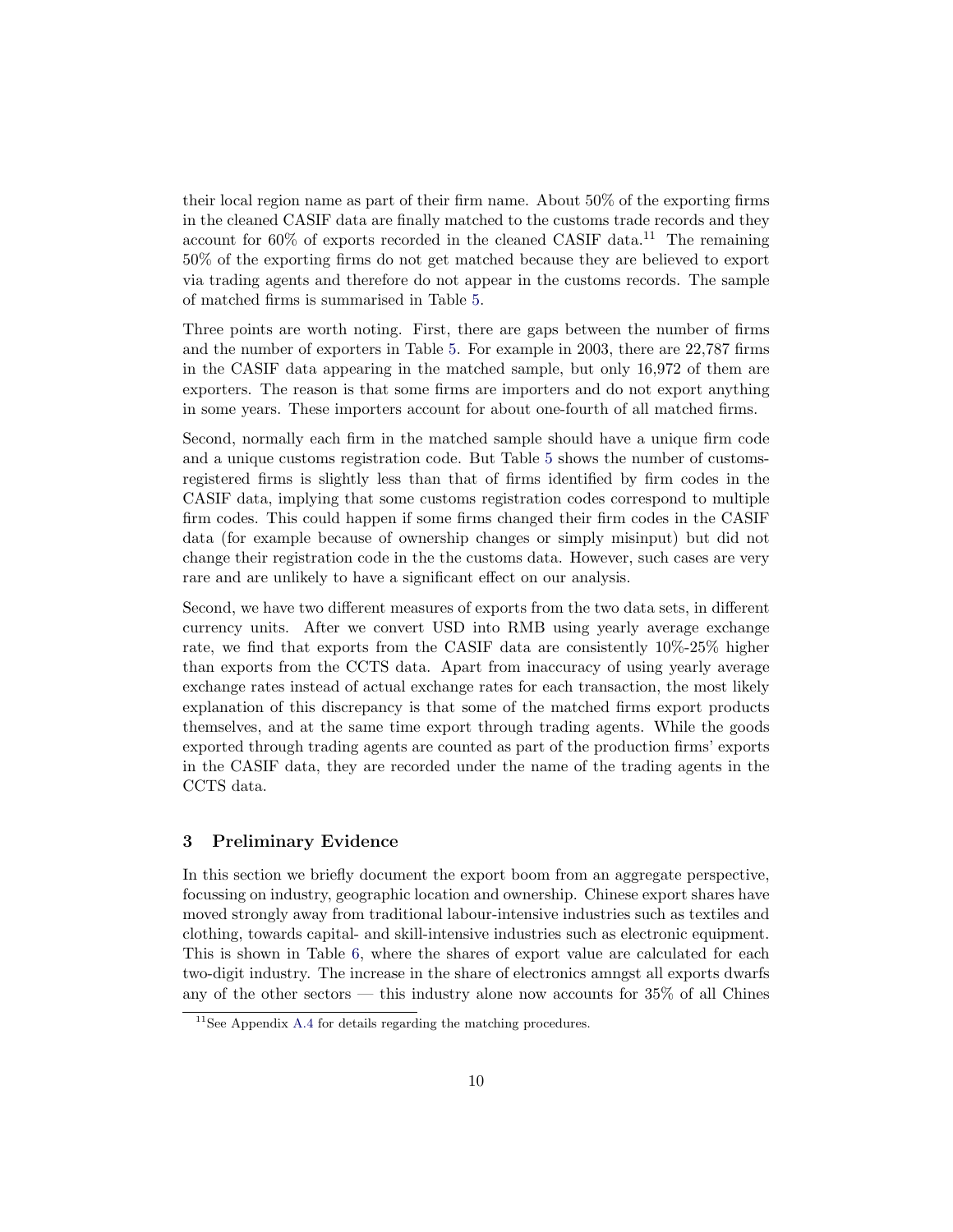their local region name as part of their firm name. About 50% of the exporting firms in the cleaned CASIF data are finally matched to the customs trade records and they account for 60% of exports recorded in the cleaned CASIF data.[11] The remaining 50% of the exporting firms do not get matched because they are believed to export via trading agents and therefore do not appear in the customs records. The sample of matched firms is summarised in Table 5.

Three points are worth noting. First, there are gaps between the number of firms and the number of exporters in Table 5. For example in 2003, there are 22,787 firms in the CASIF data appearing in the matched sample, but only 16,972 of them are exporters. The reason is that some firms are importers and do not export anything in some years. These importers account for about one-fourth of all matched firms.

Second, normally each firm in the matched sample should have a unique firm code and a unique customs registration code. But Table 5 shows the number of customs-registered firms is slightly less than that of firms identified by firm codes in the CASIF data, implying that some customs registration codes correspond to multiple firm codes. This could happen if some firms changed their firm codes in the CASIF data (for example because of ownership changes or simply misinput) but did not change their registration code in the the customs data. However, such cases are very rare and are unlikely to have a significant effect on our analysis.

Second, we have two different measures of exports from the two data sets, in different currency units. After we convert USD into RMB using yearly average exchange rate, we find that exports from the CASIF data are consistently 10%-25% higher than exports from the CCTS data. Apart from inaccuracy of using yearly average exchange rates instead of actual exchange rates for each transaction, the most likely explanation of this discrepancy is that some of the matched firms export products themselves, and at the same time export through trading agents. While the goods exported through trading agents are counted as part of the production firms' exports in the CASIF data, they are recorded under the name of the trading agents in the CCTS data.

## 3 Preliminary Evidence

In this section we briefly document the export boom from an aggregate perspective, focussing on industry, geographic location and ownership. Chinese export shares have moved strongly away from traditional labour-intensive industries such as textiles and clothing, towards capital- and skill-intensive industries such as electronic equipment. This is shown in Table 6, where the shares of export value are calculated for each two-digit industry. The increase in the share of electronics amngst all exports dwarfs any of the other sectors — this industry alone now accounts for 35% of all Chines

[11] See Appendix A.4 for details regarding the matching procedures.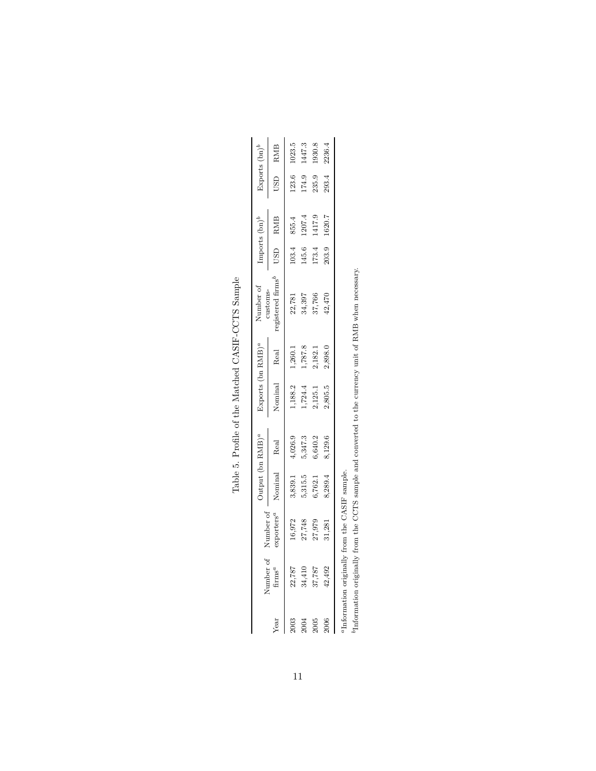Table 5. Profile of the Matched CASIF-CCTS Sample

| Year | Number of firms[a] | Number of exporters[a] | Output (bn RMB)[a] | | Exports (bn RMB)[a] | | Number of customs-registered firms[b] | Imports (bn)[b] | | Exports (bn)[b] | |
|---|---|---|---|---|---|---|---|---|---|---|---|
| | | | Nominal | Real | Nominal | Real | | USD | RMB | USD | RMB |
| 2003 | 22,787 | 16,972 | 3,839.1 | 4,026.9 | 1,188.2 | 1,260.1 | 22,781 | 103.4 | 855.4 | 123.6 | 1023.5 |
| 2004 | 34,410 | 27,748 | 5,315.5 | 5,347.3 | 1,724.4 | 1,787.8 | 34,397 | 145.6 | 1207.4 | 174.9 | 1447.3 |
| 2005 | 37,787 | 27,979 | 6,762.1 | 6,640.2 | 2,125.1 | 2,182.1 | 37,766 | 173.4 | 1417.9 | 235.9 | 1930.8 |
| 2006 | 42,492 | 31,281 | 8,289.4 | 8,129.6 | 2,805.5 | 2,898.0 | 42,470 | 203.9 | 1620.7 | 293.4 | 2236.4 |

[a] Information originally from the CASIF sample.

[b] Information originally from the CCTS sample and converted to the currency unit of RMB when necessary.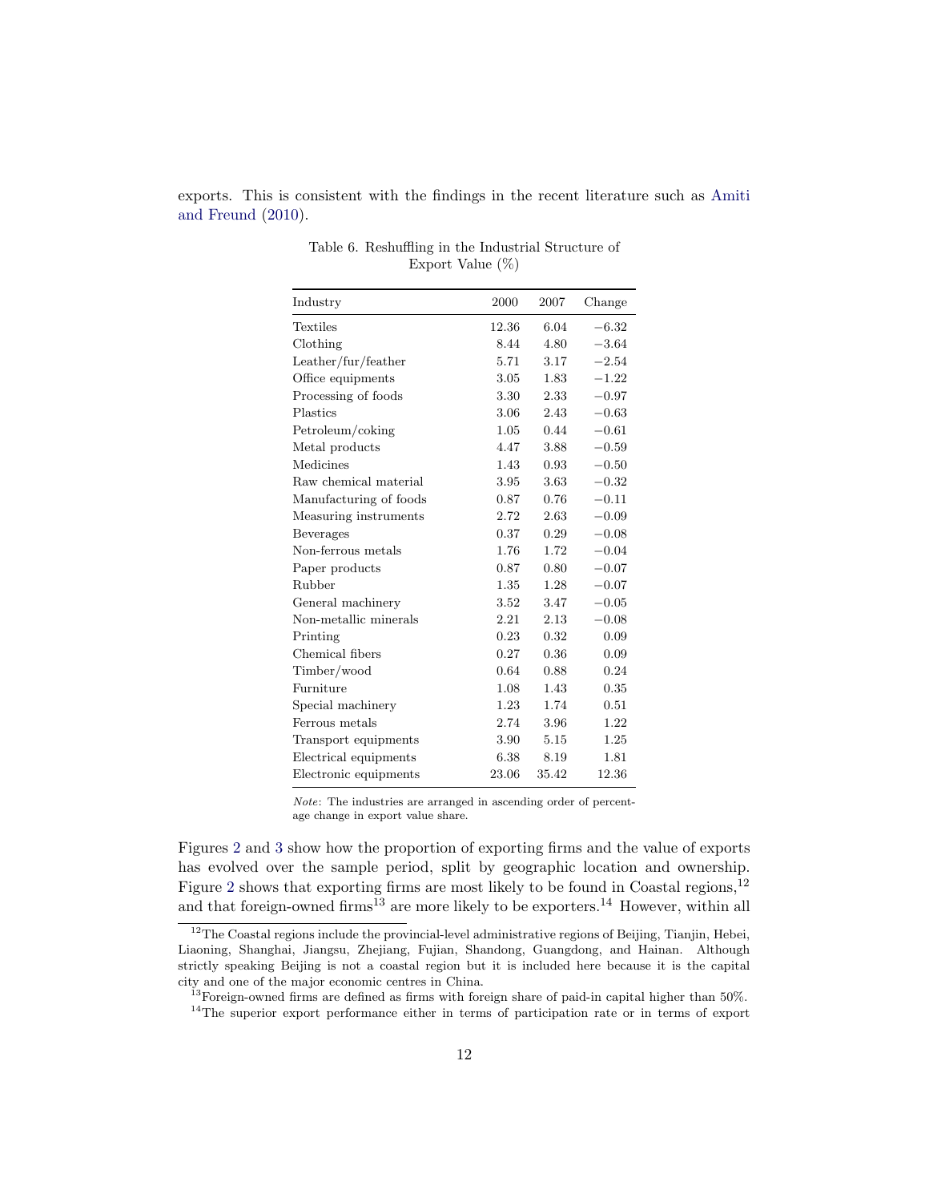exports. This is consistent with the findings in the recent literature such as Amiti and Freund (2010).

Table 6. Reshuffling in the Industrial Structure of Export Value (%)

| Industry | 2000 | 2007 | Change |
|---|---|---|---|
| Textiles | 12.36 | 6.04 | −6.32 |
| Clothing | 8.44 | 4.80 | −3.64 |
| Leather/fur/feather | 5.71 | 3.17 | −2.54 |
| Office equipments | 3.05 | 1.83 | −1.22 |
| Processing of foods | 3.30 | 2.33 | −0.97 |
| Plastics | 3.06 | 2.43 | −0.63 |
| Petroleum/coking | 1.05 | 0.44 | −0.61 |
| Metal products | 4.47 | 3.88 | −0.59 |
| Medicines | 1.43 | 0.93 | −0.50 |
| Raw chemical material | 3.95 | 3.63 | −0.32 |
| Manufacturing of foods | 0.87 | 0.76 | −0.11 |
| Measuring instruments | 2.72 | 2.63 | −0.09 |
| Beverages | 0.37 | 0.29 | −0.08 |
| Non-ferrous metals | 1.76 | 1.72 | −0.04 |
| Paper products | 0.87 | 0.80 | −0.07 |
| Rubber | 1.35 | 1.28 | −0.07 |
| General machinery | 3.52 | 3.47 | −0.05 |
| Non-metallic minerals | 2.21 | 2.13 | −0.08 |
| Printing | 0.23 | 0.32 | 0.09 |
| Chemical fibers | 0.27 | 0.36 | 0.09 |
| Timber/wood | 0.64 | 0.88 | 0.24 |
| Furniture | 1.08 | 1.43 | 0.35 |
| Special machinery | 1.23 | 1.74 | 0.51 |
| Ferrous metals | 2.74 | 3.96 | 1.22 |
| Transport equipments | 3.90 | 5.15 | 1.25 |
| Electrical equipments | 6.38 | 8.19 | 1.81 |
| Electronic equipments | 23.06 | 35.42 | 12.36 |

*Note*: The industries are arranged in ascending order of percentage change in export value share.

Figures 2 and 3 show how the proportion of exporting firms and the value of exports has evolved over the sample period, split by geographic location and ownership. Figure 2 shows that exporting firms are most likely to be found in Coastal regions,[12] and that foreign-owned firms[13] are more likely to be exporters.[14] However, within all

[12]The Coastal regions include the provincial-level administrative regions of Beijing, Tianjin, Hebei, Liaoning, Shanghai, Jiangsu, Zhejiang, Fujian, Shandong, Guangdong, and Hainan. Although strictly speaking Beijing is not a coastal region but it is included here because it is the capital city and one of the major economic centres in China.

[13]Foreign-owned firms are defined as firms with foreign share of paid-in capital higher than 50%.

[14]The superior export performance either in terms of participation rate or in terms of export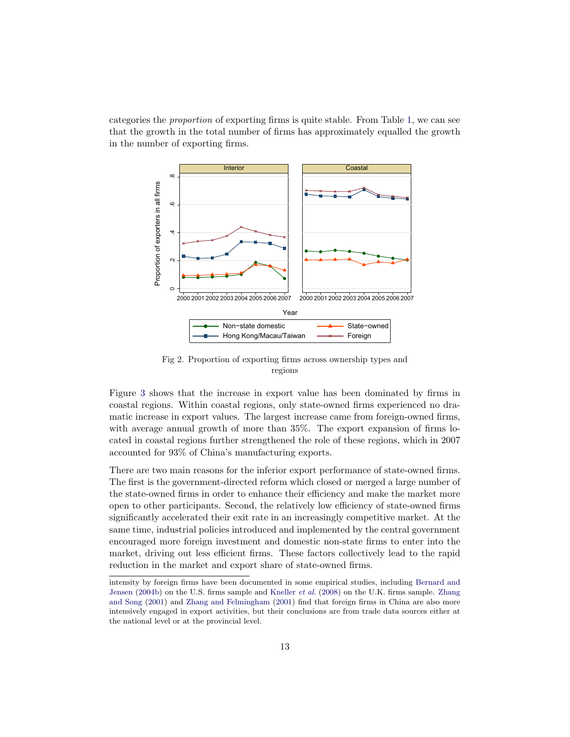categories the *proportion* of exporting firms is quite stable. From Table 1, we can see that the growth in the total number of firms has approximately equalled the growth in the number of exporting firms.

Fig 2. Proportion of exporting firms across ownership types and regions

Figure 3 shows that the increase in export value has been dominated by firms in coastal regions. Within coastal regions, only state-owned firms experienced no dramatic increase in export values. The largest increase came from foreign-owned firms, with average annual growth of more than 35%. The export expansion of firms located in coastal regions further strengthened the role of these regions, which in 2007 accounted for 93% of China's manufacturing exports.

There are two main reasons for the inferior export performance of state-owned firms. The first is the government-directed reform which closed or merged a large number of the state-owned firms in order to enhance their efficiency and make the market more open to other participants. Second, the relatively low efficiency of state-owned firms significantly accelerated their exit rate in an increasingly competitive market. At the same time, industrial policies introduced and implemented by the central government encouraged more foreign investment and domestic non-state firms to enter into the market, driving out less efficient firms. These factors collectively lead to the rapid reduction in the market and export share of state-owned firms.

intensity by foreign firms have been documented in some empirical studies, including Bernard and Jensen (2004b) on the U.S. firms sample and Kneller *et al*. (2008) on the U.K. firms sample. Zhang and Song (2001) and Zhang and Felmingham (2001) find that foreign firms in China are also more intensively engaged in export activities, but their conclusions are from trade data sources either at the national level or at the provincial level.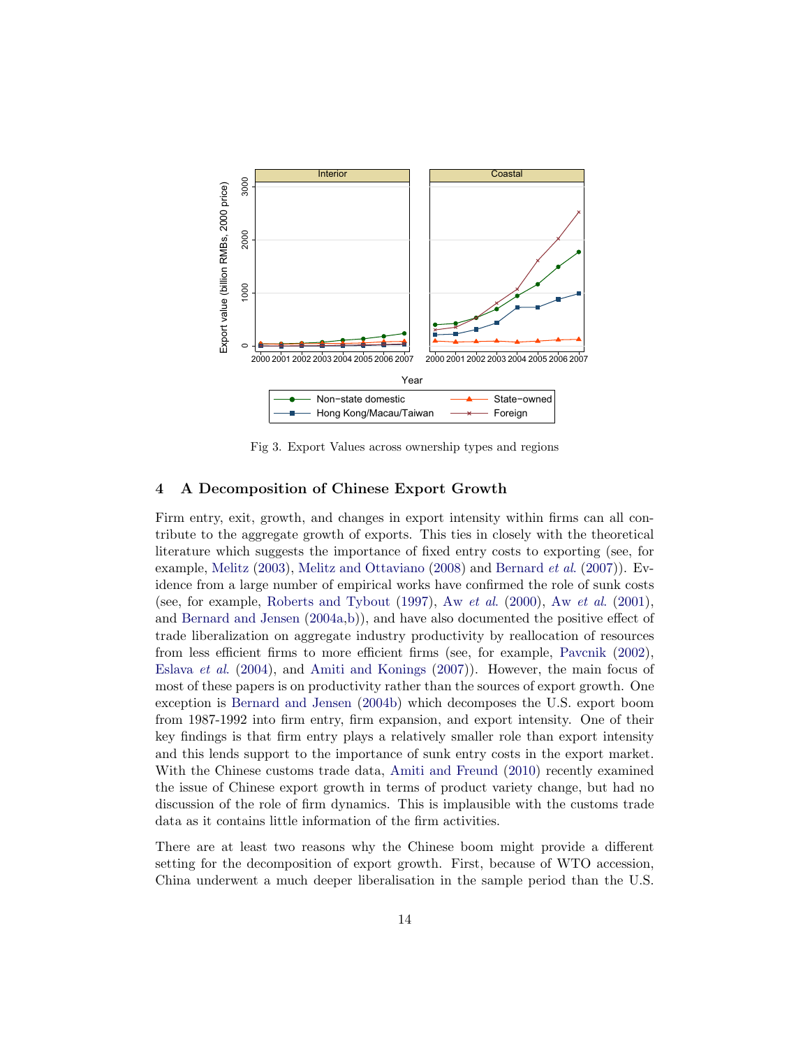Fig 3. Export Values across ownership types and regions

## 4 A Decomposition of Chinese Export Growth

Firm entry, exit, growth, and changes in export intensity within firms can all contribute to the aggregate growth of exports. This ties in closely with the theoretical literature which suggests the importance of fixed entry costs to exporting (see, for example, Melitz (2003), Melitz and Ottaviano (2008) and Bernard *et al.* (2007)). Evidence from a large number of empirical works have confirmed the role of sunk costs (see, for example, Roberts and Tybout (1997), Aw *et al.* (2000), Aw *et al.* (2001), and Bernard and Jensen (2004a,b)), and have also documented the positive effect of trade liberalization on aggregate industry productivity by reallocation of resources from less efficient firms to more efficient firms (see, for example, Pavcnik (2002), Eslava *et al.* (2004), and Amiti and Konings (2007)). However, the main focus of most of these papers is on productivity rather than the sources of export growth. One exception is Bernard and Jensen (2004b) which decomposes the U.S. export boom from 1987-1992 into firm entry, firm expansion, and export intensity. One of their key findings is that firm entry plays a relatively smaller role than export intensity and this lends support to the importance of sunk entry costs in the export market. With the Chinese customs trade data, Amiti and Freund (2010) recently examined the issue of Chinese export growth in terms of product variety change, but had no discussion of the role of firm dynamics. This is implausible with the customs trade data as it contains little information of the firm activities.

There are at least two reasons why the Chinese boom might provide a different setting for the decomposition of export growth. First, because of WTO accession, China underwent a much deeper liberalisation in the sample period than the U.S.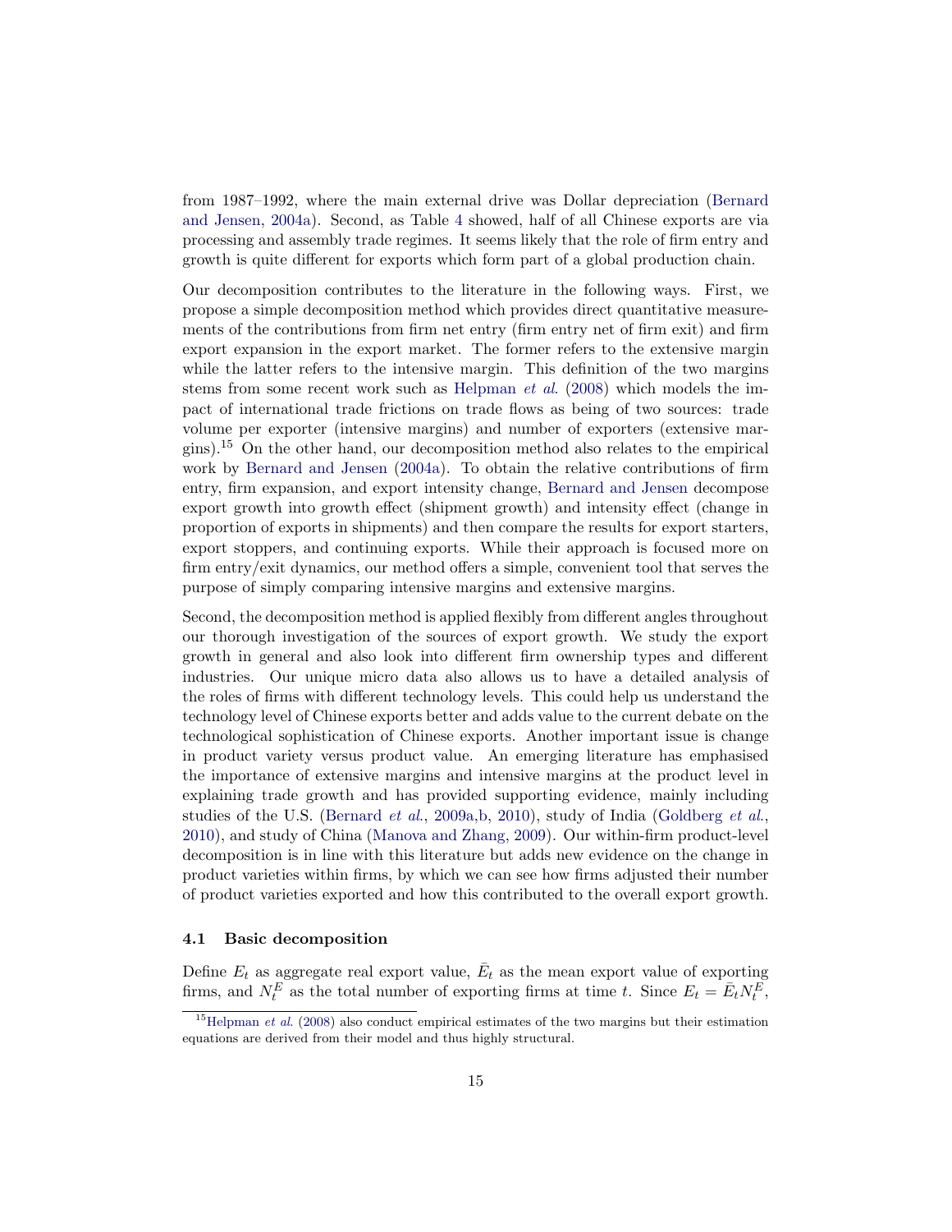from 1987–1992, where the main external drive was Dollar depreciation (Bernard and Jensen, 2004a). Second, as Table 4 showed, half of all Chinese exports are via processing and assembly trade regimes. It seems likely that the role of firm entry and growth is quite different for exports which form part of a global production chain.

Our decomposition contributes to the literature in the following ways. First, we propose a simple decomposition method which provides direct quantitative measurements of the contributions from firm net entry (firm entry net of firm exit) and firm export expansion in the export market. The former refers to the extensive margin while the latter refers to the intensive margin. This definition of the two margins stems from some recent work such as Helpman *et al.* (2008) which models the impact of international trade frictions on trade flows as being of two sources: trade volume per exporter (intensive margins) and number of exporters (extensive margins).[15] On the other hand, our decomposition method also relates to the empirical work by Bernard and Jensen (2004a). To obtain the relative contributions of firm entry, firm expansion, and export intensity change, Bernard and Jensen decompose export growth into growth effect (shipment growth) and intensity effect (change in proportion of exports in shipments) and then compare the results for export starters, export stoppers, and continuing exports. While their approach is focused more on firm entry/exit dynamics, our method offers a simple, convenient tool that serves the purpose of simply comparing intensive margins and extensive margins.

Second, the decomposition method is applied flexibly from different angles throughout our thorough investigation of the sources of export growth. We study the export growth in general and also look into different firm ownership types and different industries. Our unique micro data also allows us to have a detailed analysis of the roles of firms with different technology levels. This could help us understand the technology level of Chinese exports better and adds value to the current debate on the technological sophistication of Chinese exports. Another important issue is change in product variety versus product value. An emerging literature has emphasised the importance of extensive margins and intensive margins at the product level in explaining trade growth and has provided supporting evidence, mainly including studies of the U.S. (Bernard *et al.*, 2009a,b, 2010), study of India (Goldberg *et al.*, 2010), and study of China (Manova and Zhang, 2009). Our within-firm product-level decomposition is in line with this literature but adds new evidence on the change in product varieties within firms, by which we can see how firms adjusted their number of product varieties exported and how this contributed to the overall export growth.

### 4.1 Basic decomposition

Define $E_t$ as aggregate real export value, $\bar{E}_t$ as the mean export value of exporting firms, and $N_t^E$ as the total number of exporting firms at time $t$. Since $E_t = \bar{E}_t N_t^E$,

[15] Helpman *et al.* (2008) also conduct empirical estimates of the two margins but their estimation equations are derived from their model and thus highly structural.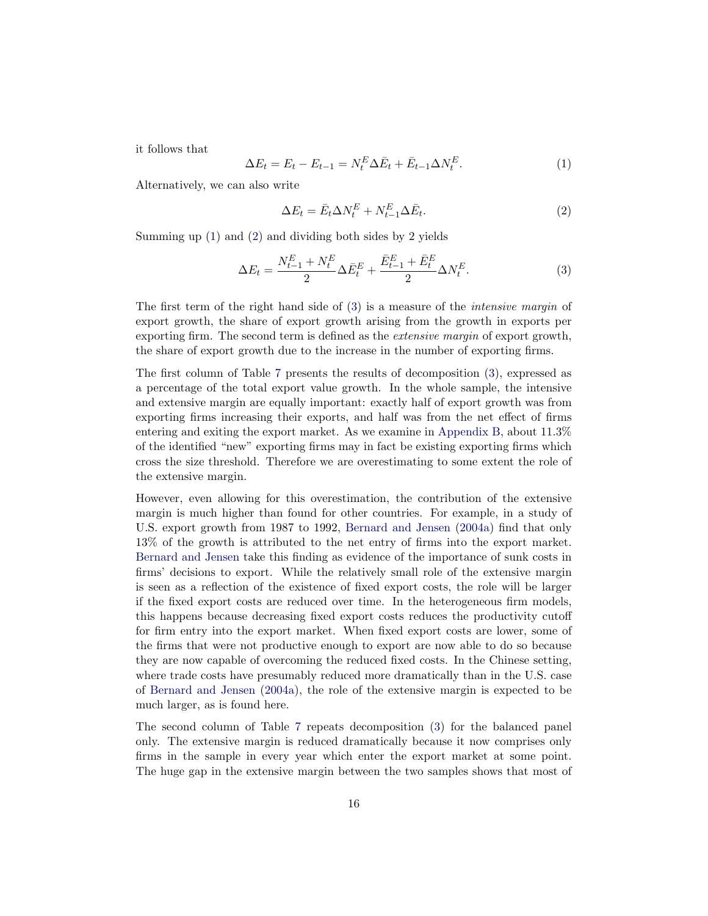it follows that

$$\Delta E_t = E_t - E_{t-1} = N_t^E \Delta \bar{E}_t + \bar{E}_{t-1} \Delta N_t^E. \tag{1}$$

Alternatively, we can also write

$$\Delta E_t = \bar{E}_t \Delta N_t^E + N_{t-1}^E \Delta \bar{E}_t. \tag{2}$$

Summing up (1) and (2) and dividing both sides by 2 yields

$$\Delta E_t = \frac{N_{t-1}^E + N_t^E}{2} \Delta \bar{E}_t^E + \frac{\bar{E}_{t-1}^E + \bar{E}_t^E}{2} \Delta N_t^E. \tag{3}$$

The first term of the right hand side of (3) is a measure of the *intensive margin* of export growth, the share of export growth arising from the growth in exports per exporting firm. The second term is defined as the *extensive margin* of export growth, the share of export growth due to the increase in the number of exporting firms.

The first column of Table 7 presents the results of decomposition (3), expressed as a percentage of the total export value growth. In the whole sample, the intensive and extensive margin are equally important: exactly half of export growth was from exporting firms increasing their exports, and half was from the net effect of firms entering and exiting the export market. As we examine in Appendix B, about 11.3% of the identified "new" exporting firms may in fact be existing exporting firms which cross the size threshold. Therefore we are overestimating to some extent the role of the extensive margin.

However, even allowing for this overestimation, the contribution of the extensive margin is much higher than found for other countries. For example, in a study of U.S. export growth from 1987 to 1992, Bernard and Jensen (2004a) find that only 13% of the growth is attributed to the net entry of firms into the export market. Bernard and Jensen take this finding as evidence of the importance of sunk costs in firms' decisions to export. While the relatively small role of the extensive margin is seen as a reflection of the existence of fixed export costs, the role will be larger if the fixed export costs are reduced over time. In the heterogeneous firm models, this happens because decreasing fixed export costs reduces the productivity cutoff for firm entry into the export market. When fixed export costs are lower, some of the firms that were not productive enough to export are now able to do so because they are now capable of overcoming the reduced fixed costs. In the Chinese setting, where trade costs have presumably reduced more dramatically than in the U.S. case of Bernard and Jensen (2004a), the role of the extensive margin is expected to be much larger, as is found here.

The second column of Table 7 repeats decomposition (3) for the balanced panel only. The extensive margin is reduced dramatically because it now comprises only firms in the sample in every year which enter the export market at some point. The huge gap in the extensive margin between the two samples shows that most of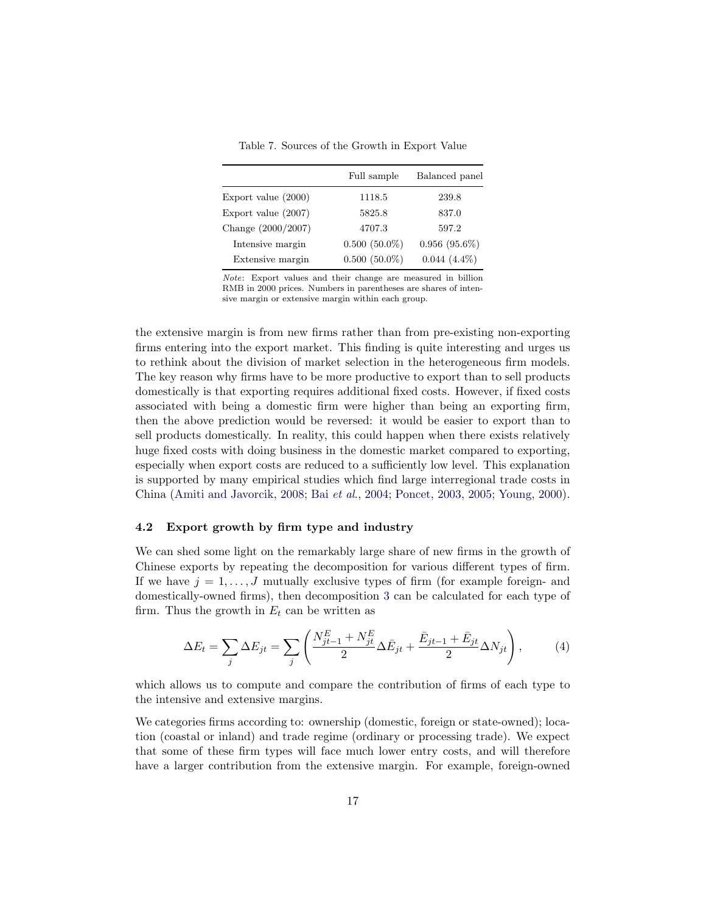Table 7. Sources of the Growth in Export Value

| | Full sample | Balanced panel |
|---|---|---|
| Export value (2000) | 1118.5 | 239.8 |
| Export value (2007) | 5825.8 | 837.0 |
| Change (2000/2007) | 4707.3 | 597.2 |
| Intensive margin | 0.500 (50.0%) | 0.956 (95.6%) |
| Extensive margin | 0.500 (50.0%) | 0.044 (4.4%) |

*Note*: Export values and their change are measured in billion RMB in 2000 prices. Numbers in parentheses are shares of intensive margin or extensive margin within each group.

the extensive margin is from new firms rather than from pre-existing non-exporting firms entering into the export market. This finding is quite interesting and urges us to rethink about the division of market selection in the heterogeneous firm models. The key reason why firms have to be more productive to export than to sell products domestically is that exporting requires additional fixed costs. However, if fixed costs associated with being a domestic firm were higher than being an exporting firm, then the above prediction would be reversed: it would be easier to export than to sell products domestically. In reality, this could happen when there exists relatively huge fixed costs with doing business in the domestic market compared to exporting, especially when export costs are reduced to a sufficiently low level. This explanation is supported by many empirical studies which find large interregional trade costs in China (Amiti and Javorcik, 2008; Bai *et al.*, 2004; Poncet, 2003, 2005; Young, 2000).

### 4.2 Export growth by firm type and industry

We can shed some light on the remarkably large share of new firms in the growth of Chinese exports by repeating the decomposition for various different types of firm. If we have $j = 1, \ldots, J$ mutually exclusive types of firm (for example foreign- and domestically-owned firms), then decomposition 3 can be calculated for each type of firm. Thus the growth in $E_t$ can be written as

$$\Delta E_t = \sum_j \Delta E_{jt} = \sum_j \left( \frac{N^E_{jt-1} + N^E_{jt}}{2} \Delta \bar{E}_{jt} + \frac{\bar{E}_{jt-1} + \bar{E}_{jt}}{2} \Delta N_{jt} \right), \tag{4}$$

which allows us to compute and compare the contribution of firms of each type to the intensive and extensive margins.

We categories firms according to: ownership (domestic, foreign or state-owned); location (coastal or inland) and trade regime (ordinary or processing trade). We expect that some of these firm types will face much lower entry costs, and will therefore have a larger contribution from the extensive margin. For example, foreign-owned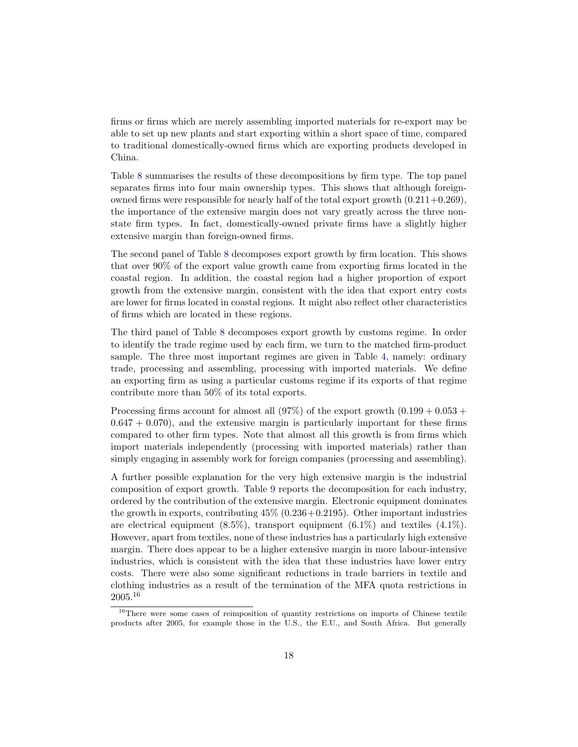firms or firms which are merely assembling imported materials for re-export may be able to set up new plants and start exporting within a short space of time, compared to traditional domestically-owned firms which are exporting products developed in China.

Table 8 summarises the results of these decompositions by firm type. The top panel separates firms into four main ownership types. This shows that although foreign-owned firms were responsible for nearly half of the total export growth (0.211+0.269), the importance of the extensive margin does not vary greatly across the three non-state firm types. In fact, domestically-owned private firms have a slightly higher extensive margin than foreign-owned firms.

The second panel of Table 8 decomposes export growth by firm location. This shows that over 90% of the export value growth came from exporting firms located in the coastal region. In addition, the coastal region had a higher proportion of export growth from the extensive margin, consistent with the idea that export entry costs are lower for firms located in coastal regions. It might also reflect other characteristics of firms which are located in these regions.

The third panel of Table 8 decomposes export growth by customs regime. In order to identify the trade regime used by each firm, we turn to the matched firm-product sample. The three most important regimes are given in Table 4, namely: ordinary trade, processing and assembling, processing with imported materials. We define an exporting firm as using a particular customs regime if its exports of that regime contribute more than 50% of its total exports.

Processing firms account for almost all (97%) of the export growth $(0.199 + 0.053 + 0.647 + 0.070)$, and the extensive margin is particularly important for these firms compared to other firm types. Note that almost all this growth is from firms which import materials independently (processing with imported materials) rather than simply engaging in assembly work for foreign companies (processing and assembling).

A further possible explanation for the very high extensive margin is the industrial composition of export growth. Table 9 reports the decomposition for each industry, ordered by the contribution of the extensive margin. Electronic equipment dominates the growth in exports, contributing 45% (0.236+0.2195). Other important industries are electrical equipment (8.5%), transport equipment (6.1%) and textiles (4.1%). However, apart from textiles, none of these industries has a particularly high extensive margin. There does appear to be a higher extensive margin in more labour-intensive industries, which is consistent with the idea that these industries have lower entry costs. There were also some significant reductions in trade barriers in textile and clothing industries as a result of the termination of the MFA quota restrictions in 2005.[16]

[16] There were some cases of reimposition of quantity restrictions on imports of Chinese textile products after 2005, for example those in the U.S., the E.U., and South Africa. But generally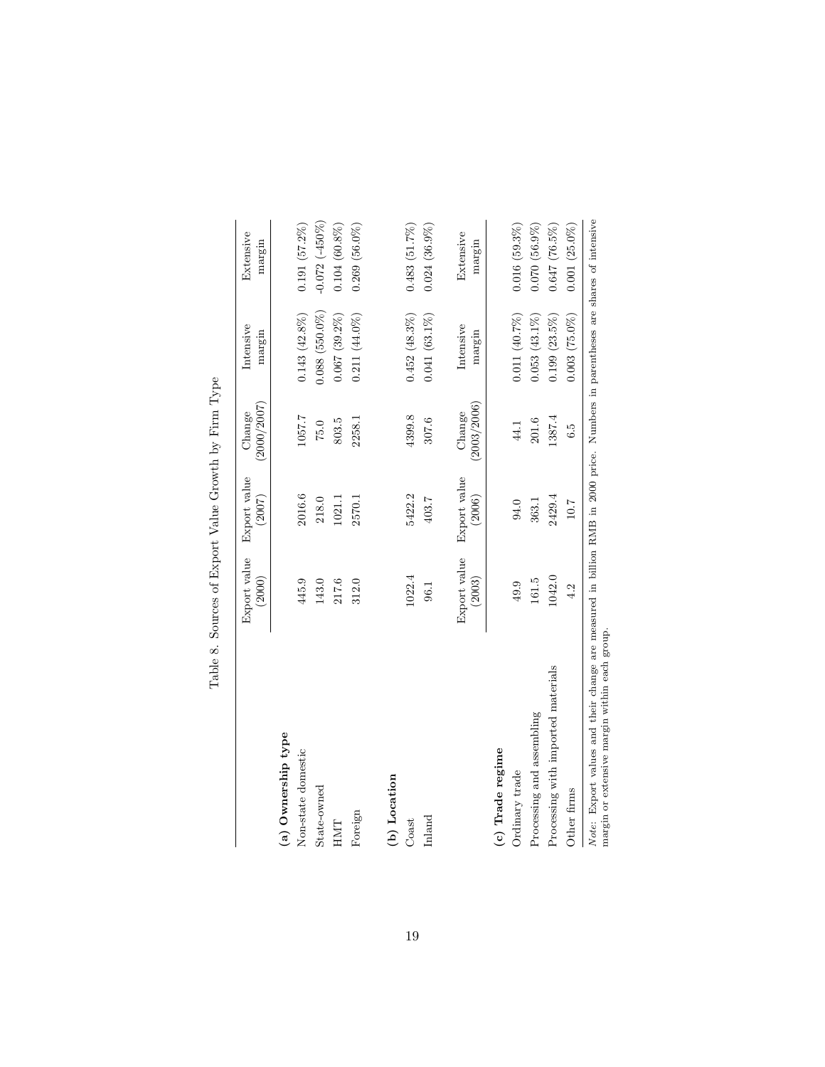Table 8. Sources of Export Value Growth by Firm Type

| | Export value (2000) | Export value (2007) | Change (2000/2007) | Intensive margin | Extensive margin |
|---|---|---|---|---|---|
| **(a) Ownership type** | | | | | |
| Non-state domestic | 445.9 | 2016.6 | 1057.7 | 0.143 (42.8%) | 0.191 (57.2%) |
| State-owned | 143.0 | 218.0 | 75.0 | 0.088 (550.0%) | -0.072 (-450%) |
| HMT | 217.6 | 1021.1 | 803.5 | 0.067 (39.2%) | 0.104 (60.8%) |
| Foreign | 312.0 | 2570.1 | 2258.1 | 0.211 (44.0%) | 0.269 (56.0%) |
| **(b) Location** | | | | | |
| Coast | 1022.4 | 5422.2 | 4399.8 | 0.452 (48.3%) | 0.483 (51.7%) |
| Inland | 96.1 | 403.7 | 307.6 | 0.041 (63.1%) | 0.024 (36.9%) |
| | Export value (2003) | Export value (2006) | Change (2003/2006) | Intensive margin | Extensive margin |
| **(c) Trade regime** | | | | | |
| Ordinary trade | 49.9 | 94.0 | 44.1 | 0.011 (40.7%) | 0.016 (59.3%) |
| Processing and assembling | 161.5 | 363.1 | 201.6 | 0.053 (43.1%) | 0.070 (56.9%) |
| Processing with imported materials | 1042.0 | 2429.4 | 1387.4 | 0.199 (23.5%) | 0.647 (76.5%) |
| Other firms | 4.2 | 10.7 | 6.5 | 0.003 (75.0%) | 0.001 (25.0%) |

*Note*: Export values and their change are measured in billion RMB in 2000 price. Numbers in parentheses are shares of intensive margin or extensive margin within each group.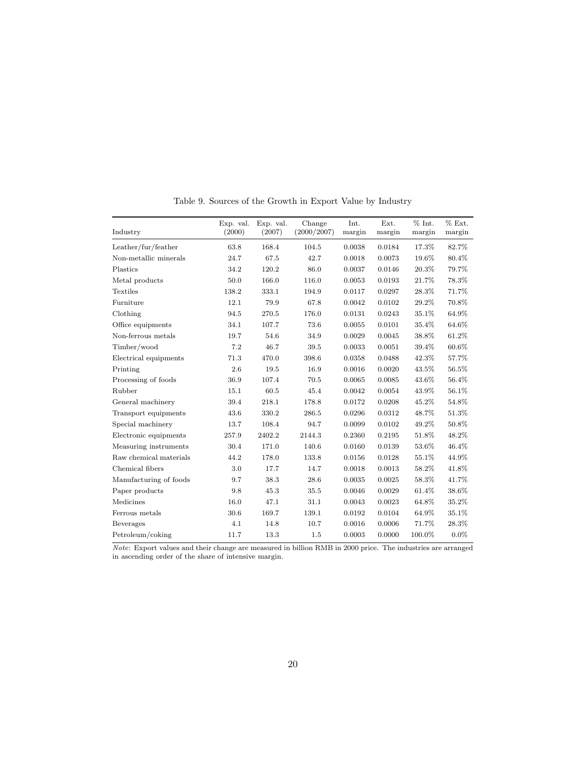Table 9. Sources of the Growth in Export Value by Industry

| Industry | Exp. val. (2000) | Exp. val. (2007) | Change (2000/2007) | Int. margin | Ext. margin | % Int. margin | % Ext. margin |
|---|---|---|---|---|---|---|---|
| Leather/fur/feather | 63.8 | 168.4 | 104.5 | 0.0038 | 0.0184 | 17.3% | 82.7% |
| Non-metallic minerals | 24.7 | 67.5 | 42.7 | 0.0018 | 0.0073 | 19.6% | 80.4% |
| Plastics | 34.2 | 120.2 | 86.0 | 0.0037 | 0.0146 | 20.3% | 79.7% |
| Metal products | 50.0 | 166.0 | 116.0 | 0.0053 | 0.0193 | 21.7% | 78.3% |
| Textiles | 138.2 | 333.1 | 194.9 | 0.0117 | 0.0297 | 28.3% | 71.7% |
| Furniture | 12.1 | 79.9 | 67.8 | 0.0042 | 0.0102 | 29.2% | 70.8% |
| Clothing | 94.5 | 270.5 | 176.0 | 0.0131 | 0.0243 | 35.1% | 64.9% |
| Office equipments | 34.1 | 107.7 | 73.6 | 0.0055 | 0.0101 | 35.4% | 64.6% |
| Non-ferrous metals | 19.7 | 54.6 | 34.9 | 0.0029 | 0.0045 | 38.8% | 61.2% |
| Timber/wood | 7.2 | 46.7 | 39.5 | 0.0033 | 0.0051 | 39.4% | 60.6% |
| Electrical equipments | 71.3 | 470.0 | 398.6 | 0.0358 | 0.0488 | 42.3% | 57.7% |
| Printing | 2.6 | 19.5 | 16.9 | 0.0016 | 0.0020 | 43.5% | 56.5% |
| Processing of foods | 36.9 | 107.4 | 70.5 | 0.0065 | 0.0085 | 43.6% | 56.4% |
| Rubber | 15.1 | 60.5 | 45.4 | 0.0042 | 0.0054 | 43.9% | 56.1% |
| General machinery | 39.4 | 218.1 | 178.8 | 0.0172 | 0.0208 | 45.2% | 54.8% |
| Transport equipments | 43.6 | 330.2 | 286.5 | 0.0296 | 0.0312 | 48.7% | 51.3% |
| Special machinery | 13.7 | 108.4 | 94.7 | 0.0099 | 0.0102 | 49.2% | 50.8% |
| Electronic equipments | 257.9 | 2402.2 | 2144.3 | 0.2360 | 0.2195 | 51.8% | 48.2% |
| Measuring instruments | 30.4 | 171.0 | 140.6 | 0.0160 | 0.0139 | 53.6% | 46.4% |
| Raw chemical materials | 44.2 | 178.0 | 133.8 | 0.0156 | 0.0128 | 55.1% | 44.9% |
| Chemical fibers | 3.0 | 17.7 | 14.7 | 0.0018 | 0.0013 | 58.2% | 41.8% |
| Manufacturing of foods | 9.7 | 38.3 | 28.6 | 0.0035 | 0.0025 | 58.3% | 41.7% |
| Paper products | 9.8 | 45.3 | 35.5 | 0.0046 | 0.0029 | 61.4% | 38.6% |
| Medicines | 16.0 | 47.1 | 31.1 | 0.0043 | 0.0023 | 64.8% | 35.2% |
| Ferrous metals | 30.6 | 169.7 | 139.1 | 0.0192 | 0.0104 | 64.9% | 35.1% |
| Beverages | 4.1 | 14.8 | 10.7 | 0.0016 | 0.0006 | 71.7% | 28.3% |
| Petroleum/coking | 11.7 | 13.3 | 1.5 | 0.0003 | 0.0000 | 100.0% | 0.0% |

*Note*: Export values and their change are measured in billion RMB in 2000 price. The industries are arranged in ascending order of the share of intensive margin.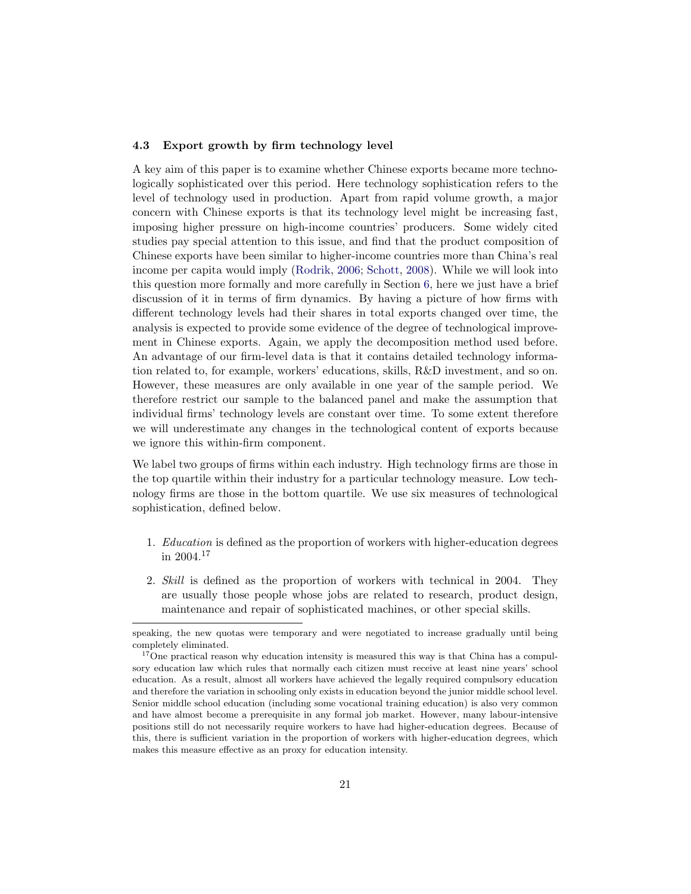### 4.3 Export growth by firm technology level

A key aim of this paper is to examine whether Chinese exports became more technologically sophisticated over this period. Here technology sophistication refers to the level of technology used in production. Apart from rapid volume growth, a major concern with Chinese exports is that its technology level might be increasing fast, imposing higher pressure on high-income countries' producers. Some widely cited studies pay special attention to this issue, and find that the product composition of Chinese exports have been similar to higher-income countries more than China's real income per capita would imply (Rodrik, 2006; Schott, 2008). While we will look into this question more formally and more carefully in Section 6, here we just have a brief discussion of it in terms of firm dynamics. By having a picture of how firms with different technology levels had their shares in total exports changed over time, the analysis is expected to provide some evidence of the degree of technological improvement in Chinese exports. Again, we apply the decomposition method used before. An advantage of our firm-level data is that it contains detailed technology information related to, for example, workers' educations, skills, R&D investment, and so on. However, these measures are only available in one year of the sample period. We therefore restrict our sample to the balanced panel and make the assumption that individual firms' technology levels are constant over time. To some extent therefore we will underestimate any changes in the technological content of exports because we ignore this within-firm component.

We label two groups of firms within each industry. High technology firms are those in the top quartile within their industry for a particular technology measure. Low technology firms are those in the bottom quartile. We use six measures of technological sophistication, defined below.

1. *Education* is defined as the proportion of workers with higher-education degrees in 2004.[17]

2. *Skill* is defined as the proportion of workers with technical in 2004. They are usually those people whose jobs are related to research, product design, maintenance and repair of sophisticated machines, or other special skills.

---

speaking, the new quotas were temporary and were negotiated to increase gradually until being completely eliminated.

[17] One practical reason why education intensity is measured this way is that China has a compulsory education law which rules that normally each citizen must receive at least nine years' school education. As a result, almost all workers have achieved the legally required compulsory education and therefore the variation in schooling only exists in education beyond the junior middle school level. Senior middle school education (including some vocational training education) is also very common and have almost become a prerequisite in any formal job market. However, many labour-intensive positions still do not necessarily require workers to have had higher-education degrees. Because of this, there is sufficient variation in the proportion of workers with higher-education degrees, which makes this measure effective as an proxy for education intensity.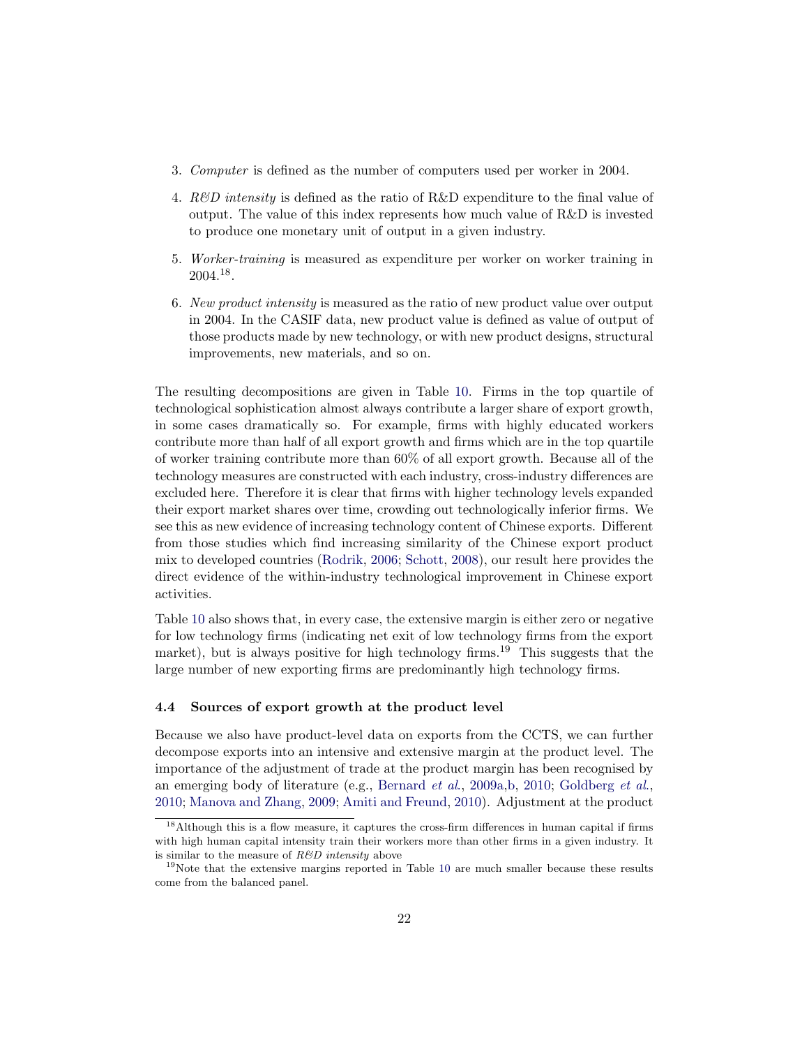3. *Computer* is defined as the number of computers used per worker in 2004.

4. *R&D intensity* is defined as the ratio of R&D expenditure to the final value of output. The value of this index represents how much value of R&D is invested to produce one monetary unit of output in a given industry.

5. *Worker-training* is measured as expenditure per worker on worker training in 2004.[18].

6. *New product intensity* is measured as the ratio of new product value over output in 2004. In the CASIF data, new product value is defined as value of output of those products made by new technology, or with new product designs, structural improvements, new materials, and so on.

The resulting decompositions are given in Table 10. Firms in the top quartile of technological sophistication almost always contribute a larger share of export growth, in some cases dramatically so. For example, firms with highly educated workers contribute more than half of all export growth and firms which are in the top quartile of worker training contribute more than 60% of all export growth. Because all of the technology measures are constructed with each industry, cross-industry differences are excluded here. Therefore it is clear that firms with higher technology levels expanded their export market shares over time, crowding out technologically inferior firms. We see this as new evidence of increasing technology content of Chinese exports. Different from those studies which find increasing similarity of the Chinese export product mix to developed countries (Rodrik, 2006; Schott, 2008), our result here provides the direct evidence of the within-industry technological improvement in Chinese export activities.

Table 10 also shows that, in every case, the extensive margin is either zero or negative for low technology firms (indicating net exit of low technology firms from the export market), but is always positive for high technology firms.[19] This suggests that the large number of new exporting firms are predominantly high technology firms.

### 4.4 Sources of export growth at the product level

Because we also have product-level data on exports from the CCTS, we can further decompose exports into an intensive and extensive margin at the product level. The importance of the adjustment of trade at the product margin has been recognised by an emerging body of literature (e.g., Bernard *et al.*, 2009a,b, 2010; Goldberg *et al.*, 2010; Manova and Zhang, 2009; Amiti and Freund, 2010). Adjustment at the product

[18] Although this is a flow measure, it captures the cross-firm differences in human capital if firms with high human capital intensity train their workers more than other firms in a given industry. It is similar to the measure of *R&D intensity* above

[19] Note that the extensive margins reported in Table 10 are much smaller because these results come from the balanced panel.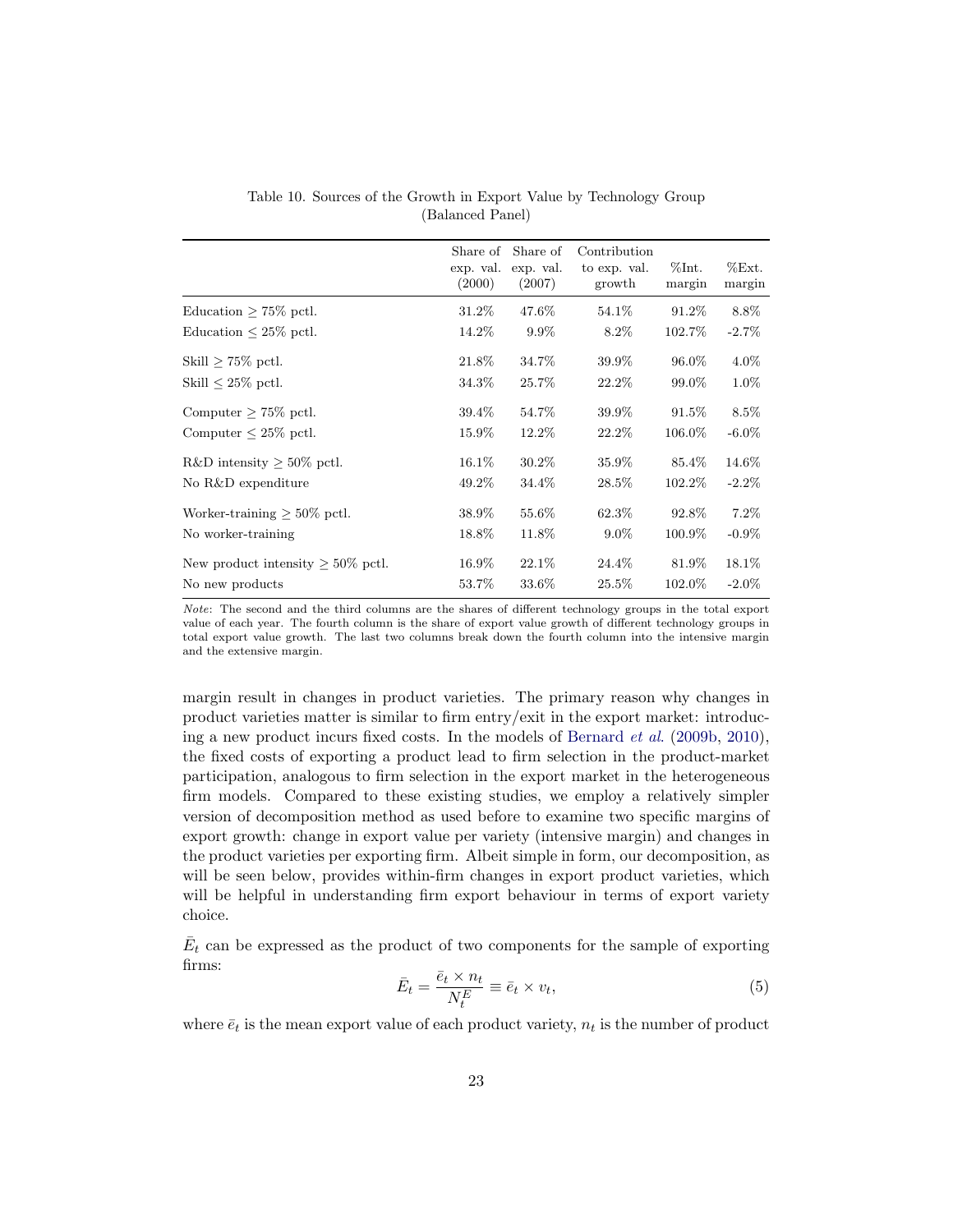Table 10. Sources of the Growth in Export Value by Technology Group (Balanced Panel)

| | Share of exp. val. (2000) | Share of exp. val. (2007) | Contribution to exp. val. growth | %Int. margin | %Ext. margin |
|---|---|---|---|---|---|
| Education ≥ 75% pctl. | 31.2% | 47.6% | 54.1% | 91.2% | 8.8% |
| Education ≤ 25% pctl. | 14.2% | 9.9% | 8.2% | 102.7% | -2.7% |
| Skill ≥ 75% pctl. | 21.8% | 34.7% | 39.9% | 96.0% | 4.0% |
| Skill ≤ 25% pctl. | 34.3% | 25.7% | 22.2% | 99.0% | 1.0% |
| Computer ≥ 75% pctl. | 39.4% | 54.7% | 39.9% | 91.5% | 8.5% |
| Computer ≤ 25% pctl. | 15.9% | 12.2% | 22.2% | 106.0% | -6.0% |
| R&D intensity ≥ 50% pctl. | 16.1% | 30.2% | 35.9% | 85.4% | 14.6% |
| No R&D expenditure | 49.2% | 34.4% | 28.5% | 102.2% | -2.2% |
| Worker-training ≥ 50% pctl. | 38.9% | 55.6% | 62.3% | 92.8% | 7.2% |
| No worker-training | 18.8% | 11.8% | 9.0% | 100.9% | -0.9% |
| New product intensity ≥ 50% pctl. | 16.9% | 22.1% | 24.4% | 81.9% | 18.1% |
| No new products | 53.7% | 33.6% | 25.5% | 102.0% | -2.0% |

*Note*: The second and the third columns are the shares of different technology groups in the total export value of each year. The fourth column is the share of export value growth of different technology groups in total export value growth. The last two columns break down the fourth column into the intensive margin and the extensive margin.

margin result in changes in product varieties. The primary reason why changes in product varieties matter is similar to firm entry/exit in the export market: introducing a new product incurs fixed costs. In the models of Bernard *et al.* (2009b, 2010), the fixed costs of exporting a product lead to firm selection in the product-market participation, analogous to firm selection in the export market in the heterogeneous firm models. Compared to these existing studies, we employ a relatively simpler version of decomposition method as used before to examine two specific margins of export growth: change in export value per variety (intensive margin) and changes in the product varieties per exporting firm. Albeit simple in form, our decomposition, as will be seen below, provides within-firm changes in export product varieties, which will be helpful in understanding firm export behaviour in terms of export variety choice.

$\bar{E}_t$ can be expressed as the product of two components for the sample of exporting firms:

$$\bar{E}_t = \frac{\bar{e}_t \times n_t}{N_t^E} \equiv \bar{e}_t \times v_t, \tag{5}$$

where $\bar{e}_t$ is the mean export value of each product variety, $n_t$ is the number of product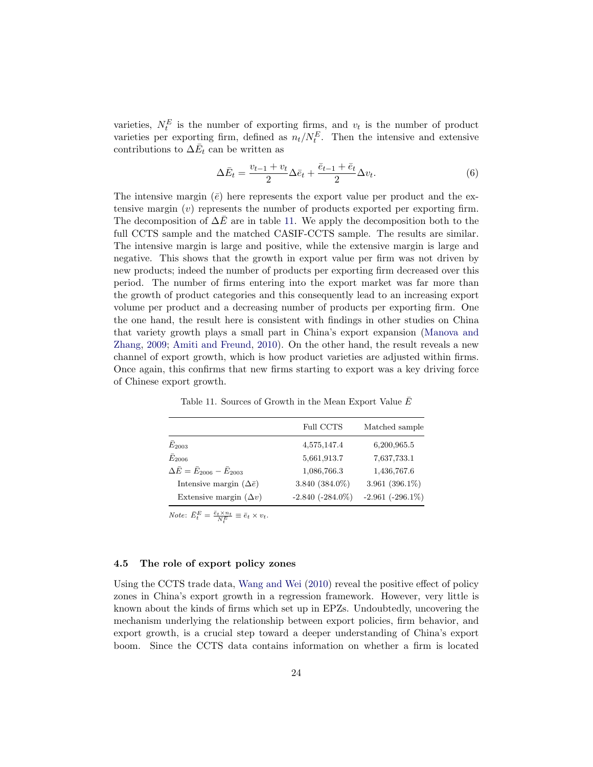varieties, $N_t^E$ is the number of exporting firms, and $v_t$ is the number of product varieties per exporting firm, defined as $n_t/N_t^E$. Then the intensive and extensive contributions to $\Delta\bar{E}_t$ can be written as

$$\Delta\bar{E}_t = \frac{v_{t-1}+v_t}{2}\Delta\bar{e}_t + \frac{\bar{e}_{t-1}+\bar{e}_t}{2}\Delta v_t. \tag{6}$$

The intensive margin ($\bar{e}$) here represents the export value per product and the extensive margin ($v$) represents the number of products exported per exporting firm. The decomposition of $\Delta\bar{E}$ are in table 11. We apply the decomposition both to the full CCTS sample and the matched CASIF-CCTS sample. The results are similar. The intensive margin is large and positive, while the extensive margin is large and negative. This shows that the growth in export value per firm was not driven by new products; indeed the number of products per exporting firm decreased over this period. The number of firms entering into the export market was far more than the growth of product categories and this consequently lead to an increasing export volume per product and a decreasing number of products per exporting firm. One the one hand, the result here is consistent with findings in other studies on China that variety growth plays a small part in China's export expansion (Manova and Zhang, 2009; Amiti and Freund, 2010). On the other hand, the result reveals a new channel of export growth, which is how product varieties are adjusted within firms. Once again, this confirms that new firms starting to export was a key driving force of Chinese export growth.

Table 11. Sources of Growth in the Mean Export Value $\bar{E}$

| | Full CCTS | Matched sample |
|---|---|---|
| $\bar{E}_{2003}$ | 4,575,147.4 | 6,200,965.5 |
| $\bar{E}_{2006}$ | 5,661,913.7 | 7,637,733.1 |
| $\Delta\bar{E} = \bar{E}_{2006} - \bar{E}_{2003}$ | 1,086,766.3 | 1,436,767.6 |
| Intensive margin ($\Delta\bar{e}$) | 3.840 (384.0%) | 3.961 (396.1%) |
| Extensive margin ($\Delta v$) | -2.840 (-284.0%) | -2.961 (-296.1%) |

*Note*: $\bar{E}_t^E = \frac{\bar{e}_t \times n_t}{N_t^E} \equiv \bar{e}_t \times v_t$.

### 4.5 The role of export policy zones

Using the CCTS trade data, Wang and Wei (2010) reveal the positive effect of policy zones in China's export growth in a regression framework. However, very little is known about the kinds of firms which set up in EPZs. Undoubtedly, uncovering the mechanism underlying the relationship between export policies, firm behavior, and export growth, is a crucial step toward a deeper understanding of China's export boom. Since the CCTS data contains information on whether a firm is located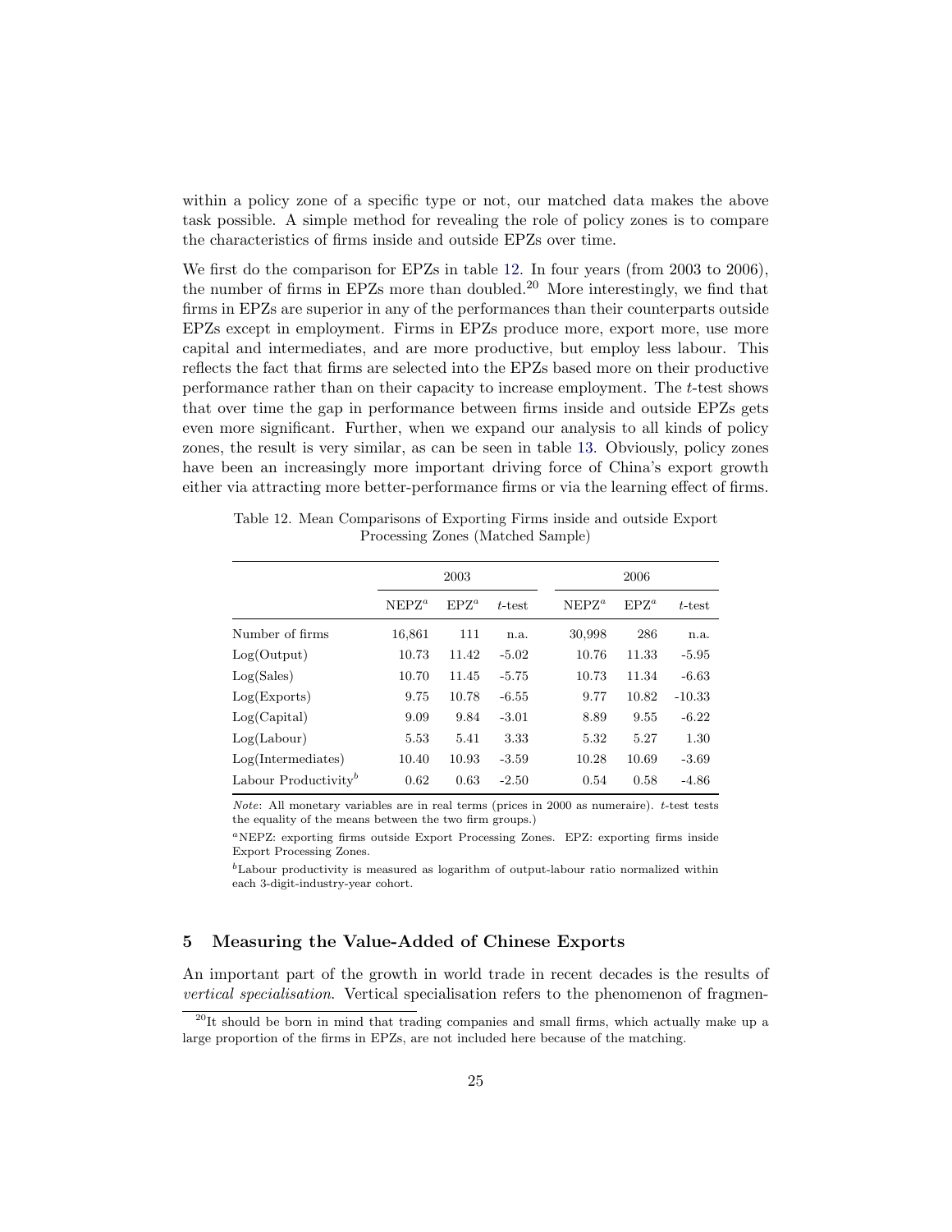within a policy zone of a specific type or not, our matched data makes the above task possible. A simple method for revealing the role of policy zones is to compare the characteristics of firms inside and outside EPZs over time.

We first do the comparison for EPZs in table 12. In four years (from 2003 to 2006), the number of firms in EPZs more than doubled.[20] More interestingly, we find that firms in EPZs are superior in any of the performances than their counterparts outside EPZs except in employment. Firms in EPZs produce more, export more, use more capital and intermediates, and are more productive, but employ less labour. This reflects the fact that firms are selected into the EPZs based more on their productive performance rather than on their capacity to increase employment. The $t$-test shows that over time the gap in performance between firms inside and outside EPZs gets even more significant. Further, when we expand our analysis to all kinds of policy zones, the result is very similar, as can be seen in table 13. Obviously, policy zones have been an increasingly more important driving force of China's export growth either via attracting more better-performance firms or via the learning effect of firms.

Table 12. Mean Comparisons of Exporting Firms inside and outside Export Processing Zones (Matched Sample)

| | 2003 | | | 2006 | | |
|---|---|---|---|---|---|---|
| | NEPZ[a] | EPZ[a] | $t$-test | NEPZ[a] | EPZ[a] | $t$-test |
| Number of firms | 16,861 | 111 | n.a. | 30,998 | 286 | n.a. |
| Log(Output) | 10.73 | 11.42 | -5.02 | 10.76 | 11.33 | -5.95 |
| Log(Sales) | 10.70 | 11.45 | -5.75 | 10.73 | 11.34 | -6.63 |
| Log(Exports) | 9.75 | 10.78 | -6.55 | 9.77 | 10.82 | -10.33 |
| Log(Capital) | 9.09 | 9.84 | -3.01 | 8.89 | 9.55 | -6.22 |
| Log(Labour) | 5.53 | 5.41 | 3.33 | 5.32 | 5.27 | 1.30 |
| Log(Intermediates) | 10.40 | 10.93 | -3.59 | 10.28 | 10.69 | -3.69 |
| Labour Productivity[b] | 0.62 | 0.63 | -2.50 | 0.54 | 0.58 | -4.86 |

*Note*: All monetary variables are in real terms (prices in 2000 as numeraire). $t$-test tests the equality of the means between the two firm groups.)

[a]NEPZ: exporting firms outside Export Processing Zones. EPZ: exporting firms inside Export Processing Zones.

[b]Labour productivity is measured as logarithm of output-labour ratio normalized within each 3-digit-industry-year cohort.

## 5 Measuring the Value-Added of Chinese Exports

An important part of the growth in world trade in recent decades is the results of *vertical specialisation*. Vertical specialisation refers to the phenomenon of fragmen-

[20]It should be born in mind that trading companies and small firms, which actually make up a large proportion of the firms in EPZs, are not included here because of the matching.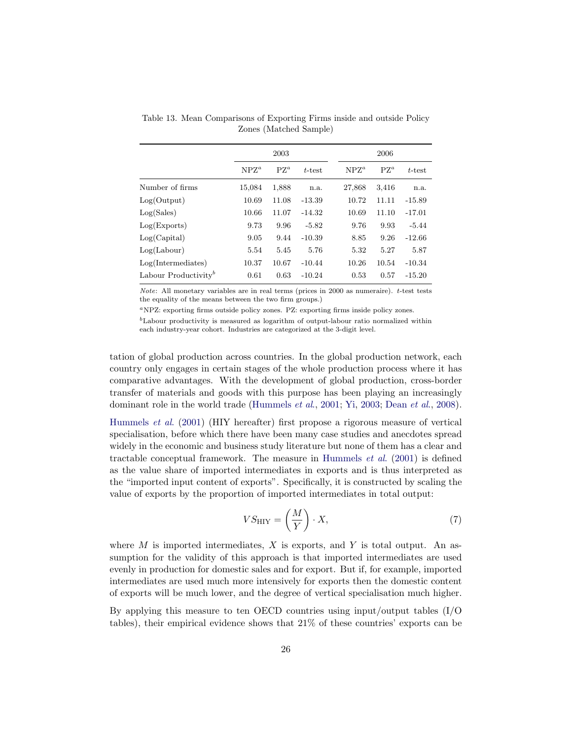Table 13. Mean Comparisons of Exporting Firms inside and outside Policy Zones (Matched Sample)

| | 2003 | | | 2006 | | |
|---|---|---|---|---|---|---|
| | NPZ[a] | PZ[a] | $t$-test | NPZ[a] | PZ[a] | $t$-test |
| Number of firms | 15,084 | 1,888 | n.a. | 27,868 | 3,416 | n.a. |
| Log(Output) | 10.69 | 11.08 | -13.39 | 10.72 | 11.11 | -15.89 |
| Log(Sales) | 10.66 | 11.07 | -14.32 | 10.69 | 11.10 | -17.01 |
| Log(Exports) | 9.73 | 9.96 | -5.82 | 9.76 | 9.93 | -5.44 |
| Log(Capital) | 9.05 | 9.44 | -10.39 | 8.85 | 9.26 | -12.66 |
| Log(Labour) | 5.54 | 5.45 | 5.76 | 5.32 | 5.27 | 5.87 |
| Log(Intermediates) | 10.37 | 10.67 | -10.44 | 10.26 | 10.54 | -10.34 |
| Labour Productivity[b] | 0.61 | 0.63 | -10.24 | 0.53 | 0.57 | -15.20 |

*Note*: All monetary variables are in real terms (prices in 2000 as numeraire). $t$-test tests the equality of the means between the two firm groups.)

[a]NPZ: exporting firms outside policy zones. PZ: exporting firms inside policy zones.

[b]Labour productivity is measured as logarithm of output-labour ratio normalized within each industry-year cohort. Industries are categorized at the 3-digit level.

tation of global production across countries. In the global production network, each country only engages in certain stages of the whole production process where it has comparative advantages. With the development of global production, cross-border transfer of materials and goods with this purpose has been playing an increasingly dominant role in the world trade (Hummels *et al.*, 2001; Yi, 2003; Dean *et al.*, 2008).

Hummels *et al.* (2001) (HIY hereafter) first propose a rigorous measure of vertical specialisation, before which there have been many case studies and anecdotes spread widely in the economic and business study literature but none of them has a clear and tractable conceptual framework. The measure in Hummels *et al.* (2001) is defined as the value share of imported intermediates in exports and is thus interpreted as the "imported input content of exports". Specifically, it is constructed by scaling the value of exports by the proportion of imported intermediates in total output:

$$VS_{\text{HIY}} = \left(\frac{M}{Y}\right) \cdot X, \tag{7}$$

where $M$ is imported intermediates, $X$ is exports, and $Y$ is total output. An assumption for the validity of this approach is that imported intermediates are used evenly in production for domestic sales and for export. But if, for example, imported intermediates are used much more intensively for exports then the domestic content of exports will be much lower, and the degree of vertical specialisation much higher.

By applying this measure to ten OECD countries using input/output tables (I/O tables), their empirical evidence shows that 21% of these countries' exports can be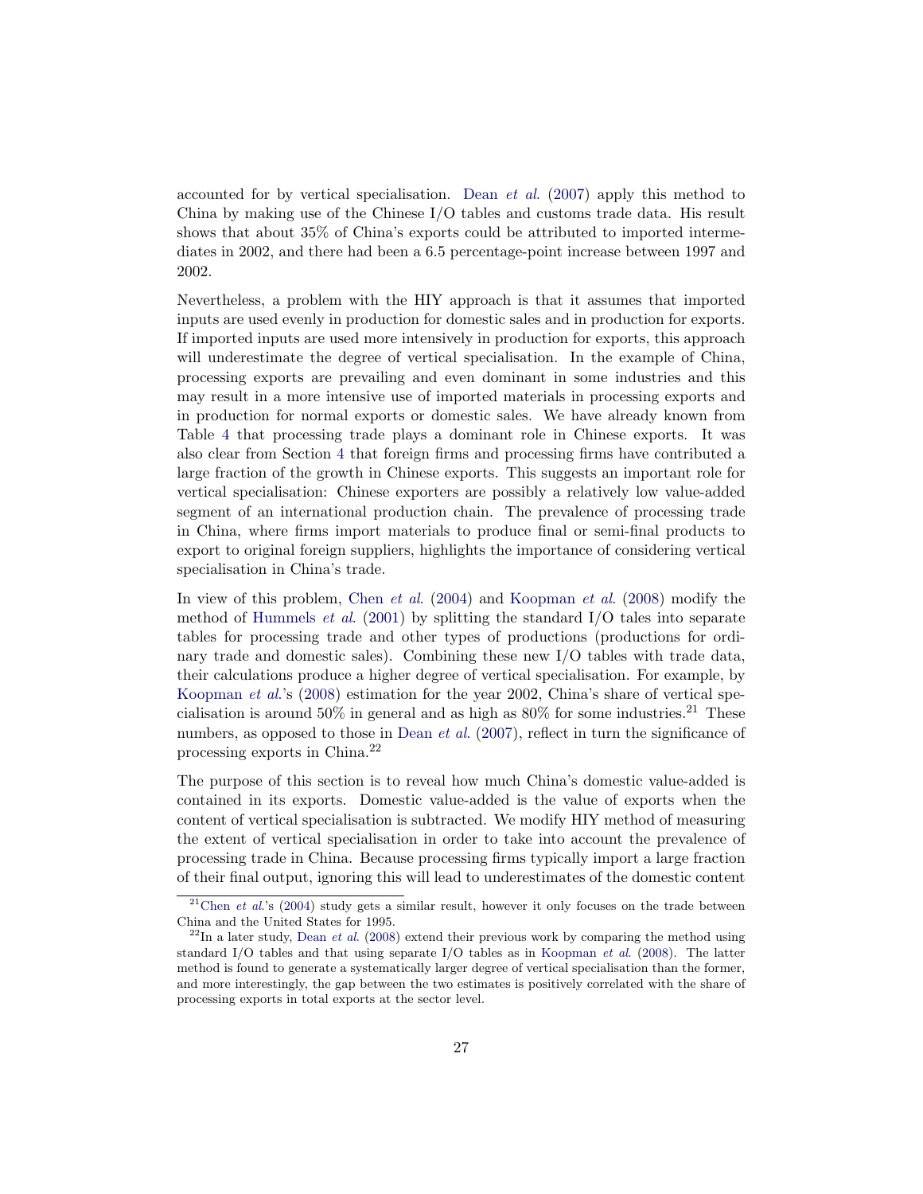accounted for by vertical specialisation. Dean *et al.* (2007) apply this method to China by making use of the Chinese I/O tables and customs trade data. His result shows that about 35% of China's exports could be attributed to imported intermediates in 2002, and there had been a 6.5 percentage-point increase between 1997 and 2002.

Nevertheless, a problem with the HIY approach is that it assumes that imported inputs are used evenly in production for domestic sales and in production for exports. If imported inputs are used more intensively in production for exports, this approach will underestimate the degree of vertical specialisation. In the example of China, processing exports are prevailing and even dominant in some industries and this may result in a more intensive use of imported materials in processing exports and in production for normal exports or domestic sales. We have already known from Table 4 that processing trade plays a dominant role in Chinese exports. It was also clear from Section 4 that foreign firms and processing firms have contributed a large fraction of the growth in Chinese exports. This suggests an important role for vertical specialisation: Chinese exporters are possibly a relatively low value-added segment of an international production chain. The prevalence of processing trade in China, where firms import materials to produce final or semi-final products to export to original foreign suppliers, highlights the importance of considering vertical specialisation in China's trade.

In view of this problem, Chen *et al.* (2004) and Koopman *et al.* (2008) modify the method of Hummels *et al.* (2001) by splitting the standard I/O tales into separate tables for processing trade and other types of productions (productions for ordinary trade and domestic sales). Combining these new I/O tables with trade data, their calculations produce a higher degree of vertical specialisation. For example, by Koopman *et al.*'s (2008) estimation for the year 2002, China's share of vertical specialisation is around 50% in general and as high as 80% for some industries.[21] These numbers, as opposed to those in Dean *et al.* (2007), reflect in turn the significance of processing exports in China.[22]

The purpose of this section is to reveal how much China's domestic value-added is contained in its exports. Domestic value-added is the value of exports when the content of vertical specialisation is subtracted. We modify HIY method of measuring the extent of vertical specialisation in order to take into account the prevalence of processing trade in China. Because processing firms typically import a large fraction of their final output, ignoring this will lead to underestimates of the domestic content

---

[21] Chen *et al.*'s (2004) study gets a similar result, however it only focuses on the trade between China and the United States for 1995.

[22] In a later study, Dean *et al.* (2008) extend their previous work by comparing the method using standard I/O tables and that using separate I/O tables as in Koopman *et al.* (2008). The latter method is found to generate a systematically larger degree of vertical specialisation than the former, and more interestingly, the gap between the two estimates is positively correlated with the share of processing exports in total exports at the sector level.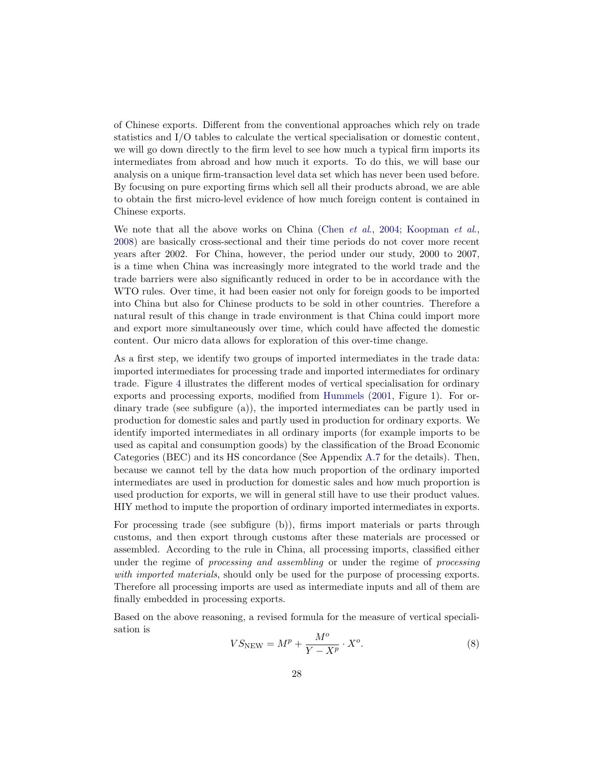of Chinese exports. Different from the conventional approaches which rely on trade statistics and I/O tables to calculate the vertical specialisation or domestic content, we will go down directly to the firm level to see how much a typical firm imports its intermediates from abroad and how much it exports. To do this, we will base our analysis on a unique firm-transaction level data set which has never been used before. By focusing on pure exporting firms which sell all their products abroad, we are able to obtain the first micro-level evidence of how much foreign content is contained in Chinese exports.

We note that all the above works on China (Chen *et al*., 2004; Koopman *et al*., 2008) are basically cross-sectional and their time periods do not cover more recent years after 2002. For China, however, the period under our study, 2000 to 2007, is a time when China was increasingly more integrated to the world trade and the trade barriers were also significantly reduced in order to be in accordance with the WTO rules. Over time, it had been easier not only for foreign goods to be imported into China but also for Chinese products to be sold in other countries. Therefore a natural result of this change in trade environment is that China could import more and export more simultaneously over time, which could have affected the domestic content. Our micro data allows for exploration of this over-time change.

As a first step, we identify two groups of imported intermediates in the trade data: imported intermediates for processing trade and imported intermediates for ordinary trade. Figure 4 illustrates the different modes of vertical specialisation for ordinary exports and processing exports, modified from Hummels (2001, Figure 1). For ordinary trade (see subfigure (a)), the imported intermediates can be partly used in production for domestic sales and partly used in production for ordinary exports. We identify imported intermediates in all ordinary imports (for example imports to be used as capital and consumption goods) by the classification of the Broad Economic Categories (BEC) and its HS concordance (See Appendix A.7 for the details). Then, because we cannot tell by the data how much proportion of the ordinary imported intermediates are used in production for domestic sales and how much proportion is used production for exports, we will in general still have to use their product values. HIY method to impute the proportion of ordinary imported intermediates in exports.

For processing trade (see subfigure (b)), firms import materials or parts through customs, and then export through customs after these materials are processed or assembled. According to the rule in China, all processing imports, classified either under the regime of *processing and assembling* or under the regime of *processing with imported materials*, should only be used for the purpose of processing exports. Therefore all processing imports are used as intermediate inputs and all of them are finally embedded in processing exports.

Based on the above reasoning, a revised formula for the measure of vertical specialisation is

$$VS_{\text{NEW}} = M^p + \frac{M^o}{Y - X^p} \cdot X^o. \tag{8}$$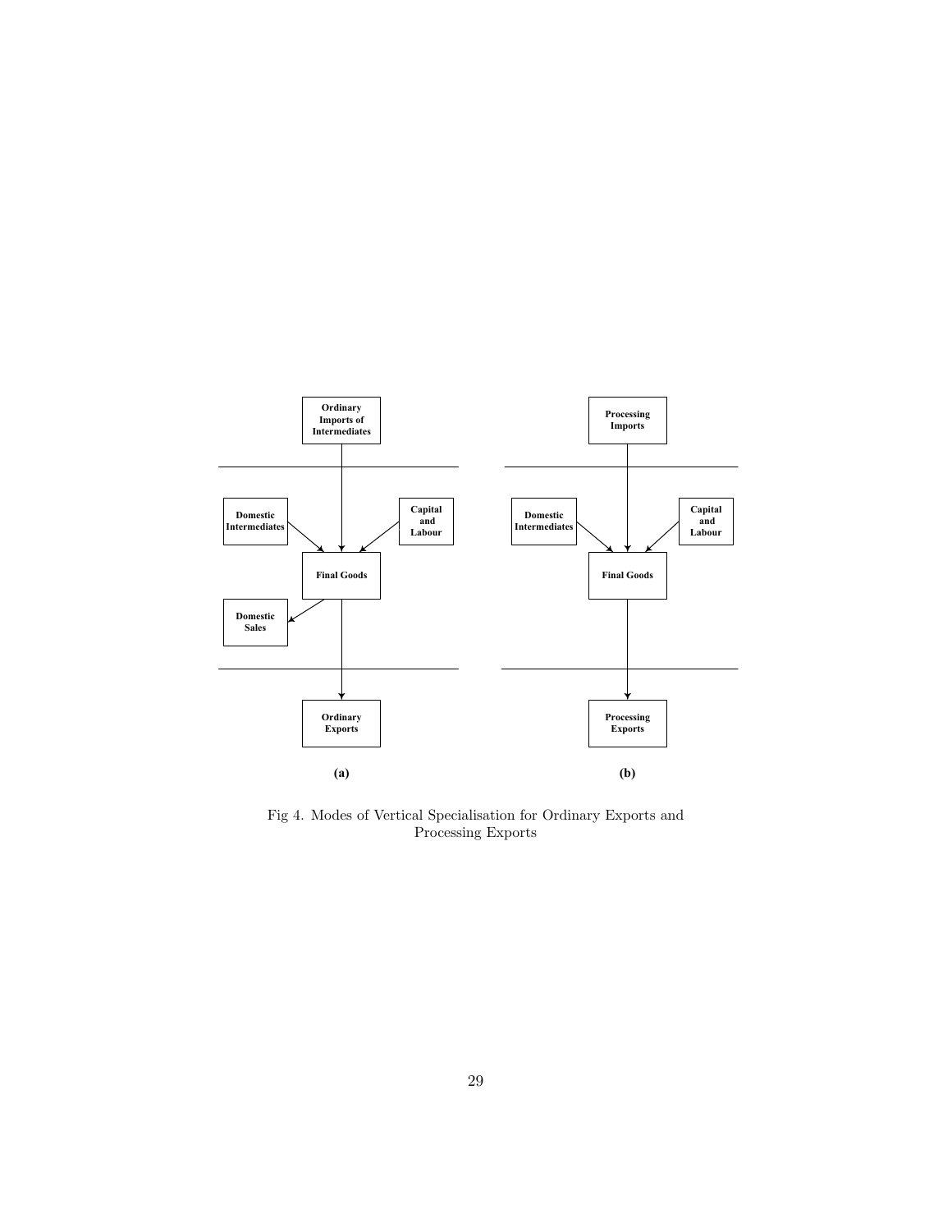Fig 4. Modes of Vertical Specialisation for Ordinary Exports and Processing Exports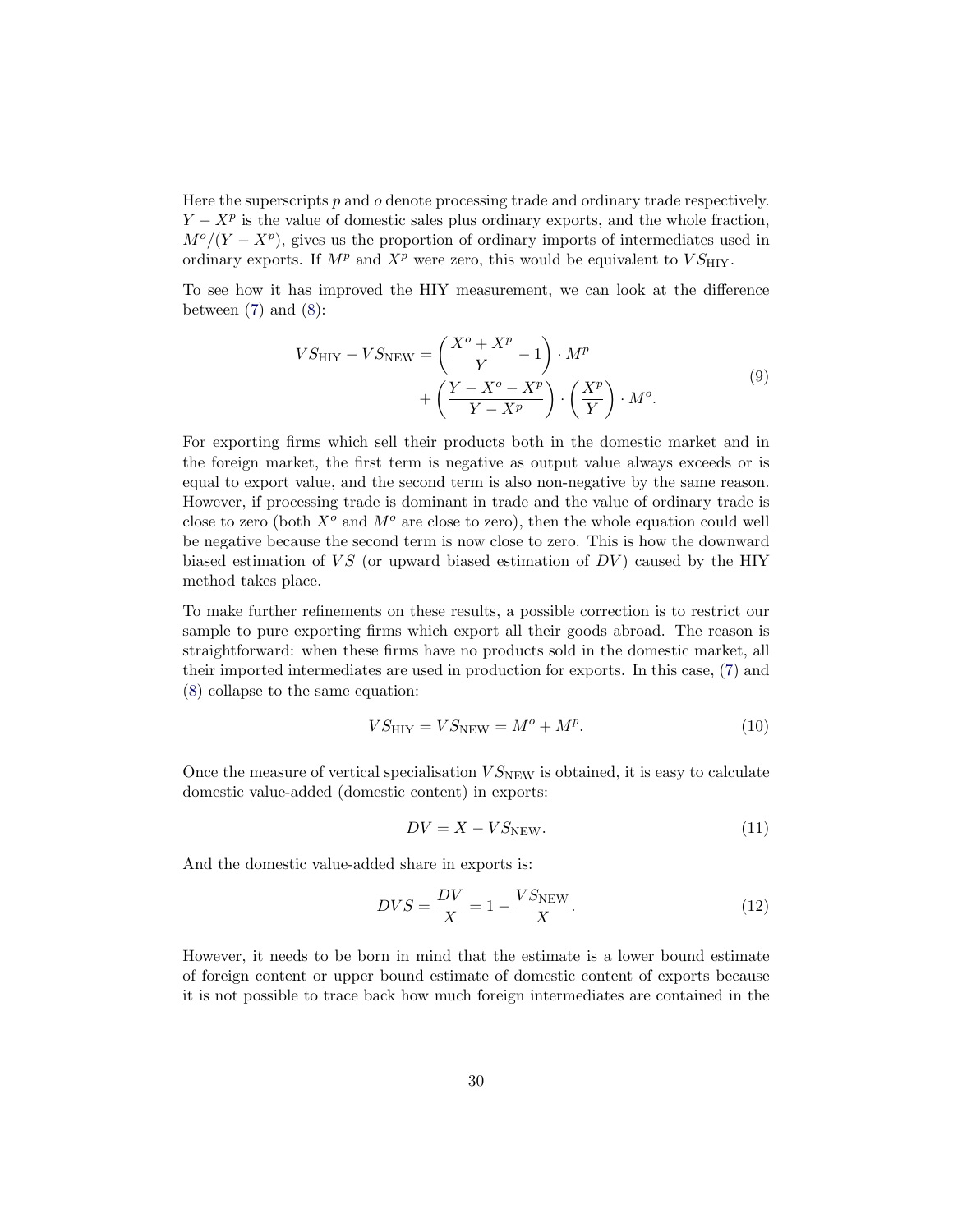Here the superscripts $p$ and $o$ denote processing trade and ordinary trade respectively. $Y - X^p$ is the value of domestic sales plus ordinary exports, and the whole fraction, $M^o/(Y - X^p)$, gives us the proportion of ordinary imports of intermediates used in ordinary exports. If $M^p$ and $X^p$ were zero, this would be equivalent to $VS_{\text{HIY}}$.

To see how it has improved the HIY measurement, we can look at the difference between (7) and (8):

$$
\begin{aligned}
VS_{\text{HIY}} - VS_{\text{NEW}} = & \left( \frac{X^o + X^p}{Y} - 1 \right) \cdot M^p \\
& + \left( \frac{Y - X^o - X^p}{Y - X^p} \right) \cdot \left( \frac{X^p}{Y} \right) \cdot M^o.
\end{aligned}
\tag{9}
$$

For exporting firms which sell their products both in the domestic market and in the foreign market, the first term is negative as output value always exceeds or is equal to export value, and the second term is also non-negative by the same reason. However, if processing trade is dominant in trade and the value of ordinary trade is close to zero (both $X^o$ and $M^o$ are close to zero), then the whole equation could well be negative because the second term is now close to zero. This is how the downward biased estimation of $VS$ (or upward biased estimation of $DV$) caused by the HIY method takes place.

To make further refinements on these results, a possible correction is to restrict our sample to pure exporting firms which export all their goods abroad. The reason is straightforward: when these firms have no products sold in the domestic market, all their imported intermediates are used in production for exports. In this case, (7) and (8) collapse to the same equation:

$$
VS_{\text{HIY}} = VS_{\text{NEW}} = M^o + M^p. \tag{10}
$$

Once the measure of vertical specialisation $VS_{\text{NEW}}$ is obtained, it is easy to calculate domestic value-added (domestic content) in exports:

$$
DV = X - VS_{\text{NEW}}. \tag{11}
$$

And the domestic value-added share in exports is:

$$
DVS = \frac{DV}{X} = 1 - \frac{VS_{\text{NEW}}}{X}. \tag{12}
$$

However, it needs to be born in mind that the estimate is a lower bound estimate of foreign content or upper bound estimate of domestic content of exports because it is not possible to trace back how much foreign intermediates are contained in the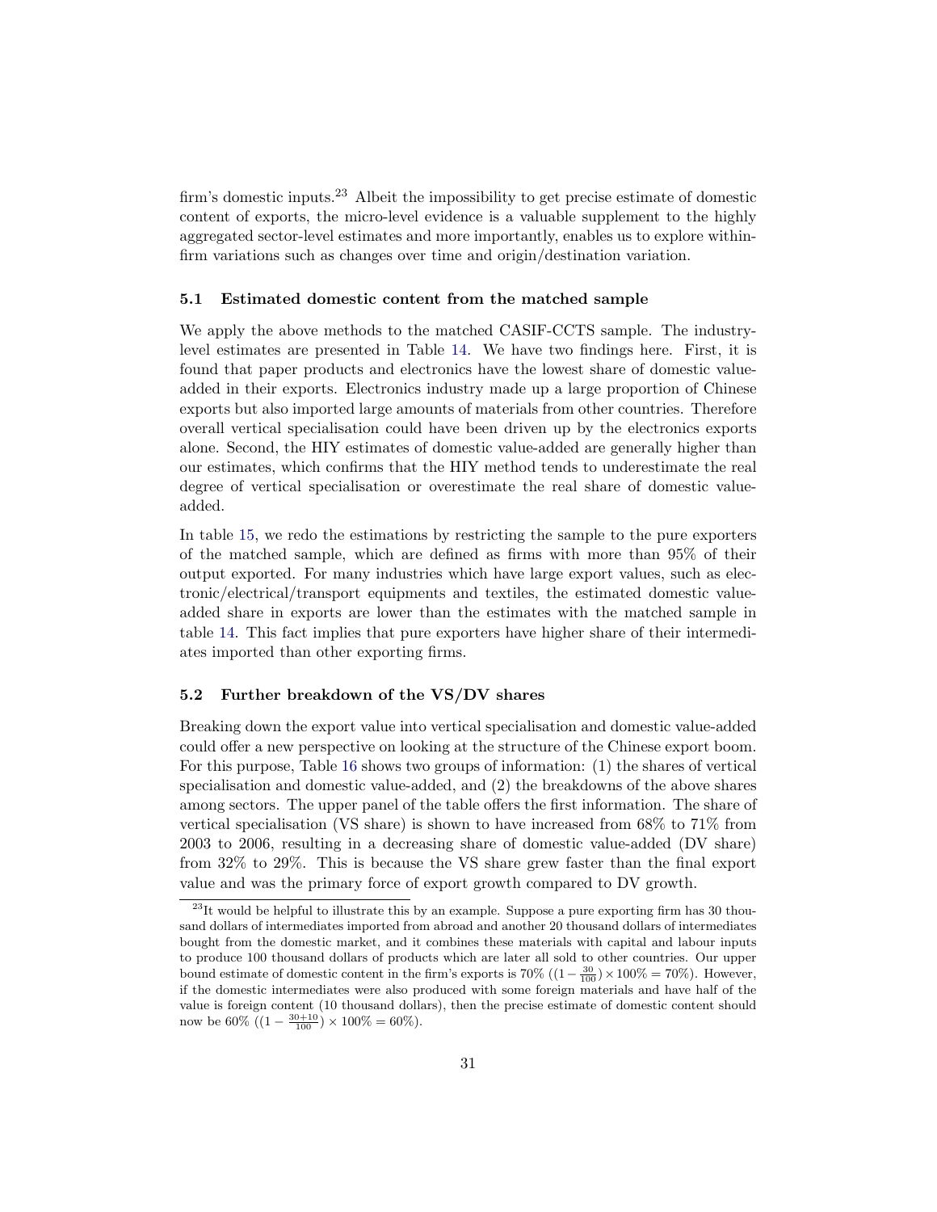firm's domestic inputs.[23] Albeit the impossibility to get precise estimate of domestic content of exports, the micro-level evidence is a valuable supplement to the highly aggregated sector-level estimates and more importantly, enables us to explore within-firm variations such as changes over time and origin/destination variation.

### 5.1 Estimated domestic content from the matched sample

We apply the above methods to the matched CASIF-CCTS sample. The industry-level estimates are presented in Table 14. We have two findings here. First, it is found that paper products and electronics have the lowest share of domestic value-added in their exports. Electronics industry made up a large proportion of Chinese exports but also imported large amounts of materials from other countries. Therefore overall vertical specialisation could have been driven up by the electronics exports alone. Second, the HIY estimates of domestic value-added are generally higher than our estimates, which confirms that the HIY method tends to underestimate the real degree of vertical specialisation or overestimate the real share of domestic value-added.

In table 15, we redo the estimations by restricting the sample to the pure exporters of the matched sample, which are defined as firms with more than 95% of their output exported. For many industries which have large export values, such as electronic/electrical/transport equipments and textiles, the estimated domestic value-added share in exports are lower than the estimates with the matched sample in table 14. This fact implies that pure exporters have higher share of their intermediates imported than other exporting firms.

### 5.2 Further breakdown of the VS/DV shares

Breaking down the export value into vertical specialisation and domestic value-added could offer a new perspective on looking at the structure of the Chinese export boom. For this purpose, Table 16 shows two groups of information: (1) the shares of vertical specialisation and domestic value-added, and (2) the breakdowns of the above shares among sectors. The upper panel of the table offers the first information. The share of vertical specialisation (VS share) is shown to have increased from 68% to 71% from 2003 to 2006, resulting in a decreasing share of domestic value-added (DV share) from 32% to 29%. This is because the VS share grew faster than the final export value and was the primary force of export growth compared to DV growth.

---

[23] It would be helpful to illustrate this by an example. Suppose a pure exporting firm has 30 thousand dollars of intermediates imported from abroad and another 20 thousand dollars of intermediates bought from the domestic market, and it combines these materials with capital and labour inputs to produce 100 thousand dollars of products which are later all sold to other countries. Our upper bound estimate of domestic content in the firm's exports is 70% ($(1 - \frac{30}{100}) \times 100\% = 70\%$). However, if the domestic intermediates were also produced with some foreign materials and have half of the value is foreign content (10 thousand dollars), then the precise estimate of domestic content should now be 60% ($(1 - \frac{30+10}{100}) \times 100\% = 60\%$).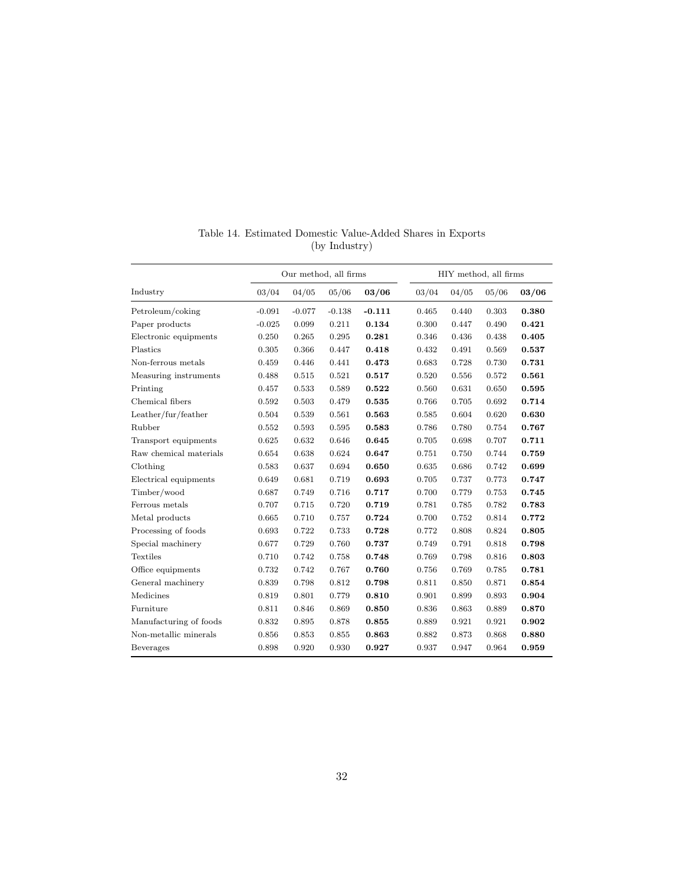Table 14. Estimated Domestic Value-Added Shares in Exports (by Industry)

| | Our method, all firms | | | | HIY method, all firms | | | |
|---|---|---|---|---|---|---|---|---|
| Industry | 03/04 | 04/05 | 05/06 | **03/06** | 03/04 | 04/05 | 05/06 | **03/06** |
| Petroleum/coking | -0.091 | -0.077 | -0.138 | **-0.111** | 0.465 | 0.440 | 0.303 | **0.380** |
| Paper products | -0.025 | 0.099 | 0.211 | **0.134** | 0.300 | 0.447 | 0.490 | **0.421** |
| Electronic equipments | 0.250 | 0.265 | 0.295 | **0.281** | 0.346 | 0.436 | 0.438 | **0.405** |
| Plastics | 0.305 | 0.366 | 0.447 | **0.418** | 0.432 | 0.491 | 0.569 | **0.537** |
| Non-ferrous metals | 0.459 | 0.446 | 0.441 | **0.473** | 0.683 | 0.728 | 0.730 | **0.731** |
| Measuring instruments | 0.488 | 0.515 | 0.521 | **0.517** | 0.520 | 0.556 | 0.572 | **0.561** |
| Printing | 0.457 | 0.533 | 0.589 | **0.522** | 0.560 | 0.631 | 0.650 | **0.595** |
| Chemical fibers | 0.592 | 0.503 | 0.479 | **0.535** | 0.766 | 0.705 | 0.692 | **0.714** |
| Leather/fur/feather | 0.504 | 0.539 | 0.561 | **0.563** | 0.585 | 0.604 | 0.620 | **0.630** |
| Rubber | 0.552 | 0.593 | 0.595 | **0.583** | 0.786 | 0.780 | 0.754 | **0.767** |
| Transport equipments | 0.625 | 0.632 | 0.646 | **0.645** | 0.705 | 0.698 | 0.707 | **0.711** |
| Raw chemical materials | 0.654 | 0.638 | 0.624 | **0.647** | 0.751 | 0.750 | 0.744 | **0.759** |
| Clothing | 0.583 | 0.637 | 0.694 | **0.650** | 0.635 | 0.686 | 0.742 | **0.699** |
| Electrical equipments | 0.649 | 0.681 | 0.719 | **0.693** | 0.705 | 0.737 | 0.773 | **0.747** |
| Timber/wood | 0.687 | 0.749 | 0.716 | **0.717** | 0.700 | 0.779 | 0.753 | **0.745** |
| Ferrous metals | 0.707 | 0.715 | 0.720 | **0.719** | 0.781 | 0.785 | 0.782 | **0.783** |
| Metal products | 0.665 | 0.710 | 0.757 | **0.724** | 0.700 | 0.752 | 0.814 | **0.772** |
| Processing of foods | 0.693 | 0.722 | 0.733 | **0.728** | 0.772 | 0.808 | 0.824 | **0.805** |
| Special machinery | 0.677 | 0.729 | 0.760 | **0.737** | 0.749 | 0.791 | 0.818 | **0.798** |
| Textiles | 0.710 | 0.742 | 0.758 | **0.748** | 0.769 | 0.798 | 0.816 | **0.803** |
| Office equipments | 0.732 | 0.742 | 0.767 | **0.760** | 0.756 | 0.769 | 0.785 | **0.781** |
| General machinery | 0.839 | 0.798 | 0.812 | **0.798** | 0.811 | 0.850 | 0.871 | **0.854** |
| Medicines | 0.819 | 0.801 | 0.779 | **0.810** | 0.901 | 0.899 | 0.893 | **0.904** |
| Furniture | 0.811 | 0.846 | 0.869 | **0.850** | 0.836 | 0.863 | 0.889 | **0.870** |
| Manufacturing of foods | 0.832 | 0.895 | 0.878 | **0.855** | 0.889 | 0.921 | 0.921 | **0.902** |
| Non-metallic minerals | 0.856 | 0.853 | 0.855 | **0.863** | 0.882 | 0.873 | 0.868 | **0.880** |
| Beverages | 0.898 | 0.920 | 0.930 | **0.927** | 0.937 | 0.947 | 0.964 | **0.959** |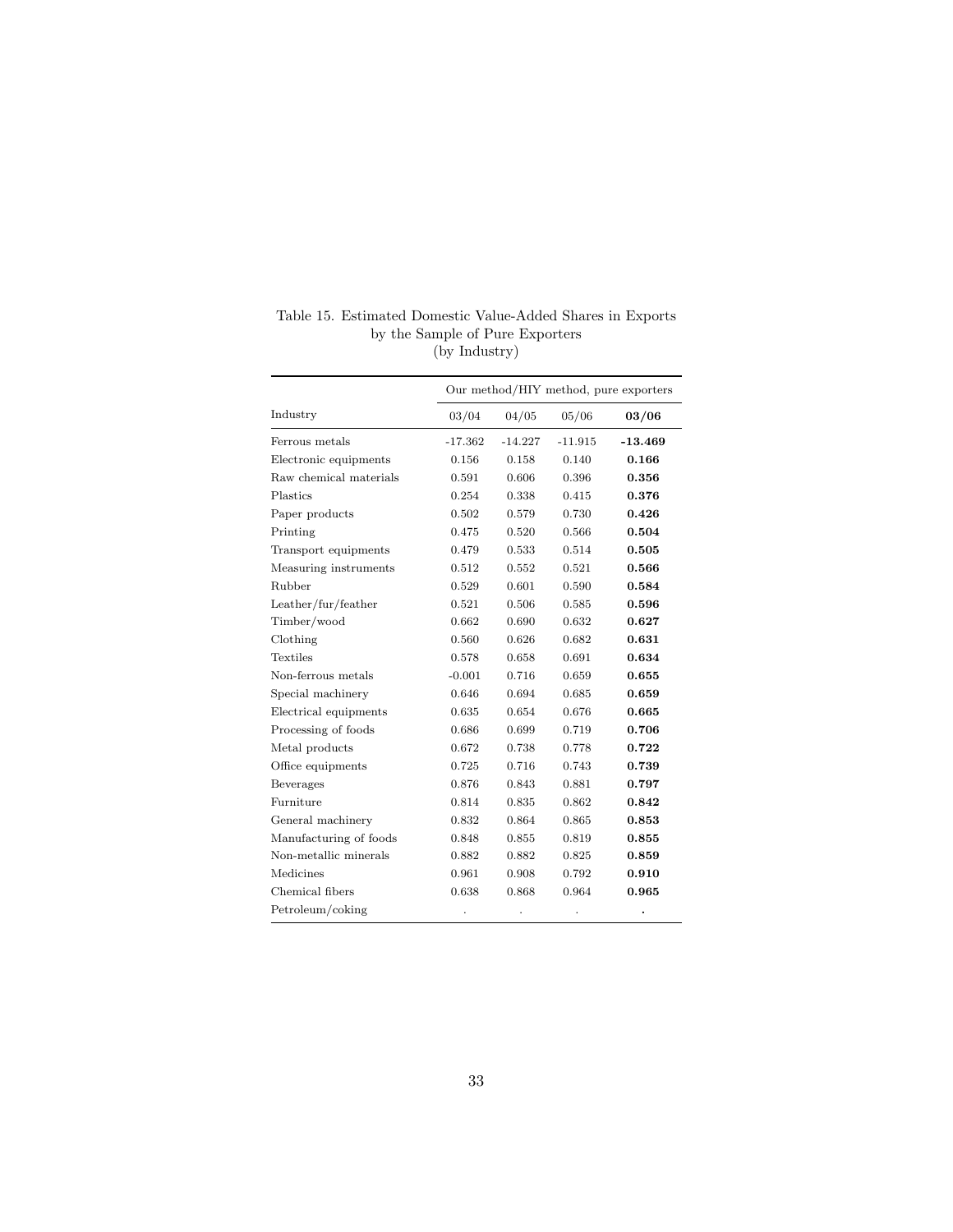Table 15. Estimated Domestic Value-Added Shares in Exports by the Sample of Pure Exporters (by Industry)

| | Our method/HIY method, pure exporters | | | |
|---|---|---|---|---|
| Industry | 03/04 | 04/05 | 05/06 | **03/06** |
| Ferrous metals | -17.362 | -14.227 | -11.915 | **-13.469** |
| Electronic equipments | 0.156 | 0.158 | 0.140 | **0.166** |
| Raw chemical materials | 0.591 | 0.606 | 0.396 | **0.356** |
| Plastics | 0.254 | 0.338 | 0.415 | **0.376** |
| Paper products | 0.502 | 0.579 | 0.730 | **0.426** |
| Printing | 0.475 | 0.520 | 0.566 | **0.504** |
| Transport equipments | 0.479 | 0.533 | 0.514 | **0.505** |
| Measuring instruments | 0.512 | 0.552 | 0.521 | **0.566** |
| Rubber | 0.529 | 0.601 | 0.590 | **0.584** |
| Leather/fur/feather | 0.521 | 0.506 | 0.585 | **0.596** |
| Timber/wood | 0.662 | 0.690 | 0.632 | **0.627** |
| Clothing | 0.560 | 0.626 | 0.682 | **0.631** |
| Textiles | 0.578 | 0.658 | 0.691 | **0.634** |
| Non-ferrous metals | -0.001 | 0.716 | 0.659 | **0.655** |
| Special machinery | 0.646 | 0.694 | 0.685 | **0.659** |
| Electrical equipments | 0.635 | 0.654 | 0.676 | **0.665** |
| Processing of foods | 0.686 | 0.699 | 0.719 | **0.706** |
| Metal products | 0.672 | 0.738 | 0.778 | **0.722** |
| Office equipments | 0.725 | 0.716 | 0.743 | **0.739** |
| Beverages | 0.876 | 0.843 | 0.881 | **0.797** |
| Furniture | 0.814 | 0.835 | 0.862 | **0.842** |
| General machinery | 0.832 | 0.864 | 0.865 | **0.853** |
| Manufacturing of foods | 0.848 | 0.855 | 0.819 | **0.855** |
| Non-metallic minerals | 0.882 | 0.882 | 0.825 | **0.859** |
| Medicines | 0.961 | 0.908 | 0.792 | **0.910** |
| Chemical fibers | 0.638 | 0.868 | 0.964 | **0.965** |
| Petroleum/coking | . | . | . | **.** |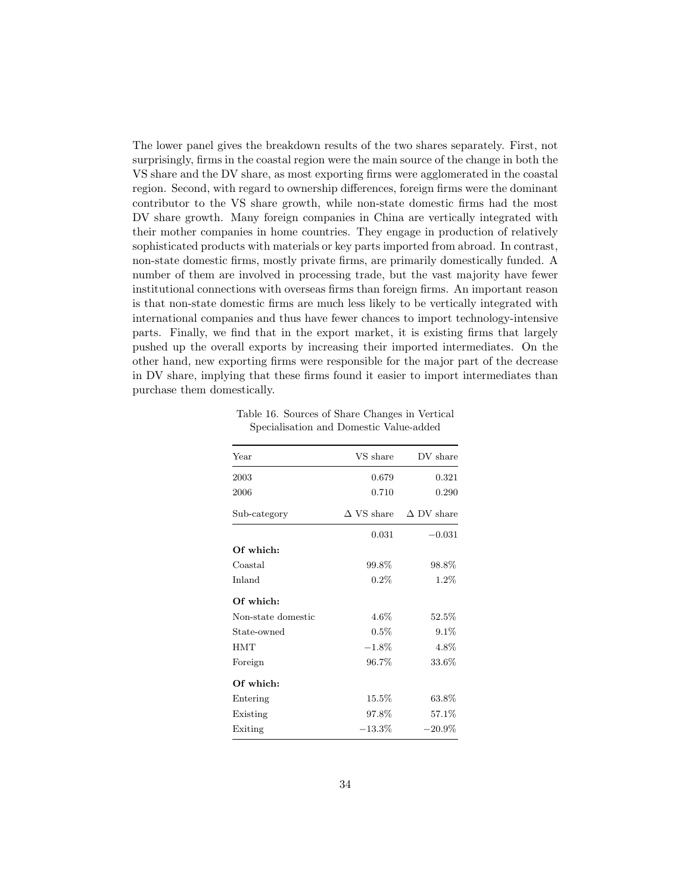The lower panel gives the breakdown results of the two shares separately. First, not surprisingly, firms in the coastal region were the main source of the change in both the VS share and the DV share, as most exporting firms were agglomerated in the coastal region. Second, with regard to ownership differences, foreign firms were the dominant contributor to the VS share growth, while non-state domestic firms had the most DV share growth. Many foreign companies in China are vertically integrated with their mother companies in home countries. They engage in production of relatively sophisticated products with materials or key parts imported from abroad. In contrast, non-state domestic firms, mostly private firms, are primarily domestically funded. A number of them are involved in processing trade, but the vast majority have fewer institutional connections with overseas firms than foreign firms. An important reason is that non-state domestic firms are much less likely to be vertically integrated with international companies and thus have fewer chances to import technology-intensive parts. Finally, we find that in the export market, it is existing firms that largely pushed up the overall exports by increasing their imported intermediates. On the other hand, new exporting firms were responsible for the major part of the decrease in DV share, implying that these firms found it easier to import intermediates than purchase them domestically.

Table 16. Sources of Share Changes in Vertical Specialisation and Domestic Value-added

| Year | VS share | DV share |
|---|---|---|
| 2003 | 0.679 | 0.321 |
| 2006 | 0.710 | 0.290 |
| Sub-category | $\Delta$ VS share | $\Delta$ DV share |
| | 0.031 | $-0.031$ |
| **Of which:** | | |
| Coastal | 99.8% | 98.8% |
| Inland | 0.2% | 1.2% |
| **Of which:** | | |
| Non-state domestic | 4.6% | 52.5% |
| State-owned | 0.5% | 9.1% |
| HMT | $-1.8$% | 4.8% |
| Foreign | 96.7% | 33.6% |
| **Of which:** | | |
| Entering | 15.5% | 63.8% |
| Existing | 97.8% | 57.1% |
| Exiting | $-13.3$% | $-20.9$% |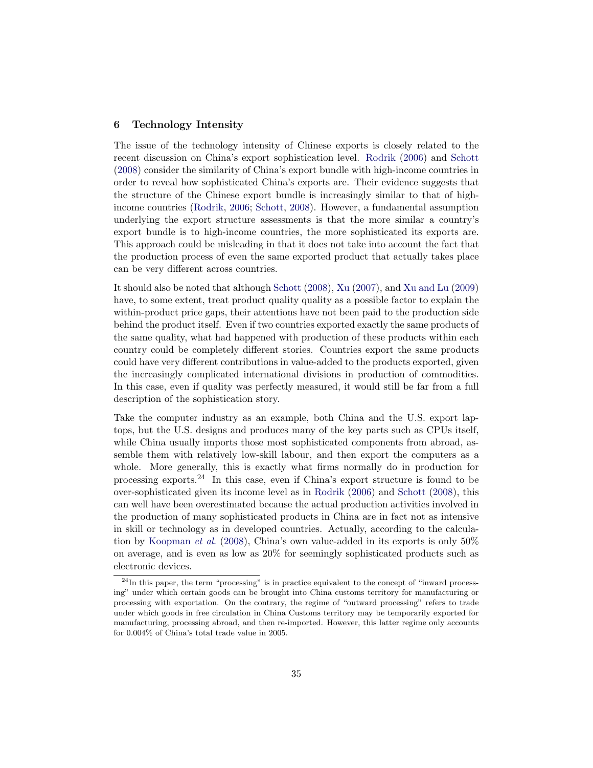## 6 Technology Intensity

The issue of the technology intensity of Chinese exports is closely related to the recent discussion on China's export sophistication level. Rodrik (2006) and Schott (2008) consider the similarity of China's export bundle with high-income countries in order to reveal how sophisticated China's exports are. Their evidence suggests that the structure of the Chinese export bundle is increasingly similar to that of high-income countries (Rodrik, 2006; Schott, 2008). However, a fundamental assumption underlying the export structure assessments is that the more similar a country's export bundle is to high-income countries, the more sophisticated its exports are. This approach could be misleading in that it does not take into account the fact that the production process of even the same exported product that actually takes place can be very different across countries.

It should also be noted that although Schott (2008), Xu (2007), and Xu and Lu (2009) have, to some extent, treat product quality quality as a possible factor to explain the within-product price gaps, their attentions have not been paid to the production side behind the product itself. Even if two countries exported exactly the same products of the same quality, what had happened with production of these products within each country could be completely different stories. Countries export the same products could have very different contributions in value-added to the products exported, given the increasingly complicated international divisions in production of commodities. In this case, even if quality was perfectly measured, it would still be far from a full description of the sophistication story.

Take the computer industry as an example, both China and the U.S. export laptops, but the U.S. designs and produces many of the key parts such as CPUs itself, while China usually imports those most sophisticated components from abroad, assemble them with relatively low-skill labour, and then export the computers as a whole. More generally, this is exactly what firms normally do in production for processing exports.[24] In this case, even if China's export structure is found to be over-sophisticated given its income level as in Rodrik (2006) and Schott (2008), this can well have been overestimated because the actual production activities involved in the production of many sophisticated products in China are in fact not as intensive in skill or technology as in developed countries. Actually, according to the calculation by Koopman *et al*. (2008), China's own value-added in its exports is only 50% on average, and is even as low as 20% for seemingly sophisticated products such as electronic devices.

[24] In this paper, the term "processing" is in practice equivalent to the concept of "inward processing" under which certain goods can be brought into China customs territory for manufacturing or processing with exportation. On the contrary, the regime of "outward processing" refers to trade under which goods in free circulation in China Customs territory may be temporarily exported for manufacturing, processing abroad, and then re-imported. However, this latter regime only accounts for 0.004% of China's total trade value in 2005.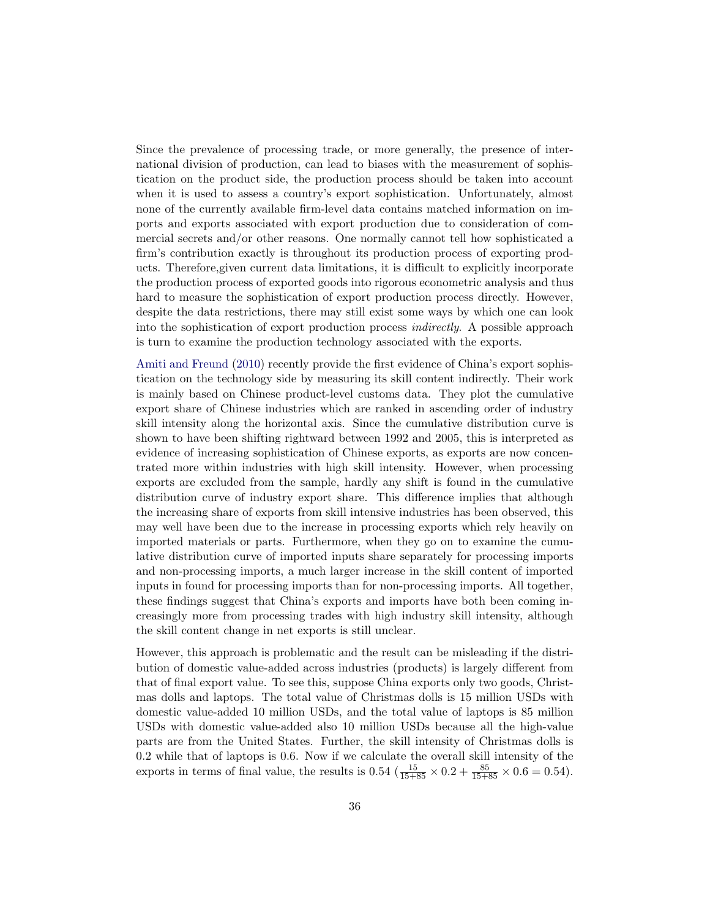Since the prevalence of processing trade, or more generally, the presence of international division of production, can lead to biases with the measurement of sophistication on the product side, the production process should be taken into account when it is used to assess a country's export sophistication. Unfortunately, almost none of the currently available firm-level data contains matched information on imports and exports associated with export production due to consideration of commercial secrets and/or other reasons. One normally cannot tell how sophisticated a firm's contribution exactly is throughout its production process of exporting products. Therefore,given current data limitations, it is difficult to explicitly incorporate the production process of exported goods into rigorous econometric analysis and thus hard to measure the sophistication of export production process directly. However, despite the data restrictions, there may still exist some ways by which one can look into the sophistication of export production process *indirectly*. A possible approach is turn to examine the production technology associated with the exports.

Amiti and Freund (2010) recently provide the first evidence of China's export sophistication on the technology side by measuring its skill content indirectly. Their work is mainly based on Chinese product-level customs data. They plot the cumulative export share of Chinese industries which are ranked in ascending order of industry skill intensity along the horizontal axis. Since the cumulative distribution curve is shown to have been shifting rightward between 1992 and 2005, this is interpreted as evidence of increasing sophistication of Chinese exports, as exports are now concentrated more within industries with high skill intensity. However, when processing exports are excluded from the sample, hardly any shift is found in the cumulative distribution curve of industry export share. This difference implies that although the increasing share of exports from skill intensive industries has been observed, this may well have been due to the increase in processing exports which rely heavily on imported materials or parts. Furthermore, when they go on to examine the cumulative distribution curve of imported inputs share separately for processing imports and non-processing imports, a much larger increase in the skill content of imported inputs in found for processing imports than for non-processing imports. All together, these findings suggest that China's exports and imports have both been coming increasingly more from processing trades with high industry skill intensity, although the skill content change in net exports is still unclear.

However, this approach is problematic and the result can be misleading if the distribution of domestic value-added across industries (products) is largely different from that of final export value. To see this, suppose China exports only two goods, Christmas dolls and laptops. The total value of Christmas dolls is 15 million USDs with domestic value-added 10 million USDs, and the total value of laptops is 85 million USDs with domestic value-added also 10 million USDs because all the high-value parts are from the United States. Further, the skill intensity of Christmas dolls is 0.2 while that of laptops is 0.6. Now if we calculate the overall skill intensity of the exports in terms of final value, the results is 0.54 ($\frac{15}{15+85} \times 0.2 + \frac{85}{15+85} \times 0.6 = 0.54$).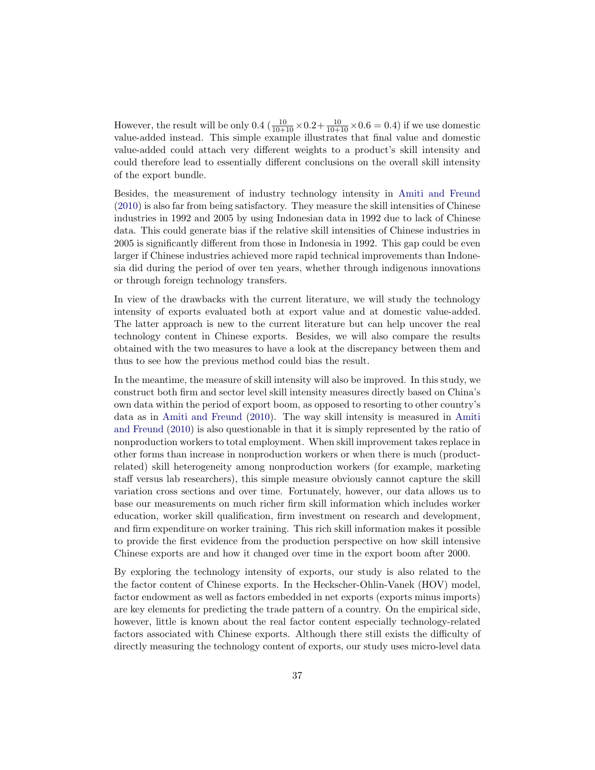However, the result will be only 0.4 ($\frac{10}{10+10} \times 0.2 + \frac{10}{10+10} \times 0.6 = 0.4$) if we use domestic value-added instead. This simple example illustrates that final value and domestic value-added could attach very different weights to a product's skill intensity and could therefore lead to essentially different conclusions on the overall skill intensity of the export bundle.

Besides, the measurement of industry technology intensity in Amiti and Freund (2010) is also far from being satisfactory. They measure the skill intensities of Chinese industries in 1992 and 2005 by using Indonesian data in 1992 due to lack of Chinese data. This could generate bias if the relative skill intensities of Chinese industries in 2005 is significantly different from those in Indonesia in 1992. This gap could be even larger if Chinese industries achieved more rapid technical improvements than Indonesia did during the period of over ten years, whether through indigenous innovations or through foreign technology transfers.

In view of the drawbacks with the current literature, we will study the technology intensity of exports evaluated both at export value and at domestic value-added. The latter approach is new to the current literature but can help uncover the real technology content in Chinese exports. Besides, we will also compare the results obtained with the two measures to have a look at the discrepancy between them and thus to see how the previous method could bias the result.

In the meantime, the measure of skill intensity will also be improved. In this study, we construct both firm and sector level skill intensity measures directly based on China's own data within the period of export boom, as opposed to resorting to other country's data as in Amiti and Freund (2010). The way skill intensity is measured in Amiti and Freund (2010) is also questionable in that it is simply represented by the ratio of nonproduction workers to total employment. When skill improvement takes replace in other forms than increase in nonproduction workers or when there is much (product-related) skill heterogeneity among nonproduction workers (for example, marketing staff versus lab researchers), this simple measure obviously cannot capture the skill variation cross sections and over time. Fortunately, however, our data allows us to base our measurements on much richer firm skill information which includes worker education, worker skill qualification, firm investment on research and development, and firm expenditure on worker training. This rich skill information makes it possible to provide the first evidence from the production perspective on how skill intensive Chinese exports are and how it changed over time in the export boom after 2000.

By exploring the technology intensity of exports, our study is also related to the the factor content of Chinese exports. In the Heckscher-Ohlin-Vanek (HOV) model, factor endowment as well as factors embedded in net exports (exports minus imports) are key elements for predicting the trade pattern of a country. On the empirical side, however, little is known about the real factor content especially technology-related factors associated with Chinese exports. Although there still exists the difficulty of directly measuring the technology content of exports, our study uses micro-level data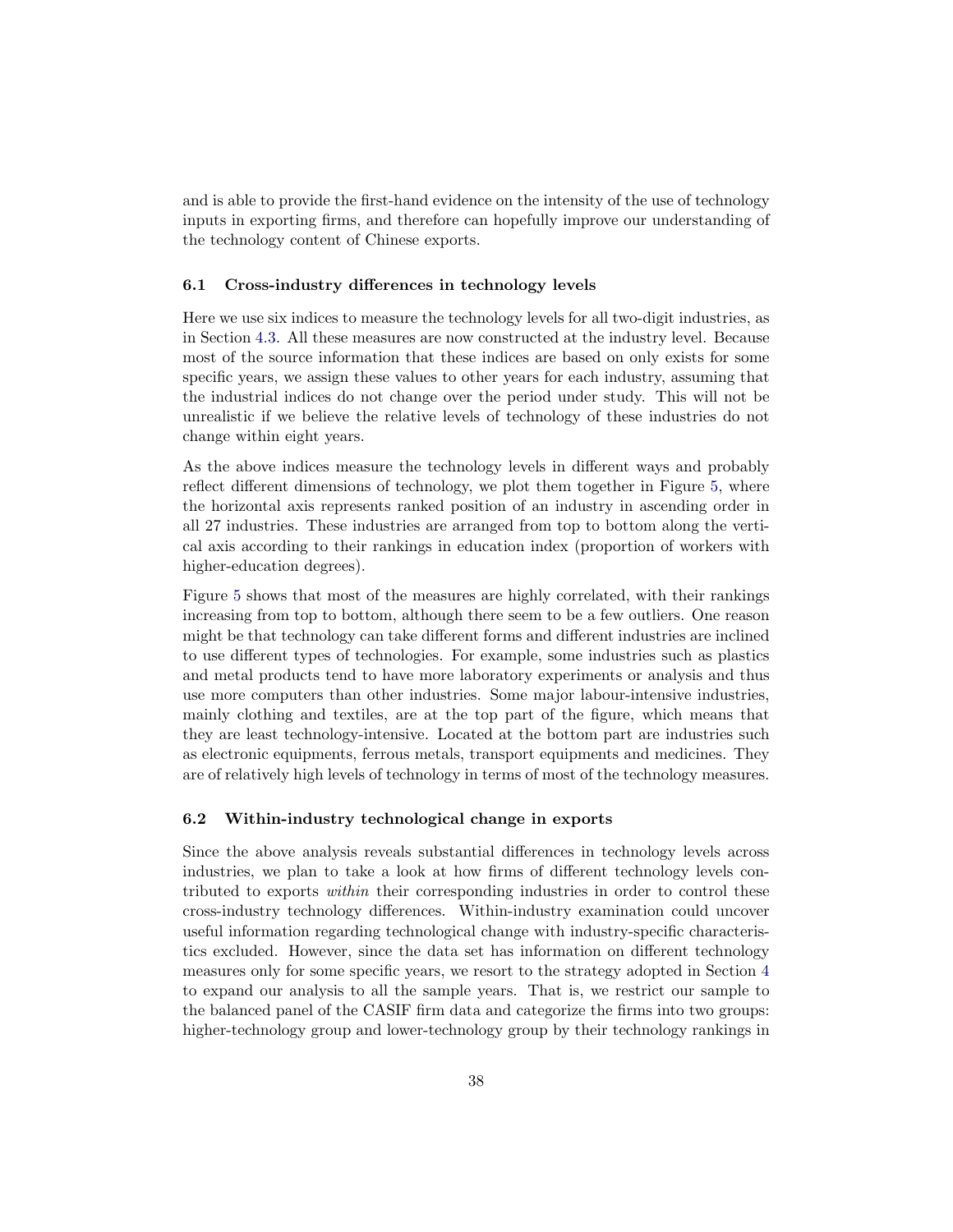and is able to provide the first-hand evidence on the intensity of the use of technology inputs in exporting firms, and therefore can hopefully improve our understanding of the technology content of Chinese exports.

### 6.1 Cross-industry differences in technology levels

Here we use six indices to measure the technology levels for all two-digit industries, as in Section 4.3. All these measures are now constructed at the industry level. Because most of the source information that these indices are based on only exists for some specific years, we assign these values to other years for each industry, assuming that the industrial indices do not change over the period under study. This will not be unrealistic if we believe the relative levels of technology of these industries do not change within eight years.

As the above indices measure the technology levels in different ways and probably reflect different dimensions of technology, we plot them together in Figure 5, where the horizontal axis represents ranked position of an industry in ascending order in all 27 industries. These industries are arranged from top to bottom along the vertical axis according to their rankings in education index (proportion of workers with higher-education degrees).

Figure 5 shows that most of the measures are highly correlated, with their rankings increasing from top to bottom, although there seem to be a few outliers. One reason might be that technology can take different forms and different industries are inclined to use different types of technologies. For example, some industries such as plastics and metal products tend to have more laboratory experiments or analysis and thus use more computers than other industries. Some major labour-intensive industries, mainly clothing and textiles, are at the top part of the figure, which means that they are least technology-intensive. Located at the bottom part are industries such as electronic equipments, ferrous metals, transport equipments and medicines. They are of relatively high levels of technology in terms of most of the technology measures.

### 6.2 Within-industry technological change in exports

Since the above analysis reveals substantial differences in technology levels across industries, we plan to take a look at how firms of different technology levels contributed to exports *within* their corresponding industries in order to control these cross-industry technology differences. Within-industry examination could uncover useful information regarding technological change with industry-specific characteristics excluded. However, since the data set has information on different technology measures only for some specific years, we resort to the strategy adopted in Section 4 to expand our analysis to all the sample years. That is, we restrict our sample to the balanced panel of the CASIF firm data and categorize the firms into two groups: higher-technology group and lower-technology group by their technology rankings in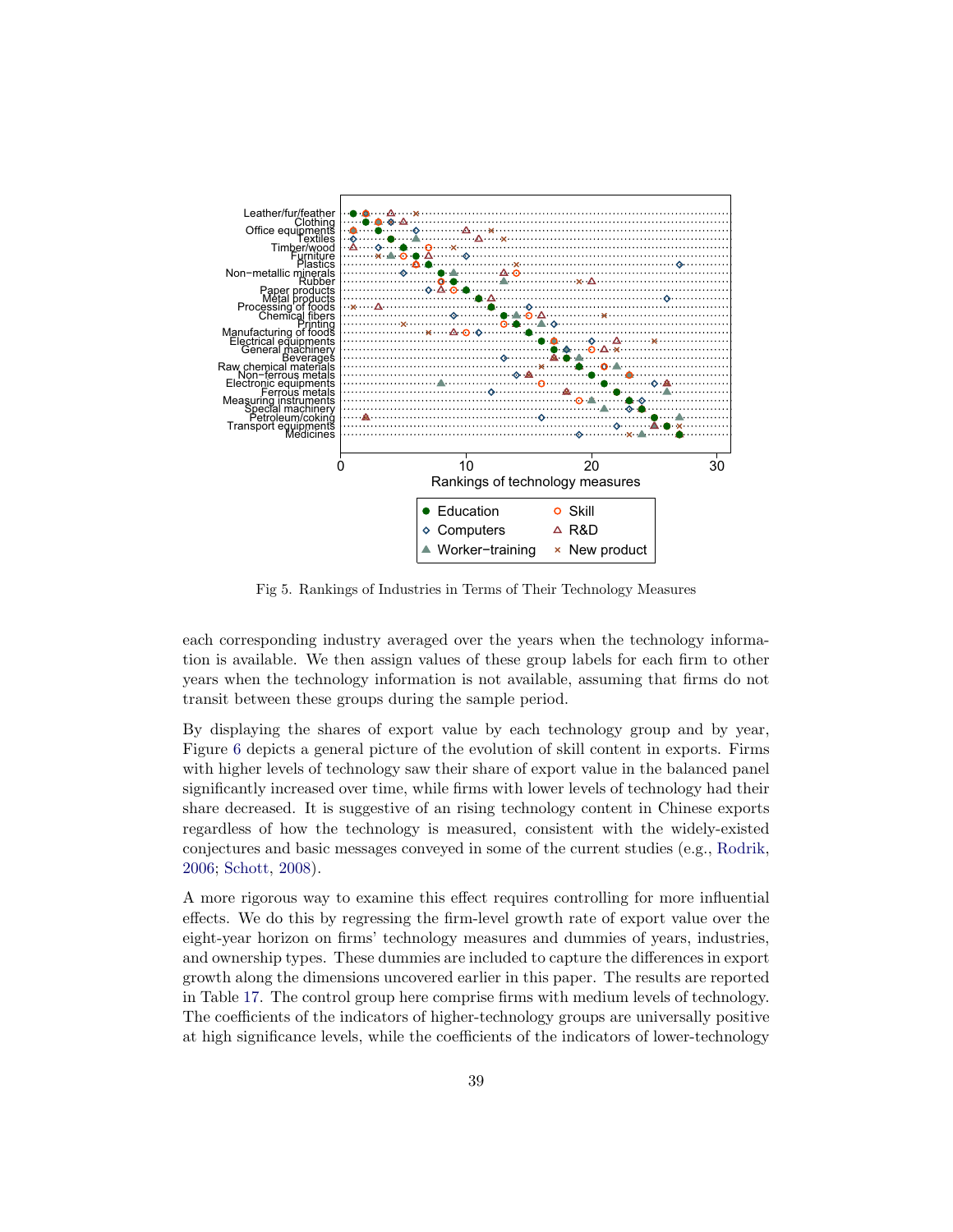Fig 5. Rankings of Industries in Terms of Their Technology Measures

each corresponding industry averaged over the years when the technology information is available. We then assign values of these group labels for each firm to other years when the technology information is not available, assuming that firms do not transit between these groups during the sample period.

By displaying the shares of export value by each technology group and by year, Figure 6 depicts a general picture of the evolution of skill content in exports. Firms with higher levels of technology saw their share of export value in the balanced panel significantly increased over time, while firms with lower levels of technology had their share decreased. It is suggestive of an rising technology content in Chinese exports regardless of how the technology is measured, consistent with the widely-existed conjectures and basic messages conveyed in some of the current studies (e.g., Rodrik, 2006; Schott, 2008).

A more rigorous way to examine this effect requires controlling for more influential effects. We do this by regressing the firm-level growth rate of export value over the eight-year horizon on firms' technology measures and dummies of years, industries, and ownership types. These dummies are included to capture the differences in export growth along the dimensions uncovered earlier in this paper. The results are reported in Table 17. The control group here comprise firms with medium levels of technology. The coefficients of the indicators of higher-technology groups are universally positive at high significance levels, while the coefficients of the indicators of lower-technology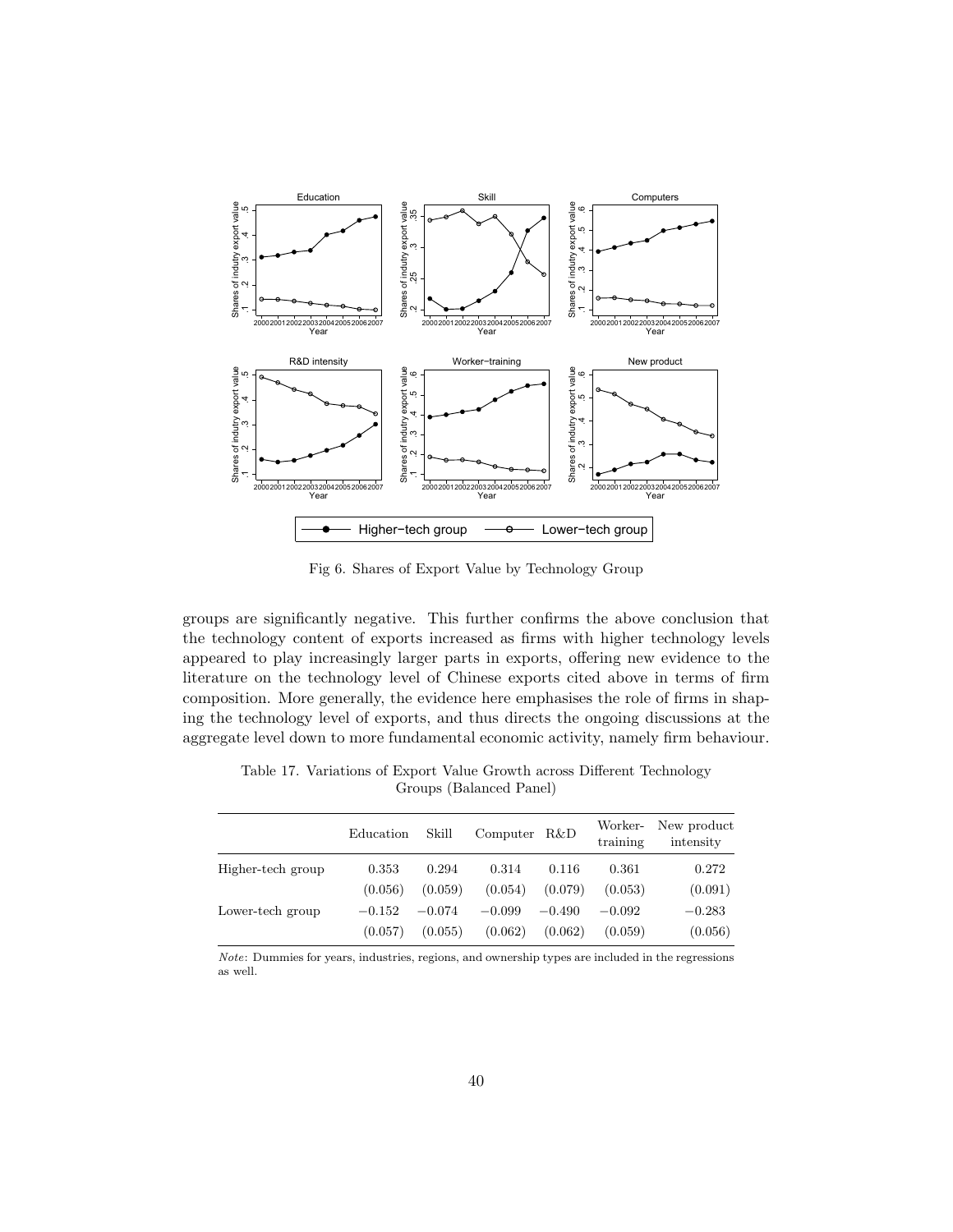Fig 6. Shares of Export Value by Technology Group

groups are significantly negative. This further confirms the above conclusion that the technology content of exports increased as firms with higher technology levels appeared to play increasingly larger parts in exports, offering new evidence to the literature on the technology level of Chinese exports cited above in terms of firm composition. More generally, the evidence here emphasises the role of firms in shaping the technology level of exports, and thus directs the ongoing discussions at the aggregate level down to more fundamental economic activity, namely firm behaviour.

Table 17. Variations of Export Value Growth across Different Technology Groups (Balanced Panel)

| | Education | Skill | Computer | R&D | Worker-training | New product intensity |
|---|---|---|---|---|---|---|
| Higher-tech group | 0.353 | 0.294 | 0.314 | 0.116 | 0.361 | 0.272 |
| | (0.056) | (0.059) | (0.054) | (0.079) | (0.053) | (0.091) |
| Lower-tech group | −0.152 | −0.074 | −0.099 | −0.490 | −0.092 | −0.283 |
| | (0.057) | (0.055) | (0.062) | (0.062) | (0.059) | (0.056) |

*Note*: Dummies for years, industries, regions, and ownership types are included in the regressions as well.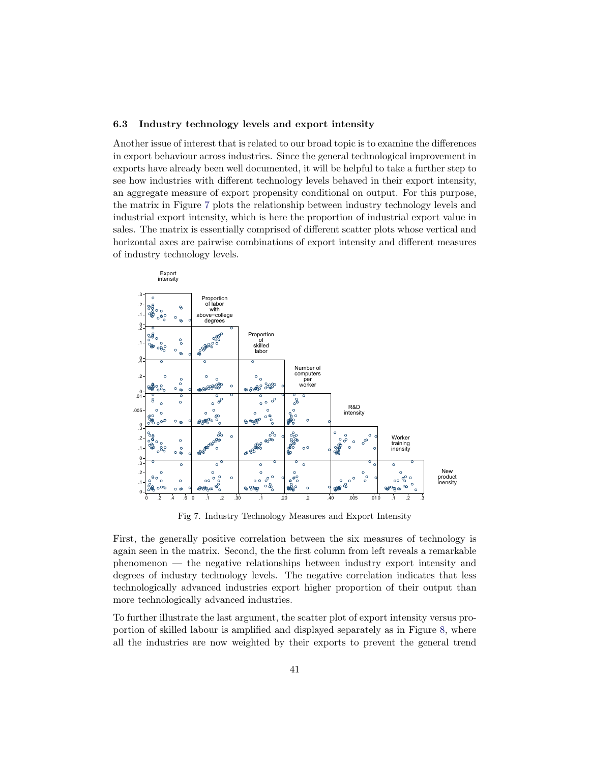### 6.3 Industry technology levels and export intensity

Another issue of interest that is related to our broad topic is to examine the differences in export behaviour across industries. Since the general technological improvement in exports have already been well documented, it will be helpful to take a further step to see how industries with different technology levels behaved in their export intensity, an aggregate measure of export propensity conditional on output. For this purpose, the matrix in Figure 7 plots the relationship between industry technology levels and industrial export intensity, which is here the proportion of industrial export value in sales. The matrix is essentially comprised of different scatter plots whose vertical and horizontal axes are pairwise combinations of export intensity and different measures of industry technology levels.

Fig 7. Industry Technology Measures and Export Intensity

First, the generally positive correlation between the six measures of technology is again seen in the matrix. Second, the the first column from left reveals a remarkable phenomenon — the negative relationships between industry export intensity and degrees of industry technology levels. The negative correlation indicates that less technologically advanced industries export higher proportion of their output than more technologically advanced industries.

To further illustrate the last argument, the scatter plot of export intensity versus proportion of skilled labour is amplified and displayed separately as in Figure 8, where all the industries are now weighted by their exports to prevent the general trend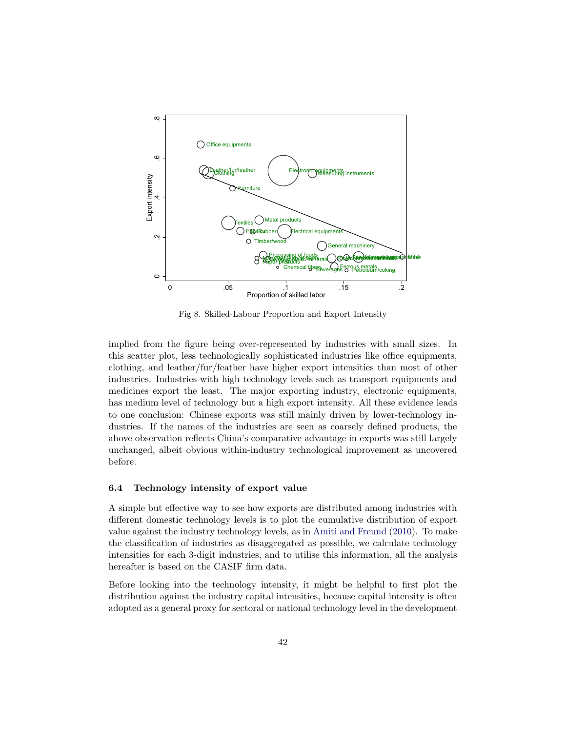Fig 8. Skilled-Labour Proportion and Export Intensity

implied from the figure being over-represented by industries with small sizes. In this scatter plot, less technologically sophisticated industries like office equipments, clothing, and leather/fur/feather have higher export intensities than most of other industries. Industries with high technology levels such as transport equipments and medicines export the least. The major exporting industry, electronic equipments, has medium level of technology but a high export intensity. All these evidence leads to one conclusion: Chinese exports was still mainly driven by lower-technology industries. If the names of the industries are seen as coarsely defined products, the above observation reflects China's comparative advantage in exports was still largely unchanged, albeit obvious within-industry technological improvement as uncovered before.

### 6.4 Technology intensity of export value

A simple but effective way to see how exports are distributed among industries with different domestic technology levels is to plot the cumulative distribution of export value against the industry technology levels, as in Amiti and Freund (2010). To make the classification of industries as disaggregated as possible, we calculate technology intensities for each 3-digit industries, and to utilise this information, all the analysis hereafter is based on the CASIF firm data.

Before looking into the technology intensity, it might be helpful to first plot the distribution against the industry capital intensities, because capital intensity is often adopted as a general proxy for sectoral or national technology level in the development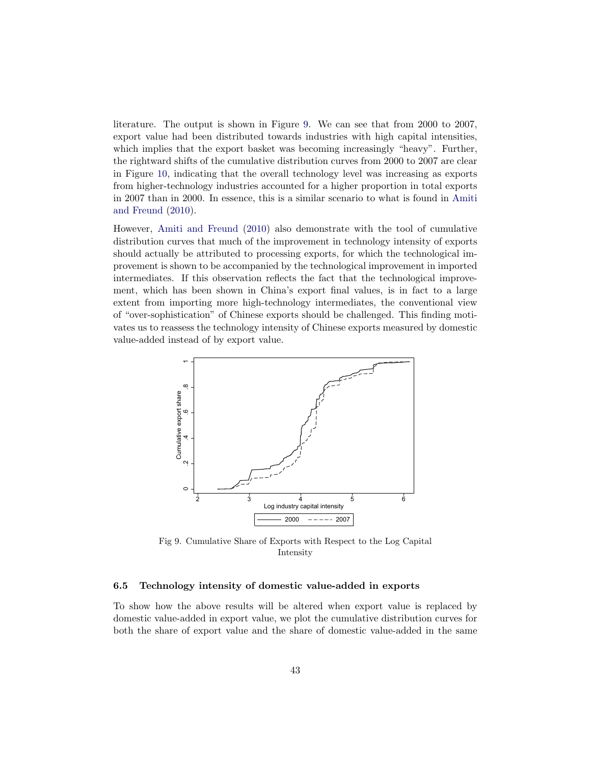literature. The output is shown in Figure 9. We can see that from 2000 to 2007, export value had been distributed towards industries with high capital intensities, which implies that the export basket was becoming increasingly "heavy". Further, the rightward shifts of the cumulative distribution curves from 2000 to 2007 are clear in Figure 10, indicating that the overall technology level was increasing as exports from higher-technology industries accounted for a higher proportion in total exports in 2007 than in 2000. In essence, this is a similar scenario to what is found in Amiti and Freund (2010).

However, Amiti and Freund (2010) also demonstrate with the tool of cumulative distribution curves that much of the improvement in technology intensity of exports should actually be attributed to processing exports, for which the technological improvement is shown to be accompanied by the technological improvement in imported intermediates. If this observation reflects the fact that the technological improvement, which has been shown in China's export final values, is in fact to a large extent from importing more high-technology intermediates, the conventional view of "over-sophistication" of Chinese exports should be challenged. This finding motivates us to reassess the technology intensity of Chinese exports measured by domestic value-added instead of by export value.

Fig 9. Cumulative Share of Exports with Respect to the Log Capital Intensity

### 6.5 Technology intensity of domestic value-added in exports

To show how the above results will be altered when export value is replaced by domestic value-added in export value, we plot the cumulative distribution curves for both the share of export value and the share of domestic value-added in the same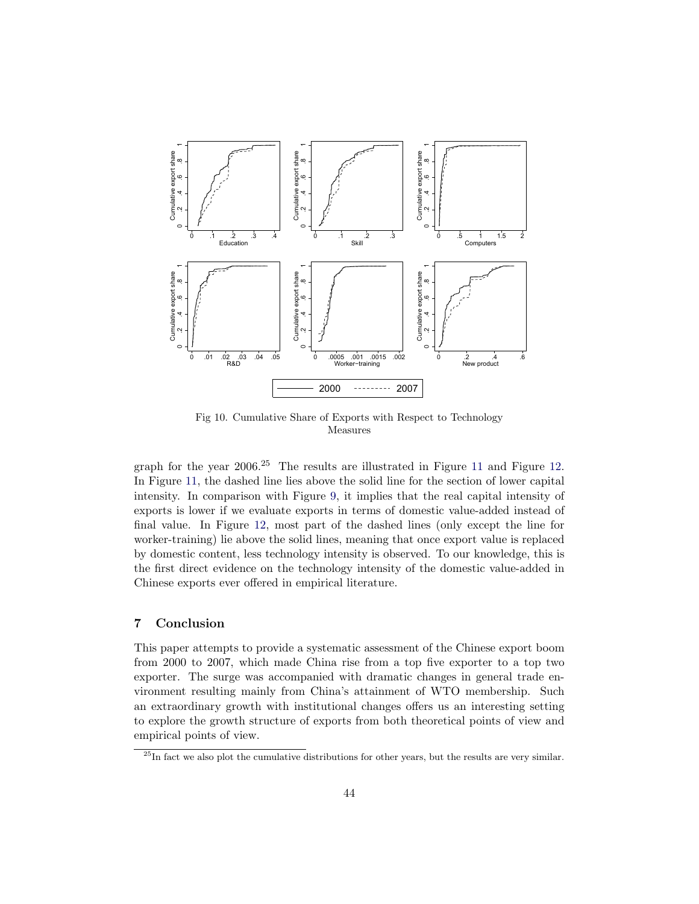Fig 10. Cumulative Share of Exports with Respect to Technology Measures

graph for the year 2006.[25] The results are illustrated in Figure 11 and Figure 12. In Figure 11, the dashed line lies above the solid line for the section of lower capital intensity. In comparison with Figure 9, it implies that the real capital intensity of exports is lower if we evaluate exports in terms of domestic value-added instead of final value. In Figure 12, most part of the dashed lines (only except the line for worker-training) lie above the solid lines, meaning that once export value is replaced by domestic content, less technology intensity is observed. To our knowledge, this is the first direct evidence on the technology intensity of the domestic value-added in Chinese exports ever offered in empirical literature.

## 7 Conclusion

This paper attempts to provide a systematic assessment of the Chinese export boom from 2000 to 2007, which made China rise from a top five exporter to a top two exporter. The surge was accompanied with dramatic changes in general trade environment resulting mainly from China's attainment of WTO membership. Such an extraordinary growth with institutional changes offers us an interesting setting to explore the growth structure of exports from both theoretical points of view and empirical points of view.

[25] In fact we also plot the cumulative distributions for other years, but the results are very similar.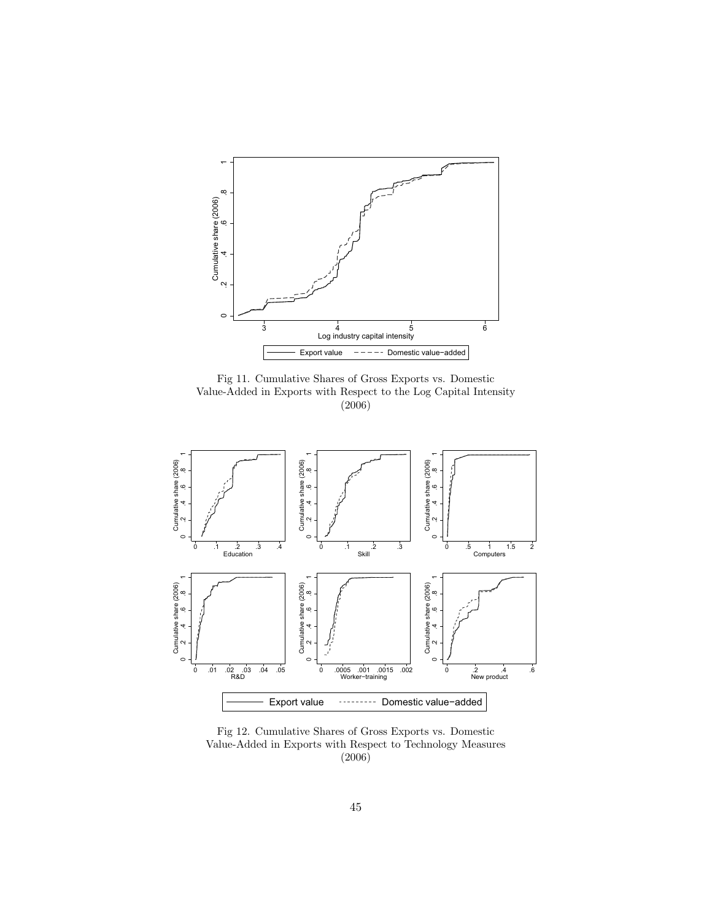Fig 11. Cumulative Shares of Gross Exports vs. Domestic Value-Added in Exports with Respect to the Log Capital Intensity (2006)

Fig 12. Cumulative Shares of Gross Exports vs. Domestic Value-Added in Exports with Respect to Technology Measures (2006)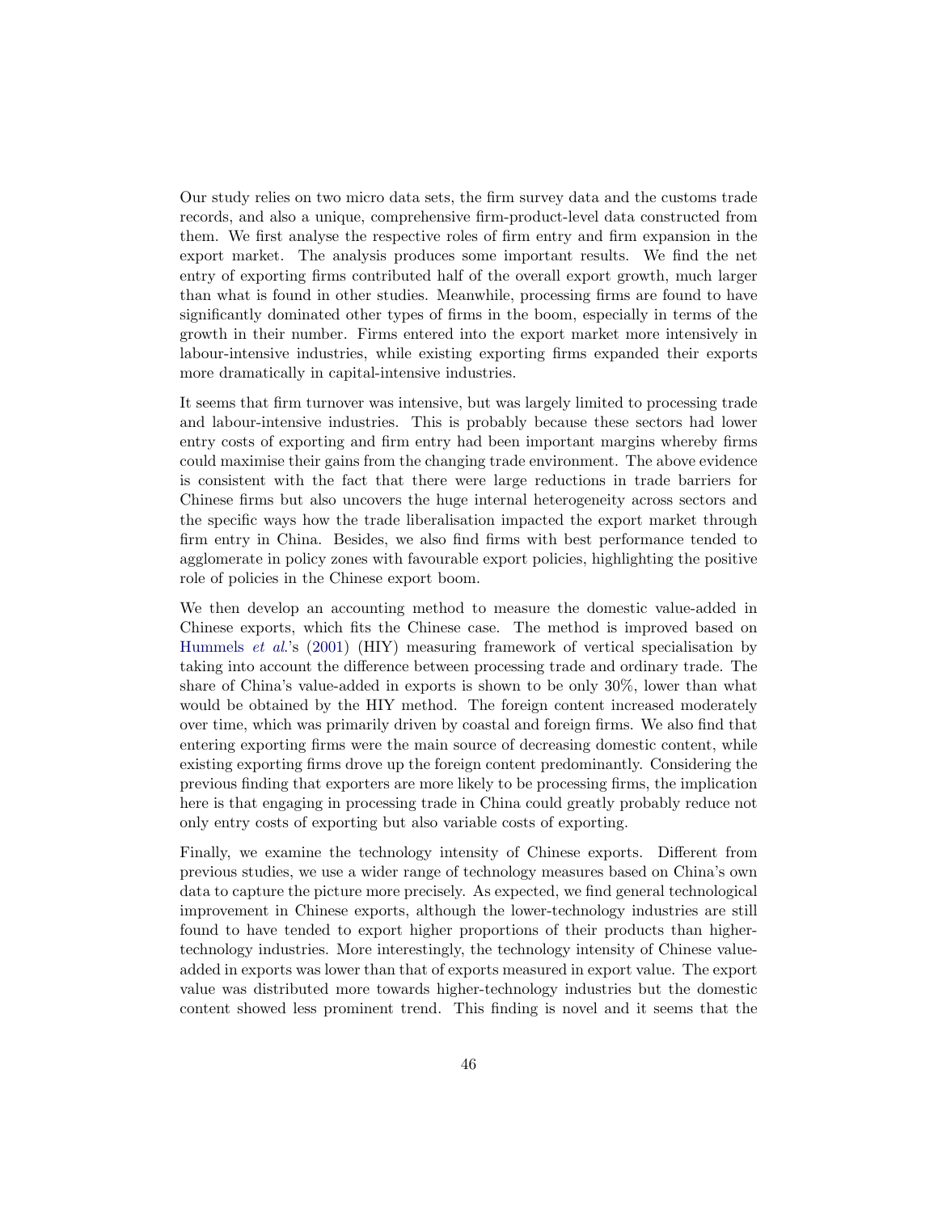Our study relies on two micro data sets, the firm survey data and the customs trade records, and also a unique, comprehensive firm-product-level data constructed from them. We first analyse the respective roles of firm entry and firm expansion in the export market. The analysis produces some important results. We find the net entry of exporting firms contributed half of the overall export growth, much larger than what is found in other studies. Meanwhile, processing firms are found to have significantly dominated other types of firms in the boom, especially in terms of the growth in their number. Firms entered into the export market more intensively in labour-intensive industries, while existing exporting firms expanded their exports more dramatically in capital-intensive industries.

It seems that firm turnover was intensive, but was largely limited to processing trade and labour-intensive industries. This is probably because these sectors had lower entry costs of exporting and firm entry had been important margins whereby firms could maximise their gains from the changing trade environment. The above evidence is consistent with the fact that there were large reductions in trade barriers for Chinese firms but also uncovers the huge internal heterogeneity across sectors and the specific ways how the trade liberalisation impacted the export market through firm entry in China. Besides, we also find firms with best performance tended to agglomerate in policy zones with favourable export policies, highlighting the positive role of policies in the Chinese export boom.

We then develop an accounting method to measure the domestic value-added in Chinese exports, which fits the Chinese case. The method is improved based on Hummels *et al.*'s (2001) (HIY) measuring framework of vertical specialisation by taking into account the difference between processing trade and ordinary trade. The share of China's value-added in exports is shown to be only 30%, lower than what would be obtained by the HIY method. The foreign content increased moderately over time, which was primarily driven by coastal and foreign firms. We also find that entering exporting firms were the main source of decreasing domestic content, while existing exporting firms drove up the foreign content predominantly. Considering the previous finding that exporters are more likely to be processing firms, the implication here is that engaging in processing trade in China could greatly probably reduce not only entry costs of exporting but also variable costs of exporting.

Finally, we examine the technology intensity of Chinese exports. Different from previous studies, we use a wider range of technology measures based on China's own data to capture the picture more precisely. As expected, we find general technological improvement in Chinese exports, although the lower-technology industries are still found to have tended to export higher proportions of their products than higher-technology industries. More interestingly, the technology intensity of Chinese value-added in exports was lower than that of exports measured in export value. The export value was distributed more towards higher-technology industries but the domestic content showed less prominent trend. This finding is novel and it seems that the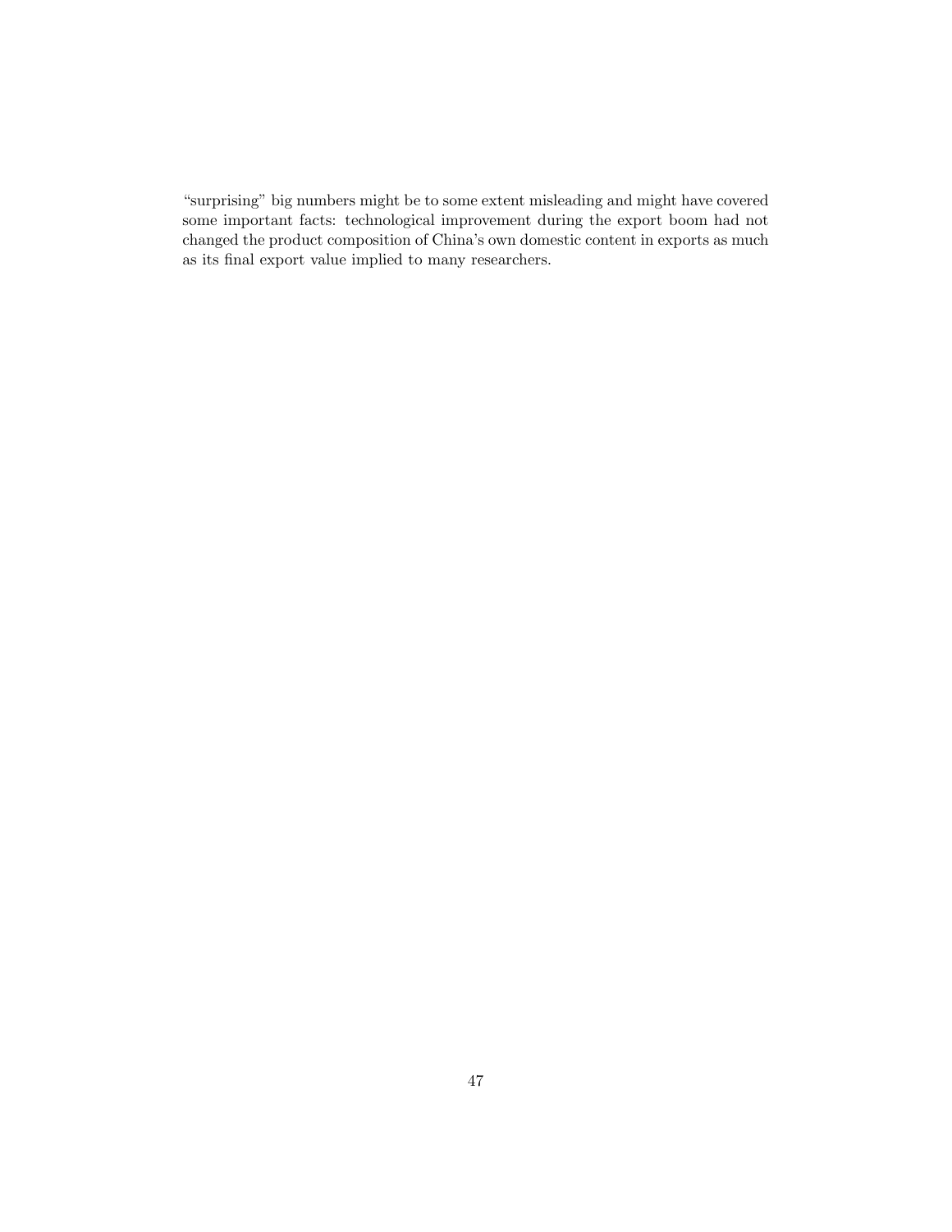"surprising" big numbers might be to some extent misleading and might have covered some important facts: technological improvement during the export boom had not changed the product composition of China's own domestic content in exports as much as its final export value implied to many researchers.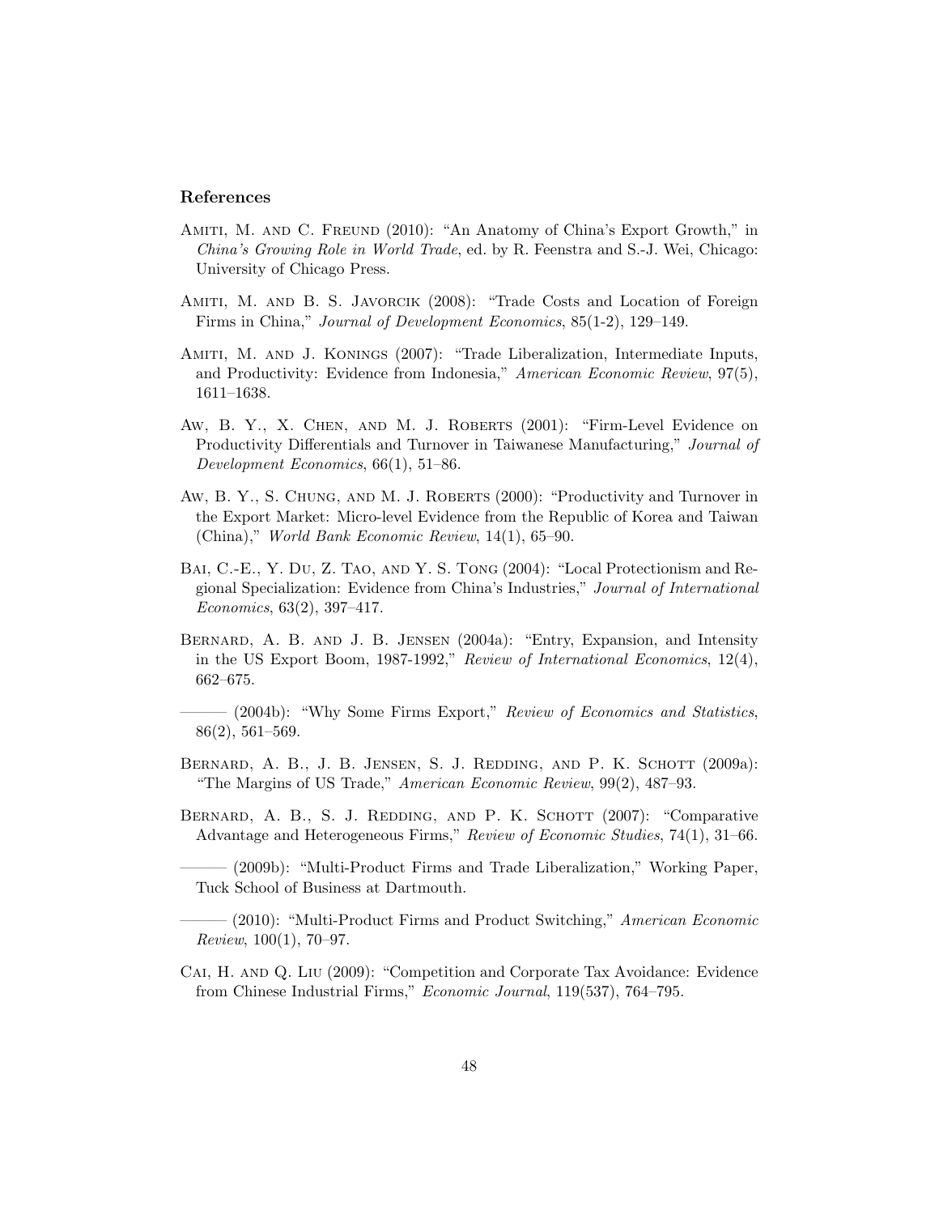### References

Amiti, M. and C. Freund (2010): "An Anatomy of China's Export Growth," in *China's Growing Role in World Trade*, ed. by R. Feenstra and S.-J. Wei, Chicago: University of Chicago Press.

Amiti, M. and B. S. Javorcik (2008): "Trade Costs and Location of Foreign Firms in China," *Journal of Development Economics*, 85(1-2), 129–149.

Amiti, M. and J. Konings (2007): "Trade Liberalization, Intermediate Inputs, and Productivity: Evidence from Indonesia," *American Economic Review*, 97(5), 1611–1638.

Aw, B. Y., X. Chen, and M. J. Roberts (2001): "Firm-Level Evidence on Productivity Differentials and Turnover in Taiwanese Manufacturing," *Journal of Development Economics*, 66(1), 51–86.

Aw, B. Y., S. Chung, and M. J. Roberts (2000): "Productivity and Turnover in the Export Market: Micro-level Evidence from the Republic of Korea and Taiwan (China)," *World Bank Economic Review*, 14(1), 65–90.

Bai, C.-E., Y. Du, Z. Tao, and Y. S. Tong (2004): "Local Protectionism and Regional Specialization: Evidence from China's Industries," *Journal of International Economics*, 63(2), 397–417.

Bernard, A. B. and J. B. Jensen (2004a): "Entry, Expansion, and Intensity in the US Export Boom, 1987-1992," *Review of International Economics*, 12(4), 662–675.

——— (2004b): "Why Some Firms Export," *Review of Economics and Statistics*, 86(2), 561–569.

Bernard, A. B., J. B. Jensen, S. J. Redding, and P. K. Schott (2009a): "The Margins of US Trade," *American Economic Review*, 99(2), 487–93.

Bernard, A. B., S. J. Redding, and P. K. Schott (2007): "Comparative Advantage and Heterogeneous Firms," *Review of Economic Studies*, 74(1), 31–66.

——— (2009b): "Multi-Product Firms and Trade Liberalization," Working Paper, Tuck School of Business at Dartmouth.

——— (2010): "Multi-Product Firms and Product Switching," *American Economic Review*, 100(1), 70–97.

Cai, H. and Q. Liu (2009): "Competition and Corporate Tax Avoidance: Evidence from Chinese Industrial Firms," *Economic Journal*, 119(537), 764–795.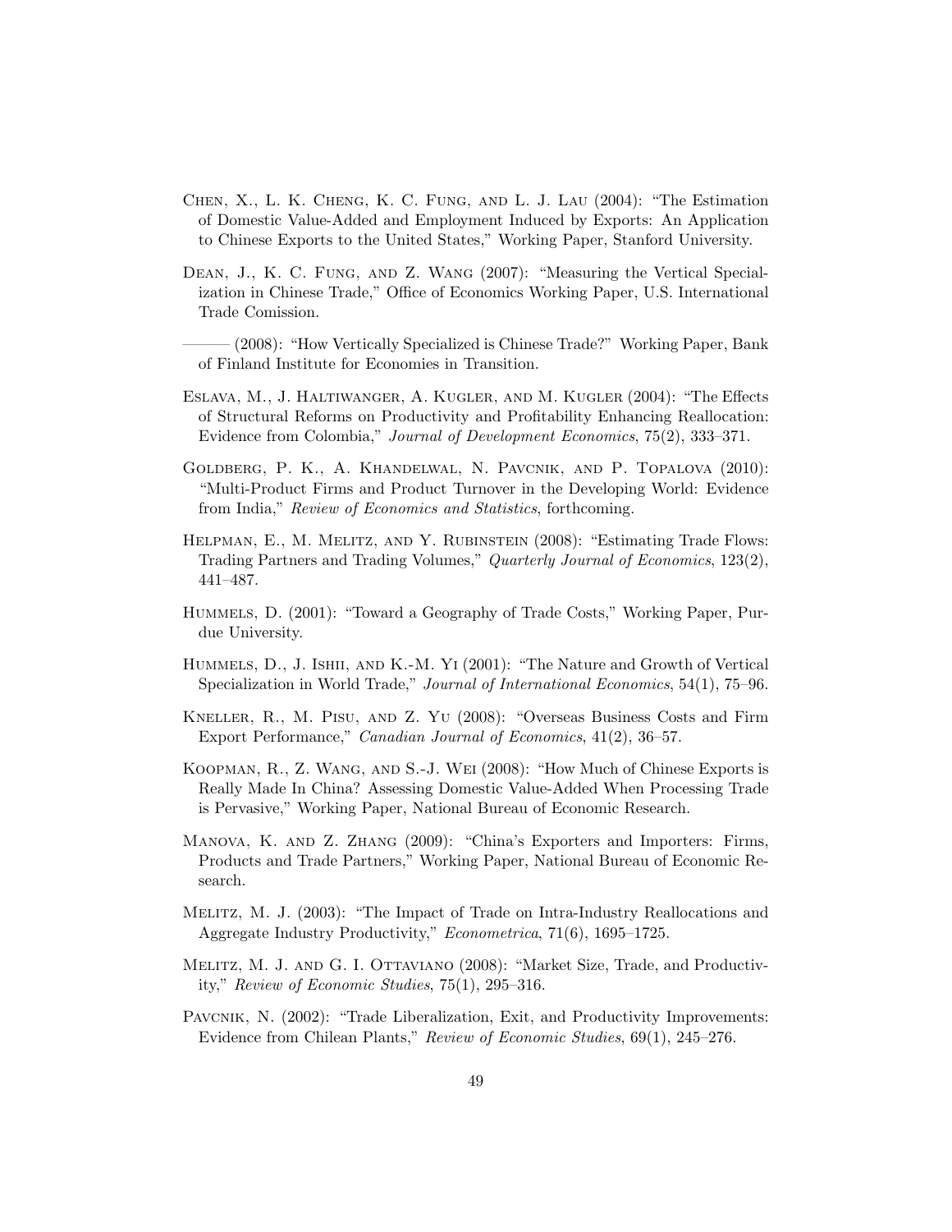Chen, X., L. K. Cheng, K. C. Fung, and L. J. Lau (2004): "The Estimation of Domestic Value-Added and Employment Induced by Exports: An Application to Chinese Exports to the United States," Working Paper, Stanford University.

Dean, J., K. C. Fung, and Z. Wang (2007): "Measuring the Vertical Specialization in Chinese Trade," Office of Economics Working Paper, U.S. International Trade Comission.

——— (2008): "How Vertically Specialized is Chinese Trade?" Working Paper, Bank of Finland Institute for Economies in Transition.

Eslava, M., J. Haltiwanger, A. Kugler, and M. Kugler (2004): "The Effects of Structural Reforms on Productivity and Profitability Enhancing Reallocation: Evidence from Colombia," *Journal of Development Economics*, 75(2), 333–371.

Goldberg, P. K., A. Khandelwal, N. Pavcnik, and P. Topalova (2010): "Multi-Product Firms and Product Turnover in the Developing World: Evidence from India," *Review of Economics and Statistics*, forthcoming.

Helpman, E., M. Melitz, and Y. Rubinstein (2008): "Estimating Trade Flows: Trading Partners and Trading Volumes," *Quarterly Journal of Economics*, 123(2), 441–487.

Hummels, D. (2001): "Toward a Geography of Trade Costs," Working Paper, Purdue University.

Hummels, D., J. Ishii, and K.-M. Yi (2001): "The Nature and Growth of Vertical Specialization in World Trade," *Journal of International Economics*, 54(1), 75–96.

Kneller, R., M. Pisu, and Z. Yu (2008): "Overseas Business Costs and Firm Export Performance," *Canadian Journal of Economics*, 41(2), 36–57.

Koopman, R., Z. Wang, and S.-J. Wei (2008): "How Much of Chinese Exports is Really Made In China? Assessing Domestic Value-Added When Processing Trade is Pervasive," Working Paper, National Bureau of Economic Research.

Manova, K. and Z. Zhang (2009): "China's Exporters and Importers: Firms, Products and Trade Partners," Working Paper, National Bureau of Economic Research.

Melitz, M. J. (2003): "The Impact of Trade on Intra-Industry Reallocations and Aggregate Industry Productivity," *Econometrica*, 71(6), 1695–1725.

Melitz, M. J. and G. I. Ottaviano (2008): "Market Size, Trade, and Productivity," *Review of Economic Studies*, 75(1), 295–316.

Pavcnik, N. (2002): "Trade Liberalization, Exit, and Productivity Improvements: Evidence from Chilean Plants," *Review of Economic Studies*, 69(1), 245–276.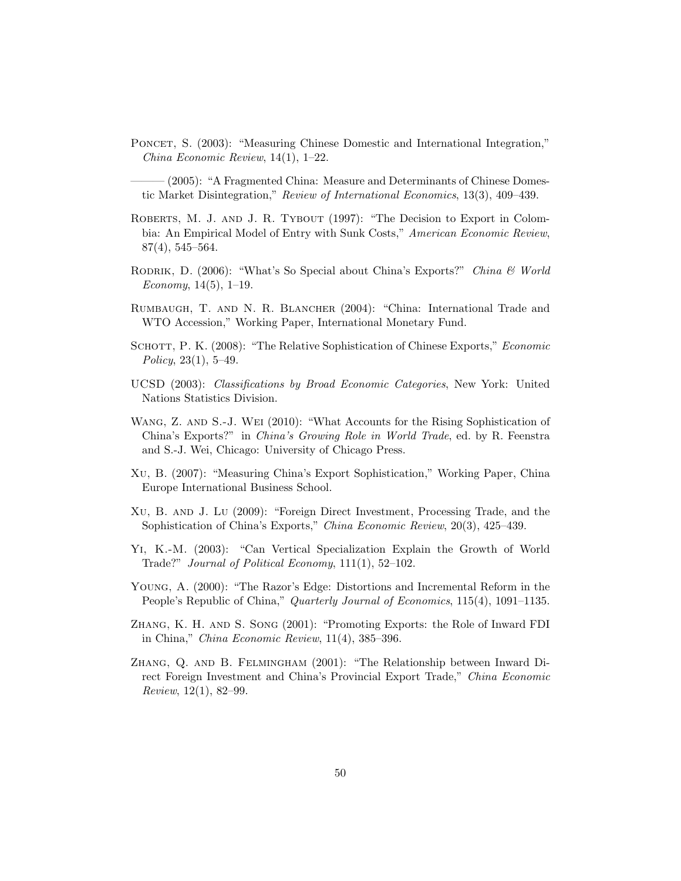Poncet, S. (2003): "Measuring Chinese Domestic and International Integration," *China Economic Review*, 14(1), 1–22.

——— (2005): "A Fragmented China: Measure and Determinants of Chinese Domestic Market Disintegration," *Review of International Economics*, 13(3), 409–439.

Roberts, M. J. and J. R. Tybout (1997): "The Decision to Export in Colombia: An Empirical Model of Entry with Sunk Costs," *American Economic Review*, 87(4), 545–564.

Rodrik, D. (2006): "What's So Special about China's Exports?" *China & World Economy*, 14(5), 1–19.

Rumbaugh, T. and N. R. Blancher (2004): "China: International Trade and WTO Accession," Working Paper, International Monetary Fund.

Schott, P. K. (2008): "The Relative Sophistication of Chinese Exports," *Economic Policy*, 23(1), 5–49.

UCSD (2003): *Classifications by Broad Economic Categories*, New York: United Nations Statistics Division.

Wang, Z. and S.-J. Wei (2010): "What Accounts for the Rising Sophistication of China's Exports?" in *China's Growing Role in World Trade*, ed. by R. Feenstra and S.-J. Wei, Chicago: University of Chicago Press.

Xu, B. (2007): "Measuring China's Export Sophistication," Working Paper, China Europe International Business School.

Xu, B. and J. Lu (2009): "Foreign Direct Investment, Processing Trade, and the Sophistication of China's Exports," *China Economic Review*, 20(3), 425–439.

Yi, K.-M. (2003): "Can Vertical Specialization Explain the Growth of World Trade?" *Journal of Political Economy*, 111(1), 52–102.

Young, A. (2000): "The Razor's Edge: Distortions and Incremental Reform in the People's Republic of China," *Quarterly Journal of Economics*, 115(4), 1091–1135.

Zhang, K. H. and S. Song (2001): "Promoting Exports: the Role of Inward FDI in China," *China Economic Review*, 11(4), 385–396.

Zhang, Q. and B. Felmingham (2001): "The Relationship between Inward Direct Foreign Investment and China's Provincial Export Trade," *China Economic Review*, 12(1), 82–99.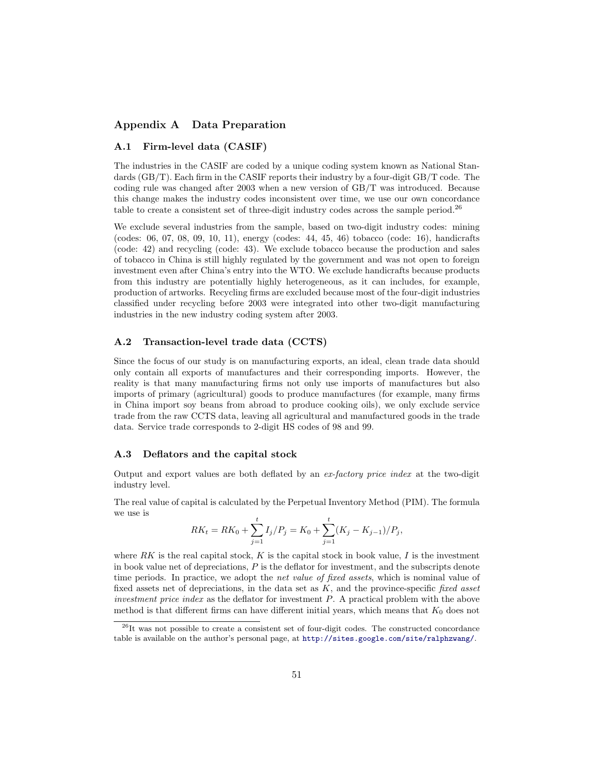# Appendix A Data Preparation

## A.1 Firm-level data (CASIF)

The industries in the CASIF are coded by a unique coding system known as National Standards (GB/T). Each firm in the CASIF reports their industry by a four-digit GB/T code. The coding rule was changed after 2003 when a new version of GB/T was introduced. Because this change makes the industry codes inconsistent over time, we use our own concordance table to create a consistent set of three-digit industry codes across the sample period.[26]

We exclude several industries from the sample, based on two-digit industry codes: mining (codes: 06, 07, 08, 09, 10, 11), energy (codes: 44, 45, 46) tobacco (code: 16), handicrafts (code: 42) and recycling (code: 43). We exclude tobacco because the production and sales of tobacco in China is still highly regulated by the government and was not open to foreign investment even after China's entry into the WTO. We exclude handicrafts because products from this industry are potentially highly heterogeneous, as it can includes, for example, production of artworks. Recycling firms are excluded because most of the four-digit industries classified under recycling before 2003 were integrated into other two-digit manufacturing industries in the new industry coding system after 2003.

## A.2 Transaction-level trade data (CCTS)

Since the focus of our study is on manufacturing exports, an ideal, clean trade data should only contain all exports of manufactures and their corresponding imports. However, the reality is that many manufacturing firms not only use imports of manufactures but also imports of primary (agricultural) goods to produce manufactures (for example, many firms in China import soy beans from abroad to produce cooking oils), we only exclude service trade from the raw CCTS data, leaving all agricultural and manufactured goods in the trade data. Service trade corresponds to 2-digit HS codes of 98 and 99.

## A.3 Deflators and the capital stock

Output and export values are both deflated by an *ex-factory price index* at the two-digit industry level.

The real value of capital is calculated by the Perpetual Inventory Method (PIM). The formula we use is

$$RK_t = RK_0 + \sum_{j=1}^{t} I_j/P_j = K_0 + \sum_{j=1}^{t} (K_j - K_{j-1})/P_j,$$

where $RK$ is the real capital stock, $K$ is the capital stock in book value, $I$ is the investment in book value net of depreciations, $P$ is the deflator for investment, and the subscripts denote time periods. In practice, we adopt the *net value of fixed assets*, which is nominal value of fixed assets net of depreciations, in the data set as $K$, and the province-specific *fixed asset investment price index* as the deflator for investment $P$. A practical problem with the above method is that different firms can have different initial years, which means that $K_0$ does not

[26] It was not possible to create a consistent set of four-digit codes. The constructed concordance table is available on the author's personal page, at http://sites.google.com/site/ralphzwang/.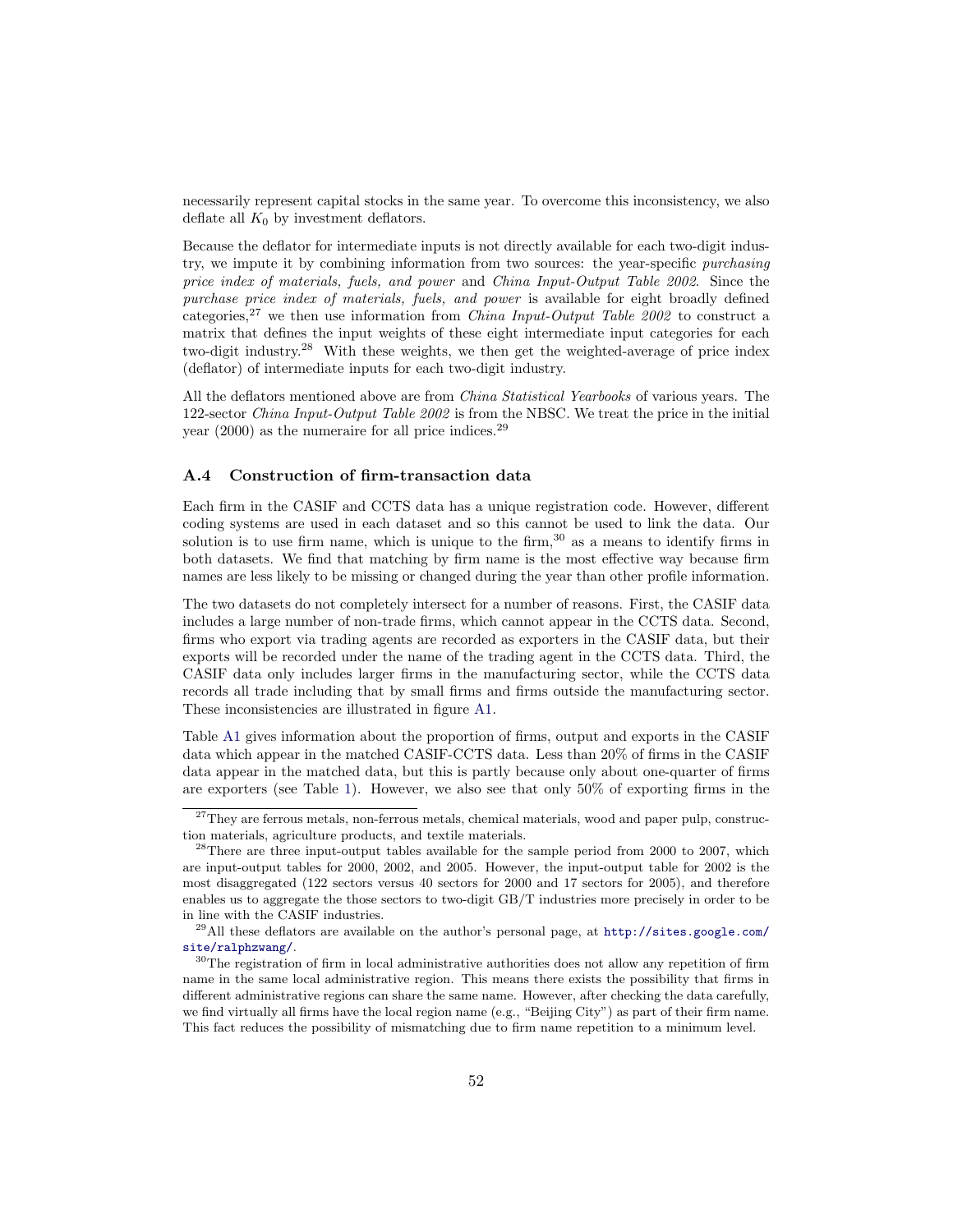necessarily represent capital stocks in the same year. To overcome this inconsistency, we also deflate all $K_0$ by investment deflators.

Because the deflator for intermediate inputs is not directly available for each two-digit industry, we impute it by combining information from two sources: the year-specific *purchasing price index of materials, fuels, and power* and *China Input-Output Table 2002*. Since the *purchase price index of materials, fuels, and power* is available for eight broadly defined categories,[27] we then use information from *China Input-Output Table 2002* to construct a matrix that defines the input weights of these eight intermediate input categories for each two-digit industry.[28] With these weights, we then get the weighted-average of price index (deflator) of intermediate inputs for each two-digit industry.

All the deflators mentioned above are from *China Statistical Yearbooks* of various years. The 122-sector *China Input-Output Table 2002* is from the NBSC. We treat the price in the initial year (2000) as the numeraire for all price indices.[29]

### A.4 Construction of firm-transaction data

Each firm in the CASIF and CCTS data has a unique registration code. However, different coding systems are used in each dataset and so this cannot be used to link the data. Our solution is to use firm name, which is unique to the firm,[30] as a means to identify firms in both datasets. We find that matching by firm name is the most effective way because firm names are less likely to be missing or changed during the year than other profile information.

The two datasets do not completely intersect for a number of reasons. First, the CASIF data includes a large number of non-trade firms, which cannot appear in the CCTS data. Second, firms who export via trading agents are recorded as exporters in the CASIF data, but their exports will be recorded under the name of the trading agent in the CCTS data. Third, the CASIF data only includes larger firms in the manufacturing sector, while the CCTS data records all trade including that by small firms and firms outside the manufacturing sector. These inconsistencies are illustrated in figure A1.

Table A1 gives information about the proportion of firms, output and exports in the CASIF data which appear in the matched CASIF-CCTS data. Less than 20% of firms in the CASIF data appear in the matched data, but this is partly because only about one-quarter of firms are exporters (see Table 1). However, we also see that only 50% of exporting firms in the

---

[27] They are ferrous metals, non-ferrous metals, chemical materials, wood and paper pulp, construction materials, agriculture products, and textile materials.

[28] There are three input-output tables available for the sample period from 2000 to 2007, which are input-output tables for 2000, 2002, and 2005. However, the input-output table for 2002 is the most disaggregated (122 sectors versus 40 sectors for 2000 and 17 sectors for 2005), and therefore enables us to aggregate the those sectors to two-digit GB/T industries more precisely in order to be in line with the CASIF industries.

[29] All these deflators are available on the author's personal page, at http://sites.google.com/site/ralphzwang/.

[30] The registration of firm in local administrative authorities does not allow any repetition of firm name in the same local administrative region. This means there exists the possibility that firms in different administrative regions can share the same name. However, after checking the data carefully, we find virtually all firms have the local region name (e.g., "Beijing City") as part of their firm name. This fact reduces the possibility of mismatching due to firm name repetition to a minimum level.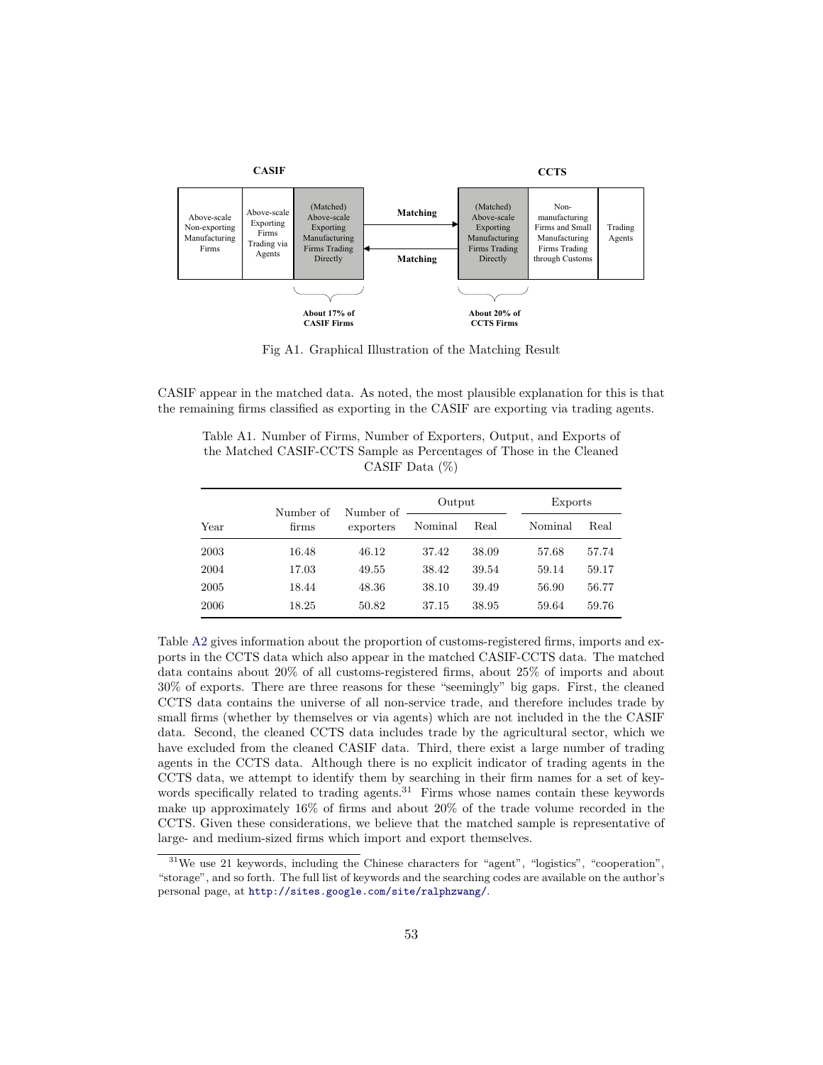CASIF

CCTS

| Above-scale Non-exporting Manufacturing Firms | Above-scale Exporting Firms Trading via Agents | (Matched) Above-scale Exporting Manufacturing Firms Trading Directly | Matching → / ← Matching | (Matched) Above-scale Exporting Manufacturing Firms Trading Directly | Non-manufacturing Firms and Small Manufacturing Firms Trading through Customs | Trading Agents |
|---|---|---|---|---|---|---|
| | | About 17% of CASIF Firms | | About 20% of CCTS Firms | | |

Fig A1. Graphical Illustration of the Matching Result

CASIF appear in the matched data. As noted, the most plausible explanation for this is that the remaining firms classified as exporting in the CASIF are exporting via trading agents.

Table A1. Number of Firms, Number of Exporters, Output, and Exports of the Matched CASIF-CCTS Sample as Percentages of Those in the Cleaned CASIF Data (%)

| Year | Number of firms | Number of exporters | Output | | Exports | |
|---|---|---|---|---|---|---|
| | | | Nominal | Real | Nominal | Real |
| 2003 | 16.48 | 46.12 | 37.42 | 38.09 | 57.68 | 57.74 |
| 2004 | 17.03 | 49.55 | 38.42 | 39.54 | 59.14 | 59.17 |
| 2005 | 18.44 | 48.36 | 38.10 | 39.49 | 56.90 | 56.77 |
| 2006 | 18.25 | 50.82 | 37.15 | 38.95 | 59.64 | 59.76 |

Table A2 gives information about the proportion of customs-registered firms, imports and exports in the CCTS data which also appear in the matched CASIF-CCTS data. The matched data contains about 20% of all customs-registered firms, about 25% of imports and about 30% of exports. There are three reasons for these "seemingly" big gaps. First, the cleaned CCTS data contains the universe of all non-service trade, and therefore includes trade by small firms (whether by themselves or via agents) which are not included in the the CASIF data. Second, the cleaned CCTS data includes trade by the agricultural sector, which we have excluded from the cleaned CASIF data. Third, there exist a large number of trading agents in the CCTS data. Although there is no explicit indicator of trading agents in the CCTS data, we attempt to identify them by searching in their firm names for a set of keywords specifically related to trading agents.[31] Firms whose names contain these keywords make up approximately 16% of firms and about 20% of the trade volume recorded in the CCTS. Given these considerations, we believe that the matched sample is representative of large- and medium-sized firms which import and export themselves.

[31] We use 21 keywords, including the Chinese characters for "agent", "logistics", "cooperation", "storage", and so forth. The full list of keywords and the searching codes are available on the author's personal page, at http://sites.google.com/site/ralphzwang/.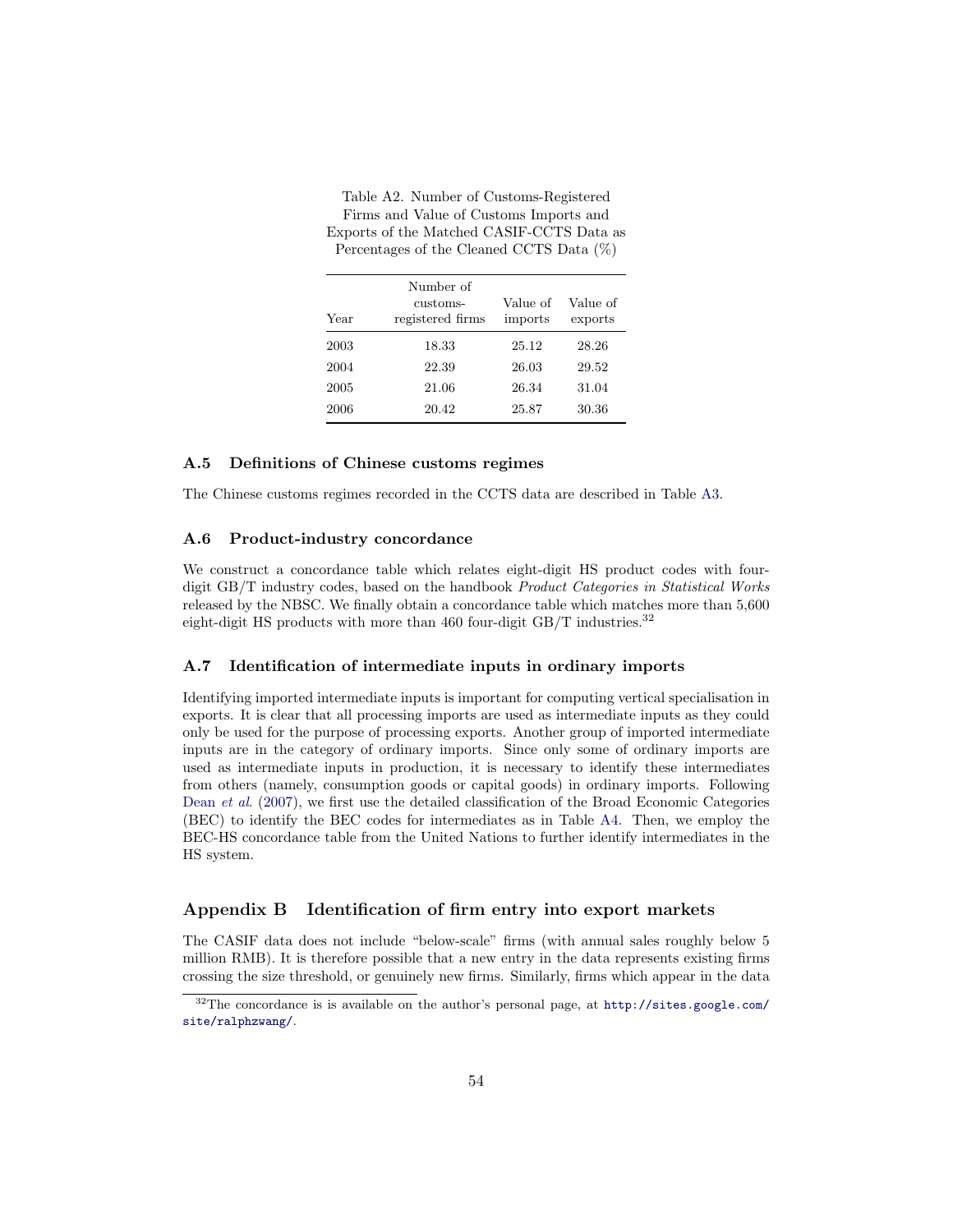Table A2. Number of Customs-Registered Firms and Value of Customs Imports and Exports of the Matched CASIF-CCTS Data as Percentages of the Cleaned CCTS Data (%)

| Year | Number of customs-registered firms | Value of imports | Value of exports |
|---|---|---|---|
| 2003 | 18.33 | 25.12 | 28.26 |
| 2004 | 22.39 | 26.03 | 29.52 |
| 2005 | 21.06 | 26.34 | 31.04 |
| 2006 | 20.42 | 25.87 | 30.36 |

### A.5 Definitions of Chinese customs regimes

The Chinese customs regimes recorded in the CCTS data are described in Table A3.

### A.6 Product-industry concordance

We construct a concordance table which relates eight-digit HS product codes with four-digit GB/T industry codes, based on the handbook *Product Categories in Statistical Works* released by the NBSC. We finally obtain a concordance table which matches more than 5,600 eight-digit HS products with more than 460 four-digit GB/T industries.[32]

### A.7 Identification of intermediate inputs in ordinary imports

Identifying imported intermediate inputs is important for computing vertical specialisation in exports. It is clear that all processing imports are used as intermediate inputs as they could only be used for the purpose of processing exports. Another group of imported intermediate inputs are in the category of ordinary imports. Since only some of ordinary imports are used as intermediate inputs in production, it is necessary to identify these intermediates from others (namely, consumption goods or capital goods) in ordinary imports. Following Dean *et al*. (2007), we first use the detailed classification of the Broad Economic Categories (BEC) to identify the BEC codes for intermediates as in Table A4. Then, we employ the BEC-HS concordance table from the United Nations to further identify intermediates in the HS system.

## Appendix B Identification of firm entry into export markets

The CASIF data does not include "below-scale" firms (with annual sales roughly below 5 million RMB). It is therefore possible that a new entry in the data represents existing firms crossing the size threshold, or genuinely new firms. Similarly, firms which appear in the data

[32] The concordance is is available on the author's personal page, at http://sites.google.com/site/ralphzwang/.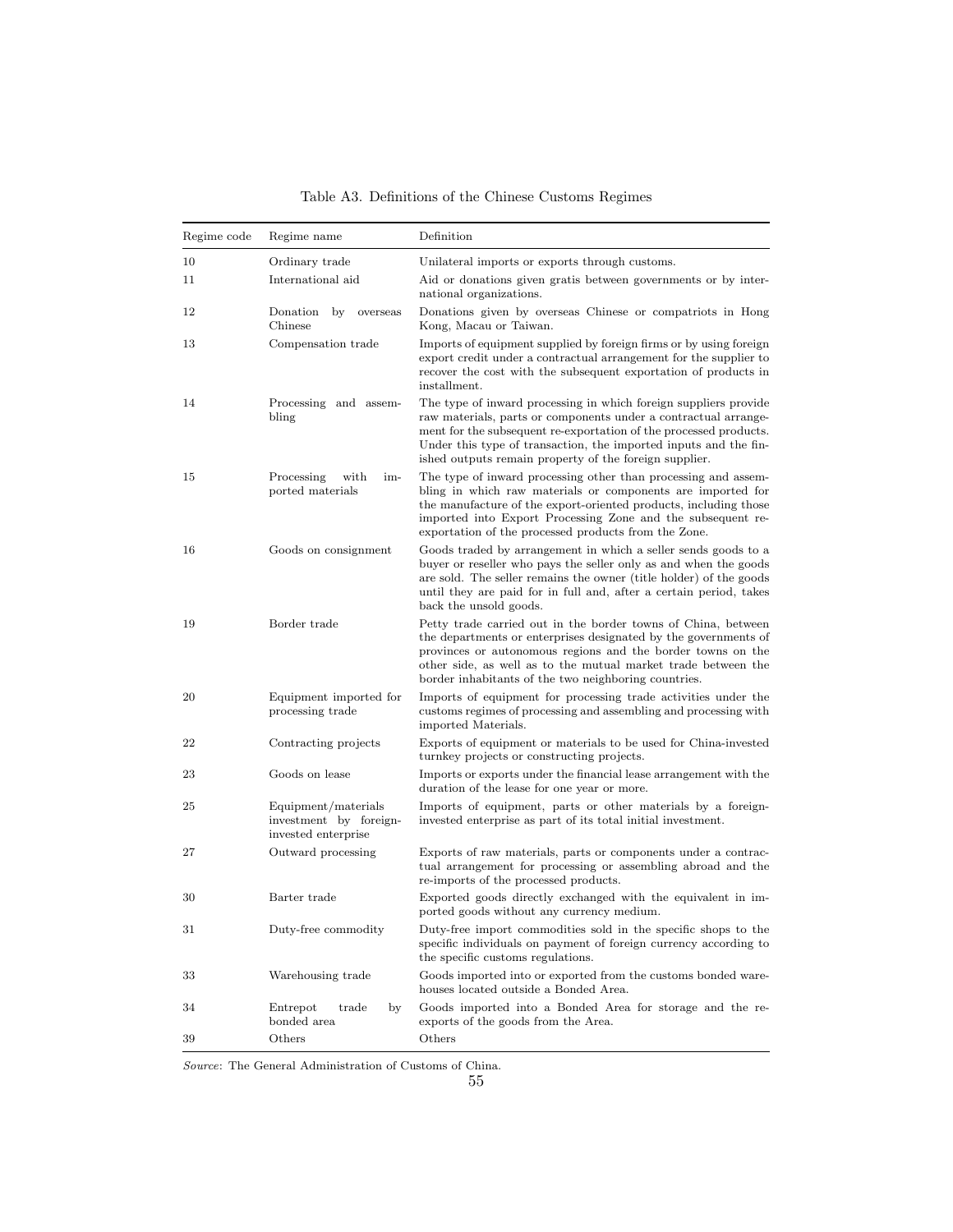Table A3. Definitions of the Chinese Customs Regimes

| Regime code | Regime name | Definition |
|---|---|---|
| 10 | Ordinary trade | Unilateral imports or exports through customs. |
| 11 | International aid | Aid or donations given gratis between governments or by international organizations. |
| 12 | Donation by overseas Chinese | Donations given by overseas Chinese or compatriots in Hong Kong, Macau or Taiwan. |
| 13 | Compensation trade | Imports of equipment supplied by foreign firms or by using foreign export credit under a contractual arrangement for the supplier to recover the cost with the subsequent exportation of products in installment. |
| 14 | Processing and assembling | The type of inward processing in which foreign suppliers provide raw materials, parts or components under a contractual arrangement for the subsequent re-exportation of the processed products. Under this type of transaction, the imported inputs and the finished outputs remain property of the foreign supplier. |
| 15 | Processing with imported materials | The type of inward processing other than processing and assembling in which raw materials or components are imported for the manufacture of the export-oriented products, including those imported into Export Processing Zone and the subsequent re-exportation of the processed products from the Zone. |
| 16 | Goods on consignment | Goods traded by arrangement in which a seller sends goods to a buyer or reseller who pays the seller only as and when the goods are sold. The seller remains the owner (title holder) of the goods until they are paid for in full and, after a certain period, takes back the unsold goods. |
| 19 | Border trade | Petty trade carried out in the border towns of China, between the departments or enterprises designated by the governments of provinces or autonomous regions and the border towns on the other side, as well as to the mutual market trade between the border inhabitants of the two neighboring countries. |
| 20 | Equipment imported for processing trade | Imports of equipment for processing trade activities under the customs regimes of processing and assembling and processing with imported Materials. |
| 22 | Contracting projects | Exports of equipment or materials to be used for China-invested turnkey projects or constructing projects. |
| 23 | Goods on lease | Imports or exports under the financial lease arrangement with the duration of the lease for one year or more. |
| 25 | Equipment/materials investment by foreign-invested enterprise | Imports of equipment, parts or other materials by a foreign-invested enterprise as part of its total initial investment. |
| 27 | Outward processing | Exports of raw materials, parts or components under a contractual arrangement for processing or assembling abroad and the re-imports of the processed products. |
| 30 | Barter trade | Exported goods directly exchanged with the equivalent in imported goods without any currency medium. |
| 31 | Duty-free commodity | Duty-free import commodities sold in the specific shops to the specific individuals on payment of foreign currency according to the specific customs regulations. |
| 33 | Warehousing trade | Goods imported into or exported from the customs bonded warehouses located outside a Bonded Area. |
| 34 | Entrepot trade by bonded area | Goods imported into a Bonded Area for storage and the re-exports of the goods from the Area. |
| 39 | Others | Others |

*Source*: The General Administration of Customs of China.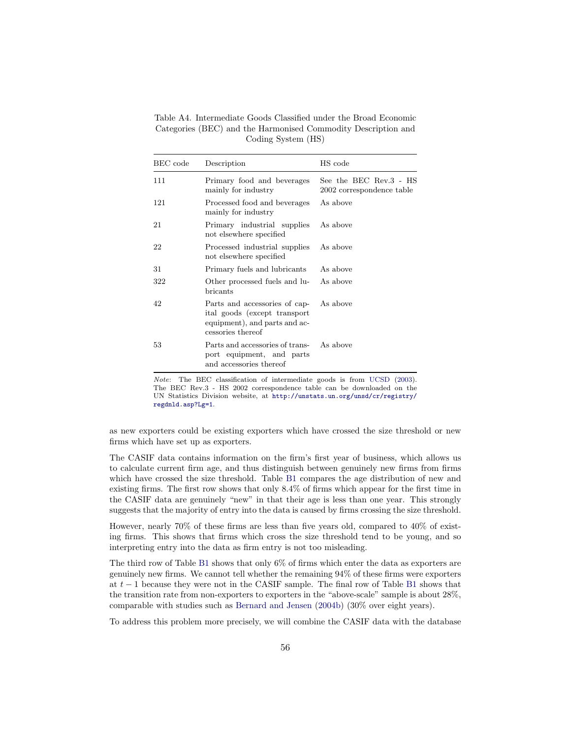Table A4. Intermediate Goods Classified under the Broad Economic Categories (BEC) and the Harmonised Commodity Description and Coding System (HS)

| BEC code | Description | HS code |
|---|---|---|
| 111 | Primary food and beverages mainly for industry | See the BEC Rev.3 - HS 2002 correspondence table |
| 121 | Processed food and beverages mainly for industry | As above |
| 21 | Primary industrial supplies not elsewhere specified | As above |
| 22 | Processed industrial supplies not elsewhere specified | As above |
| 31 | Primary fuels and lubricants | As above |
| 322 | Other processed fuels and lubricants | As above |
| 42 | Parts and accessories of capital goods (except transport equipment), and parts and accessories thereof | As above |
| 53 | Parts and accessories of transport equipment, and parts and accessories thereof | As above |

*Note*: The BEC classification of intermediate goods is from UCSD (2003). The BEC Rev.3 - HS 2002 correspondence table can be downloaded on the UN Statistics Division website, at http://unstats.un.org/unsd/cr/registry/regdnld.asp?Lg=1.

as new exporters could be existing exporters which have crossed the size threshold or new firms which have set up as exporters.

The CASIF data contains information on the firm's first year of business, which allows us to calculate current firm age, and thus distinguish between genuinely new firms from firms which have crossed the size threshold. Table B1 compares the age distribution of new and existing firms. The first row shows that only 8.4% of firms which appear for the first time in the CASIF data are genuinely "new" in that their age is less than one year. This strongly suggests that the majority of entry into the data is caused by firms crossing the size threshold.

However, nearly 70% of these firms are less than five years old, compared to 40% of existing firms. This shows that firms which cross the size threshold tend to be young, and so interpreting entry into the data as firm entry is not too misleading.

The third row of Table B1 shows that only 6% of firms which enter the data as exporters are genuinely new firms. We cannot tell whether the remaining 94% of these firms were exporters at $t-1$ because they were not in the CASIF sample. The final row of Table B1 shows that the transition rate from non-exporters to exporters in the "above-scale" sample is about 28%, comparable with studies such as Bernard and Jensen (2004b) (30% over eight years).

To address this problem more precisely, we will combine the CASIF data with the database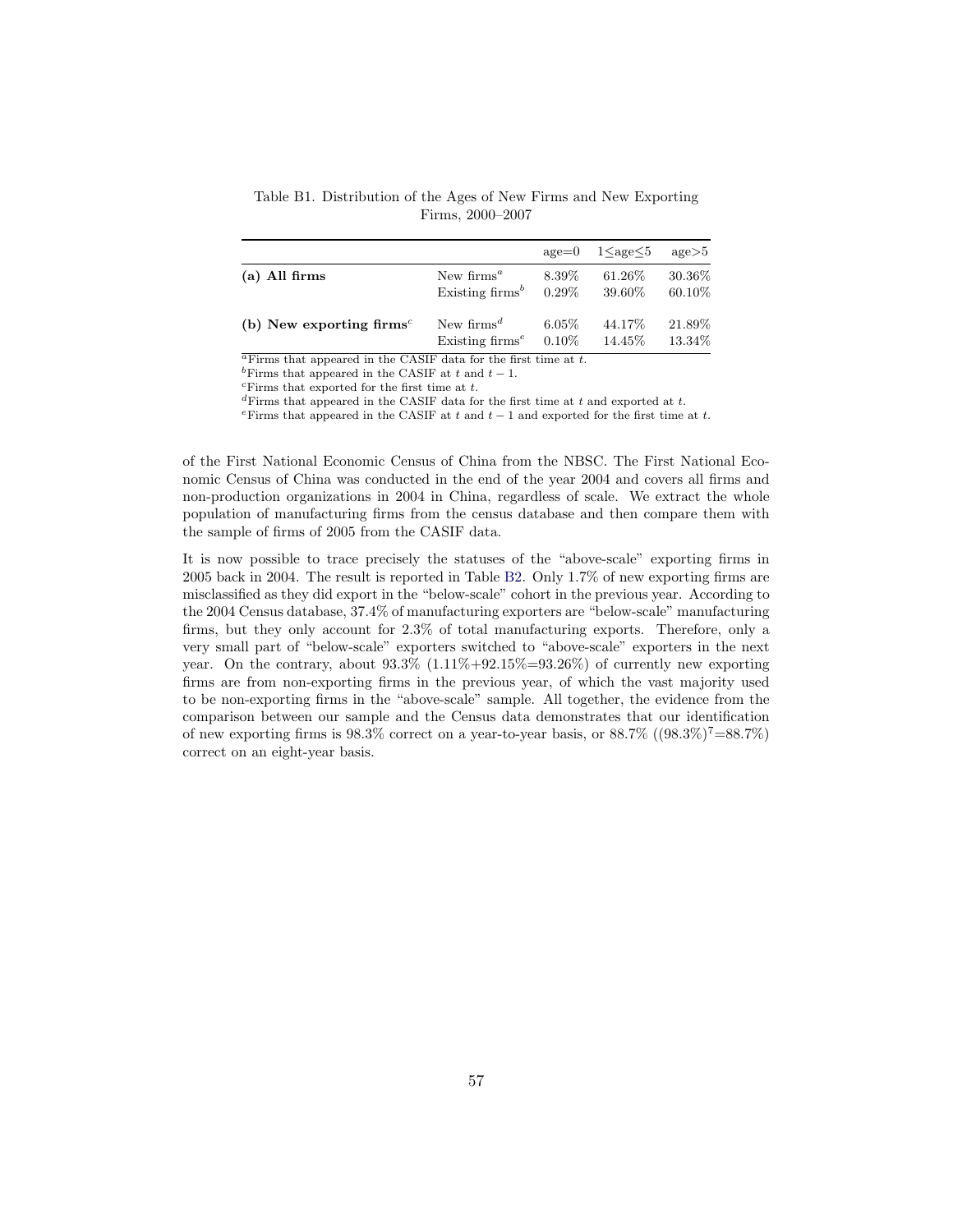Table B1. Distribution of the Ages of New Firms and New Exporting Firms, 2000–2007

| | | age=0 | 1≤age≤5 | age>5 |
|---|---|---|---|---|
| **(a) All firms** | New firms[a] | 8.39% | 61.26% | 30.36% |
| | Existing firms[b] | 0.29% | 39.60% | 60.10% |
| **(b) New exporting firms**[c] | New firms[d] | 6.05% | 44.17% | 21.89% |
| | Existing firms[e] | 0.10% | 14.45% | 13.34% |

[a]Firms that appeared in the CASIF data for the first time at $t$.
[b]Firms that appeared in the CASIF at $t$ and $t-1$.
[c]Firms that exported for the first time at $t$.
[d]Firms that appeared in the CASIF data for the first time at $t$ and exported at $t$.
[e]Firms that appeared in the CASIF at $t$ and $t-1$ and exported for the first time at $t$.

of the First National Economic Census of China from the NBSC. The First National Economic Census of China was conducted in the end of the year 2004 and covers all firms and non-production organizations in 2004 in China, regardless of scale. We extract the whole population of manufacturing firms from the census database and then compare them with the sample of firms of 2005 from the CASIF data.

It is now possible to trace precisely the statuses of the "above-scale" exporting firms in 2005 back in 2004. The result is reported in Table B2. Only 1.7% of new exporting firms are misclassified as they did export in the "below-scale" cohort in the previous year. According to the 2004 Census database, 37.4% of manufacturing exporters are "below-scale" manufacturing firms, but they only account for 2.3% of total manufacturing exports. Therefore, only a very small part of "below-scale" exporters switched to "above-scale" exporters in the next year. On the contrary, about 93.3% (1.11%+92.15%=93.26%) of currently new exporting firms are from non-exporting firms in the previous year, of which the vast majority used to be non-exporting firms in the "above-scale" sample. All together, the evidence from the comparison between our sample and the Census data demonstrates that our identification of new exporting firms is 98.3% correct on a year-to-year basis, or 88.7% ($(98.3\%)^7=88.7\%$) correct on an eight-year basis.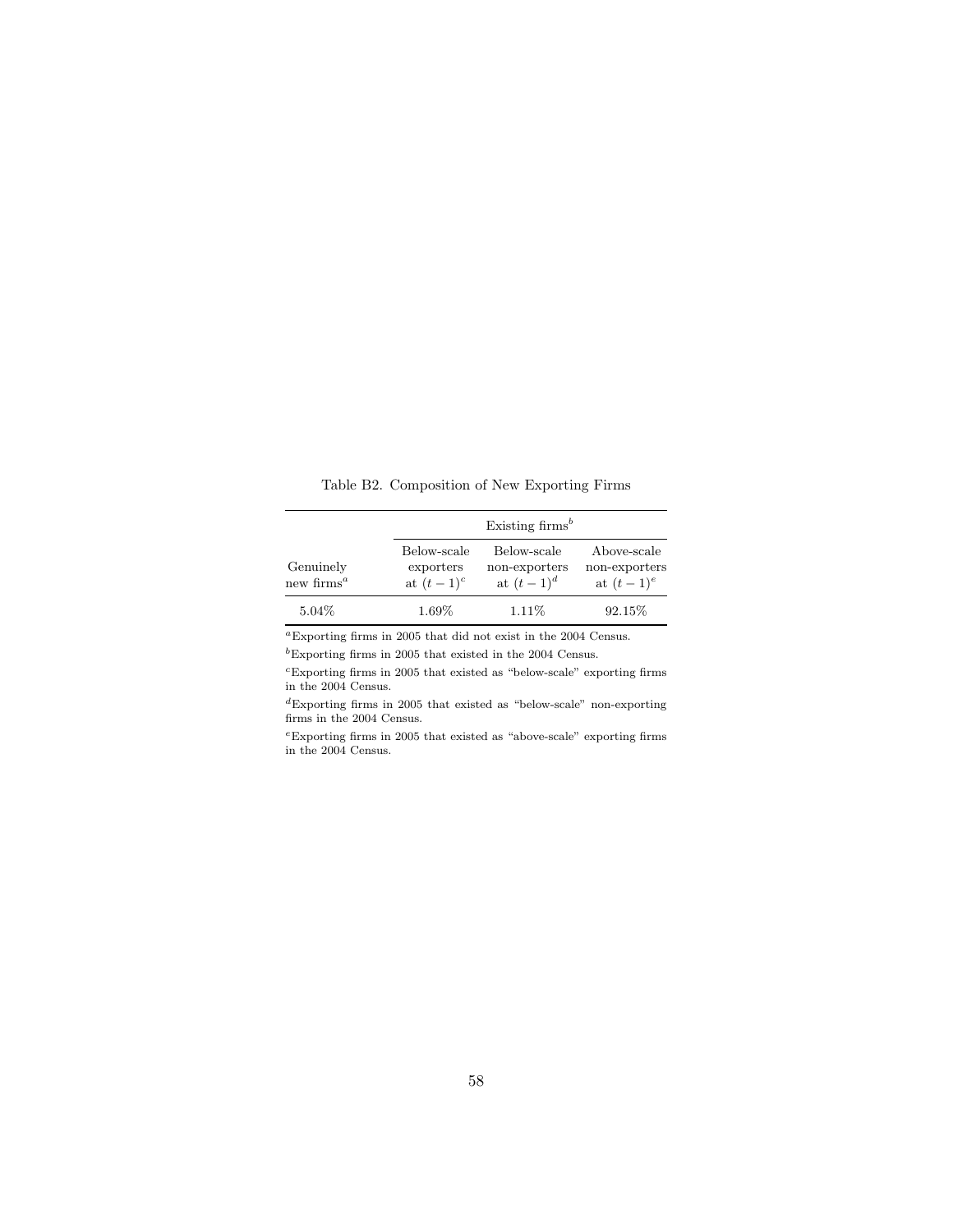Table B2. Composition of New Exporting Firms

| | Existing firms[b] | | |
|---|---|---|---|
| Genuinely new firms[a] | Below-scale exporters at $(t-1)^c$ | Below-scale non-exporters at $(t-1)^d$ | Above-scale non-exporters at $(t-1)^e$ |
| 5.04% | 1.69% | 1.11% | 92.15% |

[a]Exporting firms in 2005 that did not exist in the 2004 Census.

[b]Exporting firms in 2005 that existed in the 2004 Census.

[c]Exporting firms in 2005 that existed as "below-scale" exporting firms in the 2004 Census.

[d]Exporting firms in 2005 that existed as "below-scale" non-exporting firms in the 2004 Census.

[e]Exporting firms in 2005 that existed as "above-scale" exporting firms in the 2004 Census.